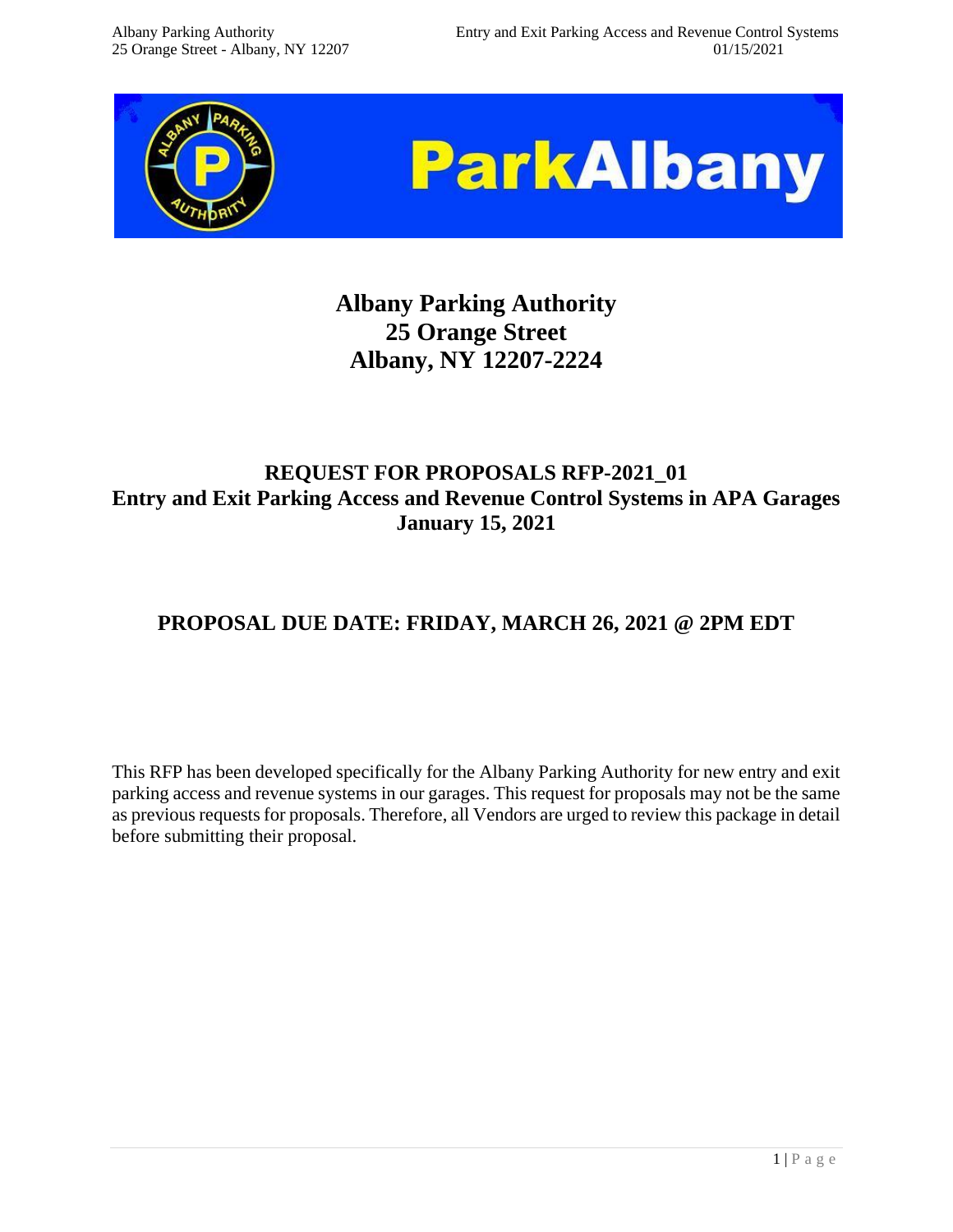# Albany Parking Authority
# 25 Orange Street
# Albany, NY 12207-2224

## REQUEST FOR PROPOSALS RFP-2021_01
## Entry and Exit Parking Access and Revenue Control Systems in APA Garages
## January 15, 2021

## PROPOSAL DUE DATE: FRIDAY, MARCH 26, 2021 @ 2PM EDT

This RFP has been developed specifically for the Albany Parking Authority for new entry and exit parking access and revenue systems in our garages. This request for proposals may not be the same as previous requests for proposals. Therefore, all Vendors are urged to review this package in detail before submitting their proposal.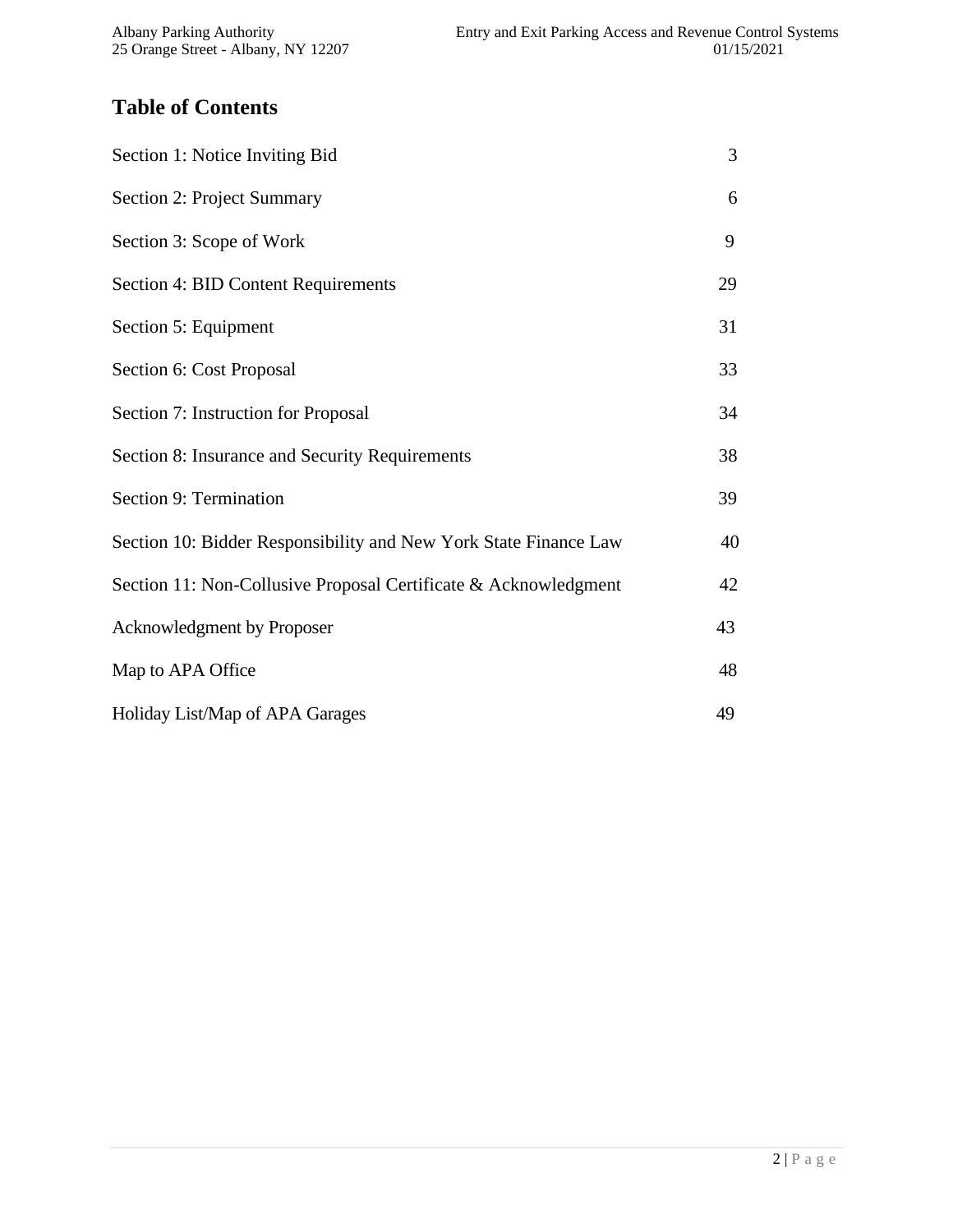## Table of Contents

| | |
|---|---|
| Section 1: Notice Inviting Bid | 3 |
| Section 2: Project Summary | 6 |
| Section 3: Scope of Work | 9 |
| Section 4: BID Content Requirements | 29 |
| Section 5: Equipment | 31 |
| Section 6: Cost Proposal | 33 |
| Section 7: Instruction for Proposal | 34 |
| Section 8: Insurance and Security Requirements | 38 |
| Section 9: Termination | 39 |
| Section 10: Bidder Responsibility and New York State Finance Law | 40 |
| Section 11: Non-Collusive Proposal Certificate & Acknowledgment | 42 |
| Acknowledgment by Proposer | 43 |
| Map to APA Office | 48 |
| Holiday List/Map of APA Garages | 49 |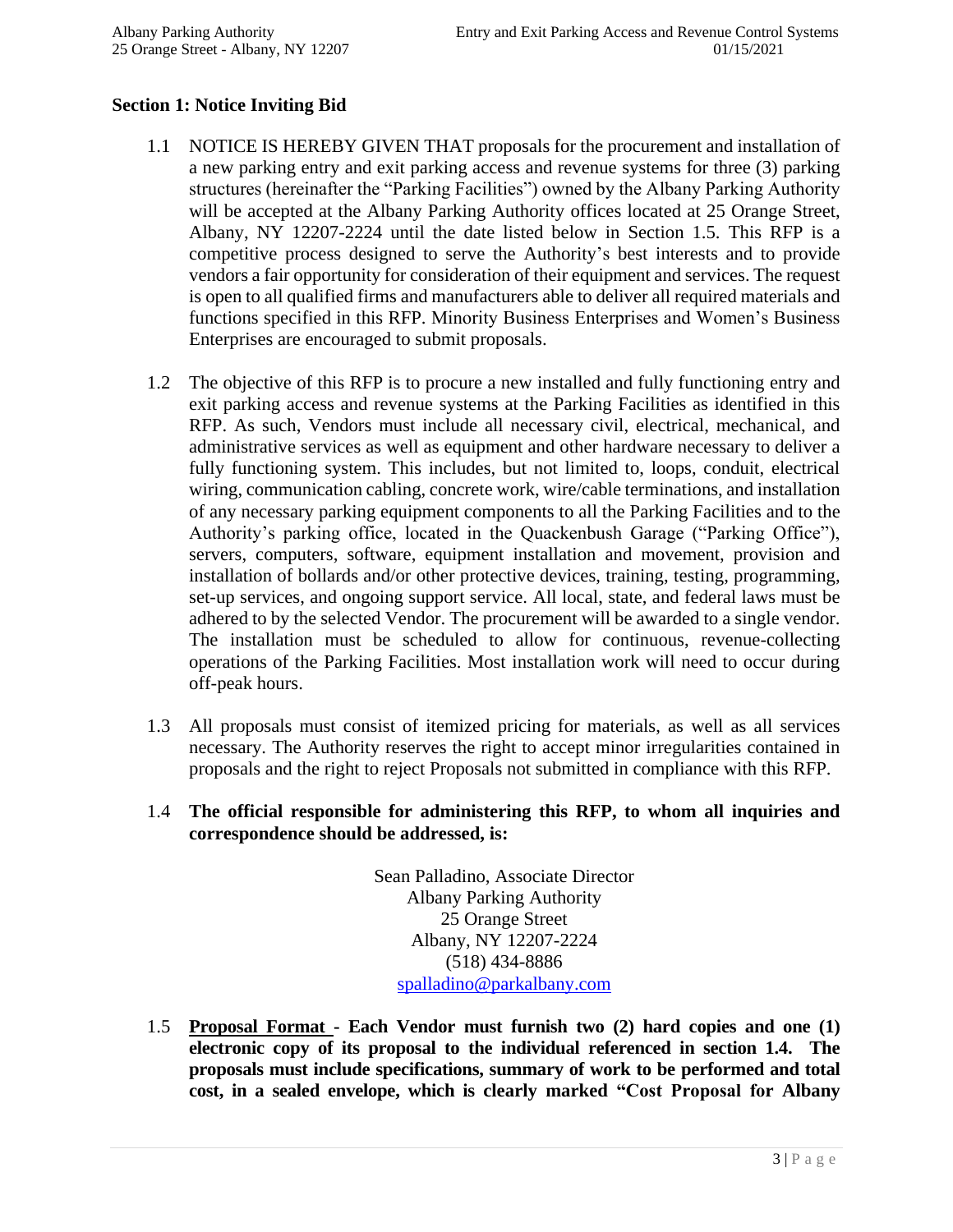## Section 1: Notice Inviting Bid

1.1 NOTICE IS HEREBY GIVEN THAT proposals for the procurement and installation of a new parking entry and exit parking access and revenue systems for three (3) parking structures (hereinafter the "Parking Facilities") owned by the Albany Parking Authority will be accepted at the Albany Parking Authority offices located at 25 Orange Street, Albany, NY 12207-2224 until the date listed below in Section 1.5. This RFP is a competitive process designed to serve the Authority's best interests and to provide vendors a fair opportunity for consideration of their equipment and services. The request is open to all qualified firms and manufacturers able to deliver all required materials and functions specified in this RFP. Minority Business Enterprises and Women's Business Enterprises are encouraged to submit proposals.

1.2 The objective of this RFP is to procure a new installed and fully functioning entry and exit parking access and revenue systems at the Parking Facilities as identified in this RFP. As such, Vendors must include all necessary civil, electrical, mechanical, and administrative services as well as equipment and other hardware necessary to deliver a fully functioning system. This includes, but not limited to, loops, conduit, electrical wiring, communication cabling, concrete work, wire/cable terminations, and installation of any necessary parking equipment components to all the Parking Facilities and to the Authority's parking office, located in the Quackenbush Garage ("Parking Office"), servers, computers, software, equipment installation and movement, provision and installation of bollards and/or other protective devices, training, testing, programming, set-up services, and ongoing support service. All local, state, and federal laws must be adhered to by the selected Vendor. The procurement will be awarded to a single vendor. The installation must be scheduled to allow for continuous, revenue-collecting operations of the Parking Facilities. Most installation work will need to occur during off-peak hours.

1.3 All proposals must consist of itemized pricing for materials, as well as all services necessary. The Authority reserves the right to accept minor irregularities contained in proposals and the right to reject Proposals not submitted in compliance with this RFP.

1.4 **The official responsible for administering this RFP, to whom all inquiries and correspondence should be addressed, is:**

Sean Palladino, Associate Director
Albany Parking Authority
25 Orange Street
Albany, NY 12207-2224
(518) 434-8886
spalladino@parkalbany.com

1.5 **<u>Proposal Format</u> - Each Vendor must furnish two (2) hard copies and one (1) electronic copy of its proposal to the individual referenced in section 1.4. The proposals must include specifications, summary of work to be performed and total cost, in a sealed envelope, which is clearly marked "Cost Proposal for Albany**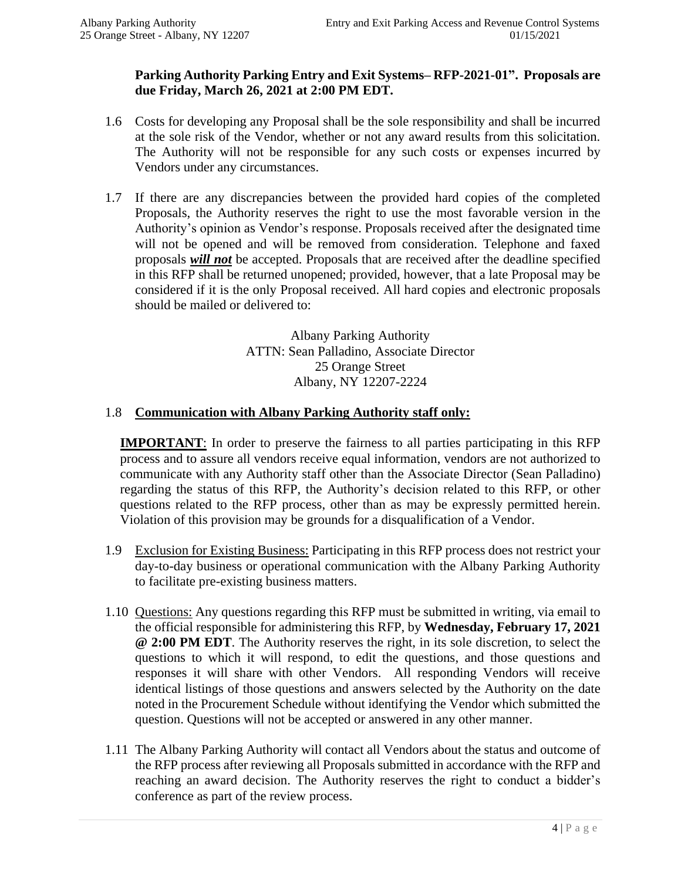**Parking Authority Parking Entry and Exit Systems– RFP-2021-01". Proposals are due Friday, March 26, 2021 at 2:00 PM EDT.**

1.6 Costs for developing any Proposal shall be the sole responsibility and shall be incurred at the sole risk of the Vendor, whether or not any award results from this solicitation. The Authority will not be responsible for any such costs or expenses incurred by Vendors under any circumstances.

1.7 If there are any discrepancies between the provided hard copies of the completed Proposals, the Authority reserves the right to use the most favorable version in the Authority's opinion as Vendor's response. Proposals received after the designated time will not be opened and will be removed from consideration. Telephone and faxed proposals ***will not*** be accepted. Proposals that are received after the deadline specified in this RFP shall be returned unopened; provided, however, that a late Proposal may be considered if it is the only Proposal received. All hard copies and electronic proposals should be mailed or delivered to:

Albany Parking Authority
ATTN: Sean Palladino, Associate Director
25 Orange Street
Albany, NY 12207-2224

1.8 **Communication with Albany Parking Authority staff only:**

**IMPORTANT**: In order to preserve the fairness to all parties participating in this RFP process and to assure all vendors receive equal information, vendors are not authorized to communicate with any Authority staff other than the Associate Director (Sean Palladino) regarding the status of this RFP, the Authority's decision related to this RFP, or other questions related to the RFP process, other than as may be expressly permitted herein. Violation of this provision may be grounds for a disqualification of a Vendor.

1.9 Exclusion for Existing Business: Participating in this RFP process does not restrict your day-to-day business or operational communication with the Albany Parking Authority to facilitate pre-existing business matters.

1.10 Questions: Any questions regarding this RFP must be submitted in writing, via email to the official responsible for administering this RFP, by **Wednesday, February 17, 2021 @ 2:00 PM EDT**. The Authority reserves the right, in its sole discretion, to select the questions to which it will respond, to edit the questions, and those questions and responses it will share with other Vendors. All responding Vendors will receive identical listings of those questions and answers selected by the Authority on the date noted in the Procurement Schedule without identifying the Vendor which submitted the question. Questions will not be accepted or answered in any other manner.

1.11 The Albany Parking Authority will contact all Vendors about the status and outcome of the RFP process after reviewing all Proposals submitted in accordance with the RFP and reaching an award decision. The Authority reserves the right to conduct a bidder's conference as part of the review process.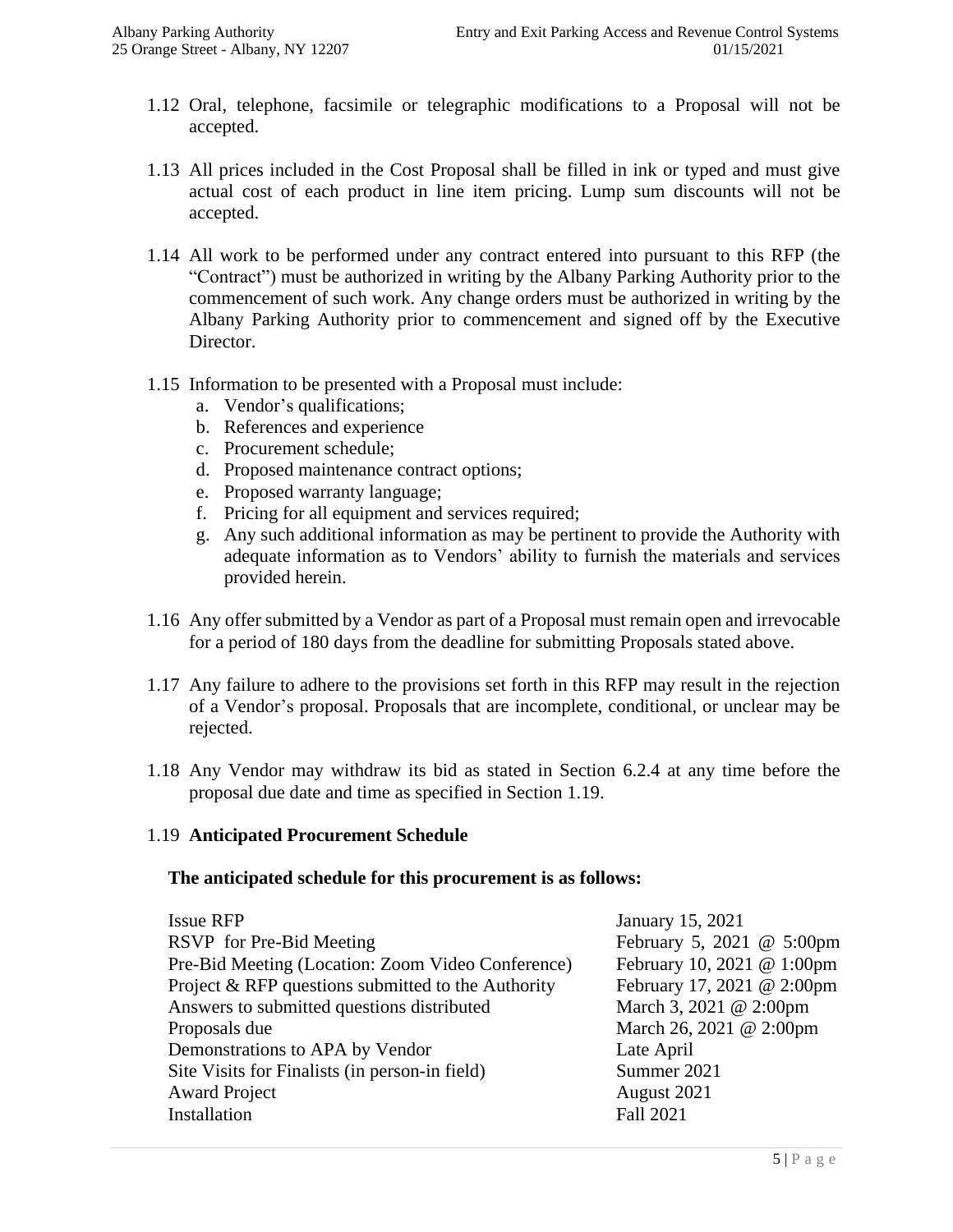1.12 Oral, telephone, facsimile or telegraphic modifications to a Proposal will not be accepted.

1.13 All prices included in the Cost Proposal shall be filled in ink or typed and must give actual cost of each product in line item pricing. Lump sum discounts will not be accepted.

1.14 All work to be performed under any contract entered into pursuant to this RFP (the "Contract") must be authorized in writing by the Albany Parking Authority prior to the commencement of such work. Any change orders must be authorized in writing by the Albany Parking Authority prior to commencement and signed off by the Executive Director.

1.15 Information to be presented with a Proposal must include:

   a. Vendor's qualifications;
   b. References and experience
   c. Procurement schedule;
   d. Proposed maintenance contract options;
   e. Proposed warranty language;
   f. Pricing for all equipment and services required;
   g. Any such additional information as may be pertinent to provide the Authority with adequate information as to Vendors' ability to furnish the materials and services provided herein.

1.16 Any offer submitted by a Vendor as part of a Proposal must remain open and irrevocable for a period of 180 days from the deadline for submitting Proposals stated above.

1.17 Any failure to adhere to the provisions set forth in this RFP may result in the rejection of a Vendor's proposal. Proposals that are incomplete, conditional, or unclear may be rejected.

1.18 Any Vendor may withdraw its bid as stated in Section 6.2.4 at any time before the proposal due date and time as specified in Section 1.19.

1.19 **Anticipated Procurement Schedule**

**The anticipated schedule for this procurement is as follows:**

| | |
|---|---|
| Issue RFP | January 15, 2021 |
| RSVP for Pre-Bid Meeting | February 5, 2021 @ 5:00pm |
| Pre-Bid Meeting (Location: Zoom Video Conference) | February 10, 2021 @ 1:00pm |
| Project & RFP questions submitted to the Authority | February 17, 2021 @ 2:00pm |
| Answers to submitted questions distributed | March 3, 2021 @ 2:00pm |
| Proposals due | March 26, 2021 @ 2:00pm |
| Demonstrations to APA by Vendor | Late April |
| Site Visits for Finalists (in person-in field) | Summer 2021 |
| Award Project | August 2021 |
| Installation | Fall 2021 |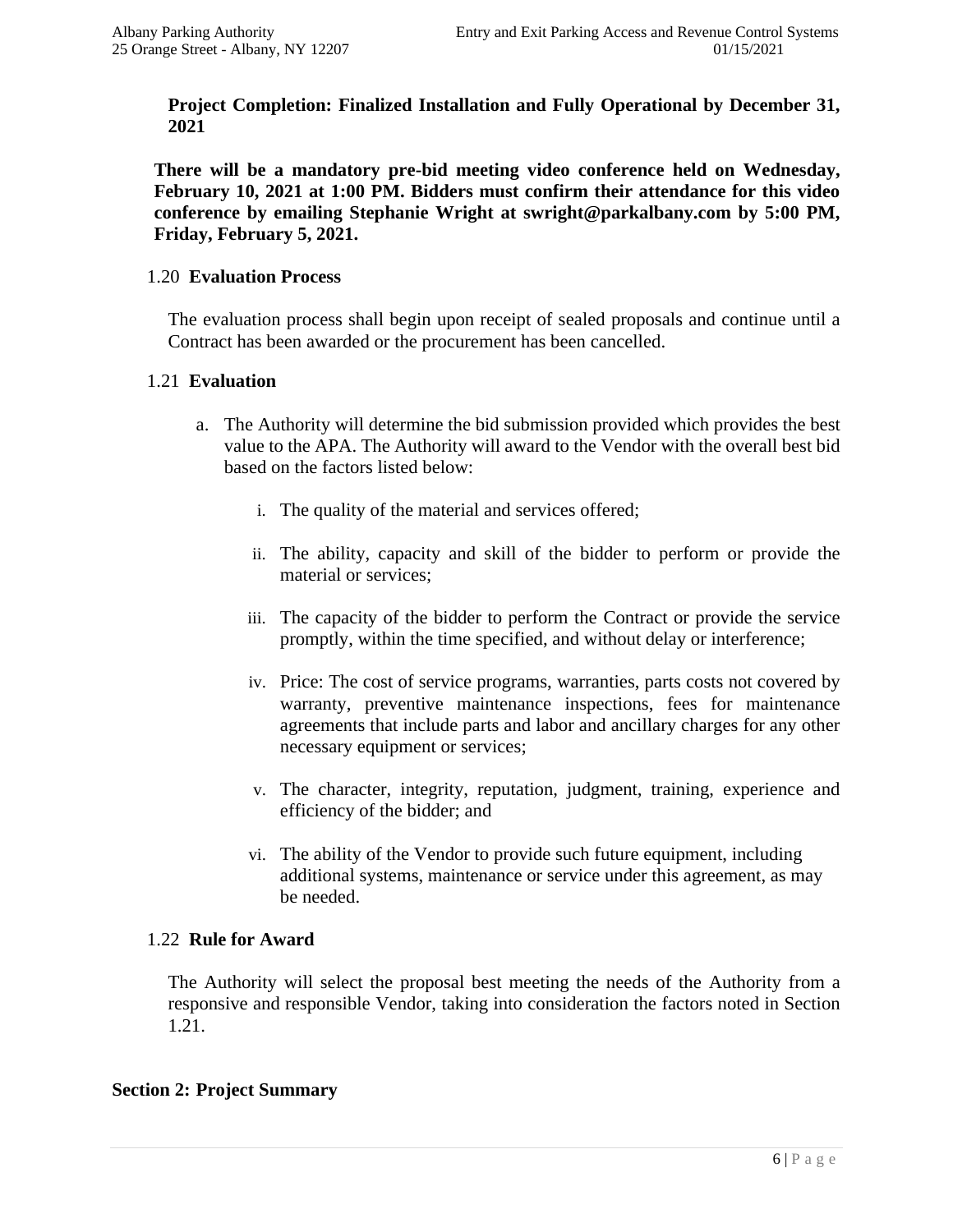**Project Completion: Finalized Installation and Fully Operational by December 31, 2021**

**There will be a mandatory pre-bid meeting video conference held on Wednesday, February 10, 2021 at 1:00 PM. Bidders must confirm their attendance for this video conference by emailing Stephanie Wright at swright@parkalbany.com by 5:00 PM, Friday, February 5, 2021.**

### 1.20 Evaluation Process

The evaluation process shall begin upon receipt of sealed proposals and continue until a Contract has been awarded or the procurement has been cancelled.

### 1.21 Evaluation

a. The Authority will determine the bid submission provided which provides the best value to the APA. The Authority will award to the Vendor with the overall best bid based on the factors listed below:

   i. The quality of the material and services offered;

   ii. The ability, capacity and skill of the bidder to perform or provide the material or services;

   iii. The capacity of the bidder to perform the Contract or provide the service promptly, within the time specified, and without delay or interference;

   iv. Price: The cost of service programs, warranties, parts costs not covered by warranty, preventive maintenance inspections, fees for maintenance agreements that include parts and labor and ancillary charges for any other necessary equipment or services;

   v. The character, integrity, reputation, judgment, training, experience and efficiency of the bidder; and

   vi. The ability of the Vendor to provide such future equipment, including additional systems, maintenance or service under this agreement, as may be needed.

### 1.22 Rule for Award

The Authority will select the proposal best meeting the needs of the Authority from a responsive and responsible Vendor, taking into consideration the factors noted in Section 1.21.

## Section 2: Project Summary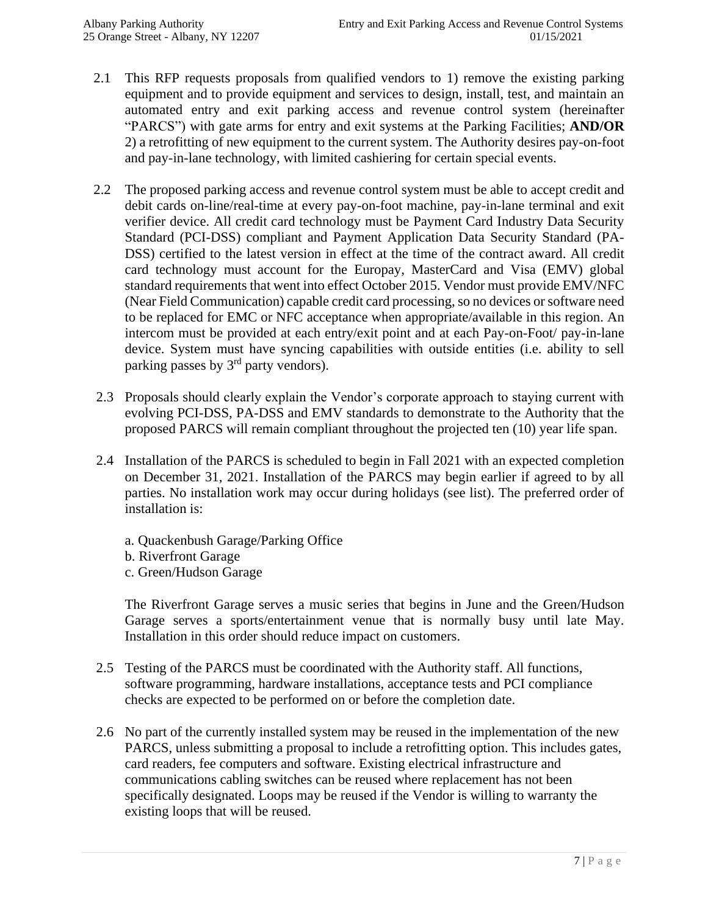2.1 This RFP requests proposals from qualified vendors to 1) remove the existing parking equipment and to provide equipment and services to design, install, test, and maintain an automated entry and exit parking access and revenue control system (hereinafter "PARCS") with gate arms for entry and exit systems at the Parking Facilities; **AND/OR** 2) a retrofitting of new equipment to the current system. The Authority desires pay-on-foot and pay-in-lane technology, with limited cashiering for certain special events.

2.2 The proposed parking access and revenue control system must be able to accept credit and debit cards on-line/real-time at every pay-on-foot machine, pay-in-lane terminal and exit verifier device. All credit card technology must be Payment Card Industry Data Security Standard (PCI-DSS) compliant and Payment Application Data Security Standard (PA-DSS) certified to the latest version in effect at the time of the contract award. All credit card technology must account for the Europay, MasterCard and Visa (EMV) global standard requirements that went into effect October 2015. Vendor must provide EMV/NFC (Near Field Communication) capable credit card processing, so no devices or software need to be replaced for EMC or NFC acceptance when appropriate/available in this region. An intercom must be provided at each entry/exit point and at each Pay-on-Foot/ pay-in-lane device. System must have syncing capabilities with outside entities (i.e. ability to sell parking passes by 3rd party vendors).

2.3 Proposals should clearly explain the Vendor's corporate approach to staying current with evolving PCI-DSS, PA-DSS and EMV standards to demonstrate to the Authority that the proposed PARCS will remain compliant throughout the projected ten (10) year life span.

2.4 Installation of the PARCS is scheduled to begin in Fall 2021 with an expected completion on December 31, 2021. Installation of the PARCS may begin earlier if agreed to by all parties. No installation work may occur during holidays (see list). The preferred order of installation is:

a. Quackenbush Garage/Parking Office
b. Riverfront Garage
c. Green/Hudson Garage

The Riverfront Garage serves a music series that begins in June and the Green/Hudson Garage serves a sports/entertainment venue that is normally busy until late May. Installation in this order should reduce impact on customers.

2.5 Testing of the PARCS must be coordinated with the Authority staff. All functions, software programming, hardware installations, acceptance tests and PCI compliance checks are expected to be performed on or before the completion date.

2.6 No part of the currently installed system may be reused in the implementation of the new PARCS, unless submitting a proposal to include a retrofitting option. This includes gates, card readers, fee computers and software. Existing electrical infrastructure and communications cabling switches can be reused where replacement has not been specifically designated. Loops may be reused if the Vendor is willing to warranty the existing loops that will be reused.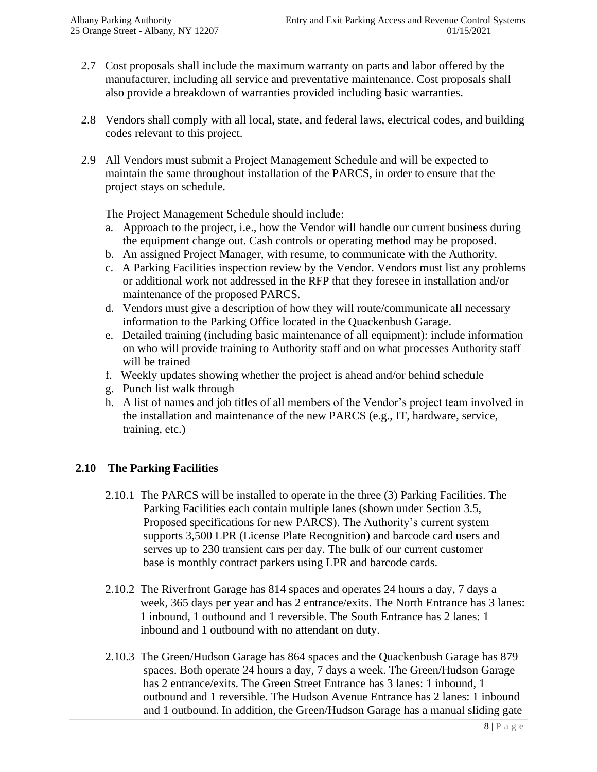2.7 Cost proposals shall include the maximum warranty on parts and labor offered by the manufacturer, including all service and preventative maintenance. Cost proposals shall also provide a breakdown of warranties provided including basic warranties.

2.8 Vendors shall comply with all local, state, and federal laws, electrical codes, and building codes relevant to this project.

2.9 All Vendors must submit a Project Management Schedule and will be expected to maintain the same throughout installation of the PARCS, in order to ensure that the project stays on schedule.

The Project Management Schedule should include:

a. Approach to the project, i.e., how the Vendor will handle our current business during the equipment change out. Cash controls or operating method may be proposed.
b. An assigned Project Manager, with resume, to communicate with the Authority.
c. A Parking Facilities inspection review by the Vendor. Vendors must list any problems or additional work not addressed in the RFP that they foresee in installation and/or maintenance of the proposed PARCS.
d. Vendors must give a description of how they will route/communicate all necessary information to the Parking Office located in the Quackenbush Garage.
e. Detailed training (including basic maintenance of all equipment): include information on who will provide training to Authority staff and on what processes Authority staff will be trained
f. Weekly updates showing whether the project is ahead and/or behind schedule
g. Punch list walk through
h. A list of names and job titles of all members of the Vendor's project team involved in the installation and maintenance of the new PARCS (e.g., IT, hardware, service, training, etc.)

## 2.10 The Parking Facilities

2.10.1 The PARCS will be installed to operate in the three (3) Parking Facilities. The Parking Facilities each contain multiple lanes (shown under Section 3.5, Proposed specifications for new PARCS). The Authority's current system supports 3,500 LPR (License Plate Recognition) and barcode card users and serves up to 230 transient cars per day. The bulk of our current customer base is monthly contract parkers using LPR and barcode cards.

2.10.2 The Riverfront Garage has 814 spaces and operates 24 hours a day, 7 days a week, 365 days per year and has 2 entrance/exits. The North Entrance has 3 lanes: 1 inbound, 1 outbound and 1 reversible. The South Entrance has 2 lanes: 1 inbound and 1 outbound with no attendant on duty.

2.10.3 The Green/Hudson Garage has 864 spaces and the Quackenbush Garage has 879 spaces. Both operate 24 hours a day, 7 days a week. The Green/Hudson Garage has 2 entrance/exits. The Green Street Entrance has 3 lanes: 1 inbound, 1 outbound and 1 reversible. The Hudson Avenue Entrance has 2 lanes: 1 inbound and 1 outbound. In addition, the Green/Hudson Garage has a manual sliding gate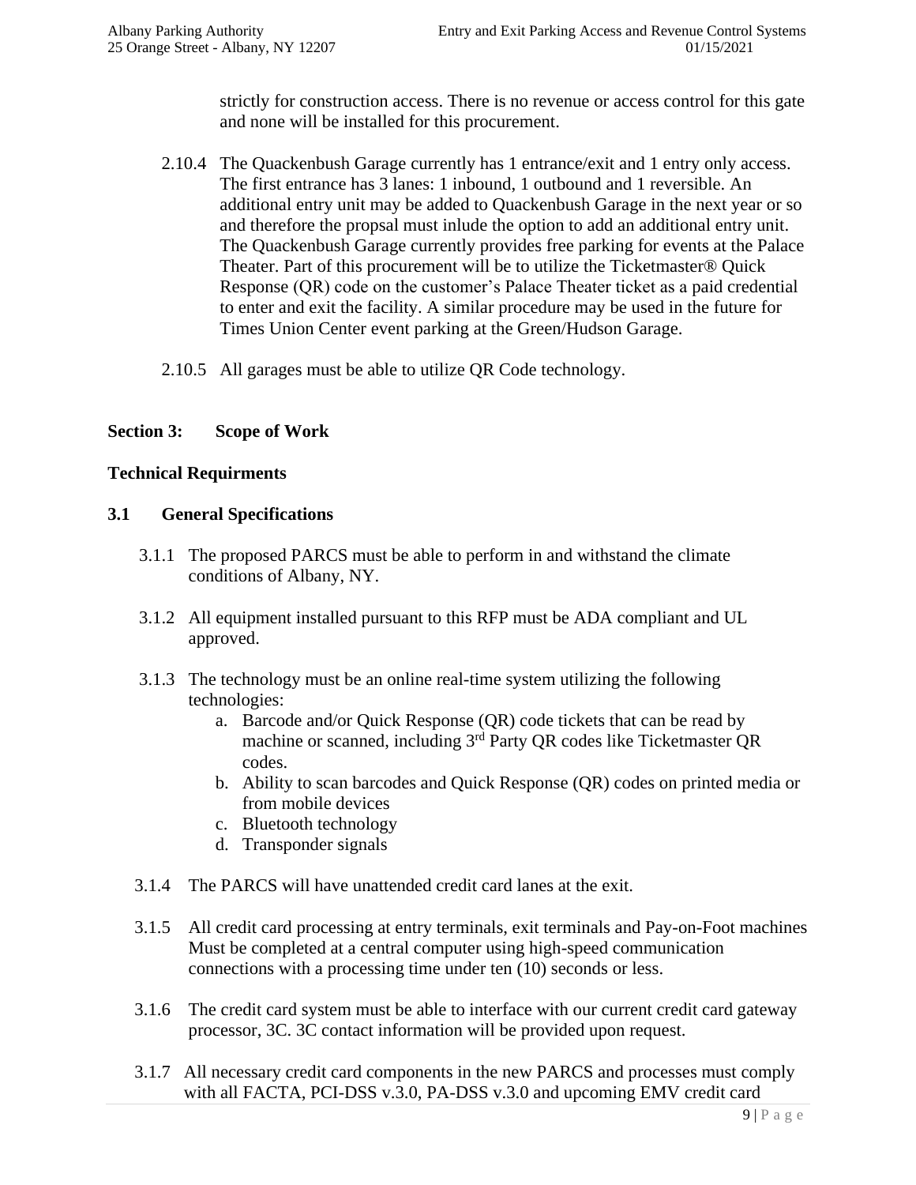strictly for construction access. There is no revenue or access control for this gate and none will be installed for this procurement.

2.10.4 The Quackenbush Garage currently has 1 entrance/exit and 1 entry only access. The first entrance has 3 lanes: 1 inbound, 1 outbound and 1 reversible. An additional entry unit may be added to Quackenbush Garage in the next year or so and therefore the propsal must inlude the option to add an additional entry unit. The Quackenbush Garage currently provides free parking for events at the Palace Theater. Part of this procurement will be to utilize the Ticketmaster® Quick Response (QR) code on the customer's Palace Theater ticket as a paid credential to enter and exit the facility. A similar procedure may be used in the future for Times Union Center event parking at the Green/Hudson Garage.

2.10.5 All garages must be able to utilize QR Code technology.

## Section 3: Scope of Work

### Technical Requirments

### 3.1 General Specifications

3.1.1 The proposed PARCS must be able to perform in and withstand the climate conditions of Albany, NY.

3.1.2 All equipment installed pursuant to this RFP must be ADA compliant and UL approved.

3.1.3 The technology must be an online real-time system utilizing the following technologies:

a. Barcode and/or Quick Response (QR) code tickets that can be read by machine or scanned, including 3rd Party QR codes like Ticketmaster QR codes.
b. Ability to scan barcodes and Quick Response (QR) codes on printed media or from mobile devices
c. Bluetooth technology
d. Transponder signals

3.1.4 The PARCS will have unattended credit card lanes at the exit.

3.1.5 All credit card processing at entry terminals, exit terminals and Pay-on-Foot machines Must be completed at a central computer using high-speed communication connections with a processing time under ten (10) seconds or less.

3.1.6 The credit card system must be able to interface with our current credit card gateway processor, 3C. 3C contact information will be provided upon request.

3.1.7 All necessary credit card components in the new PARCS and processes must comply with all FACTA, PCI-DSS v.3.0, PA-DSS v.3.0 and upcoming EMV credit card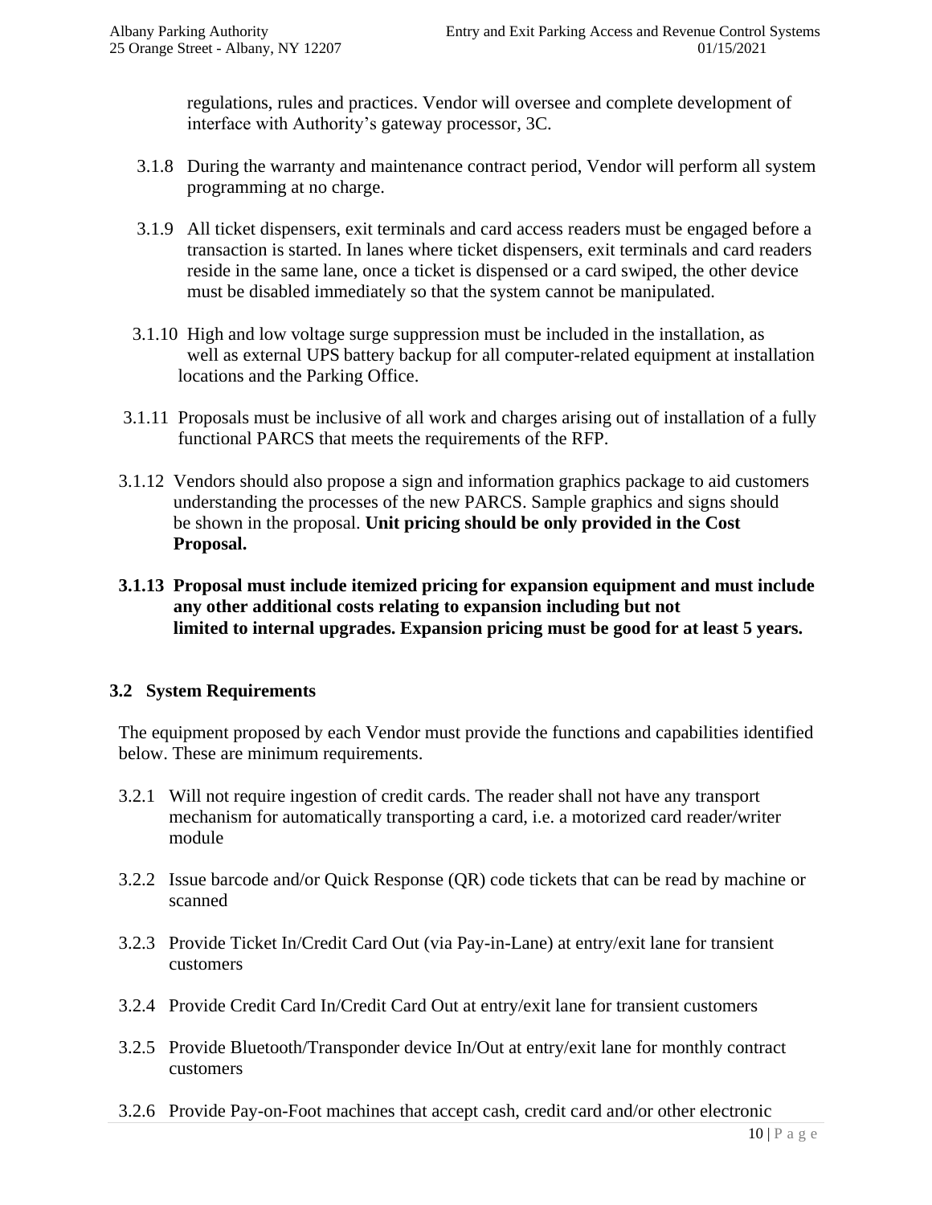regulations, rules and practices. Vendor will oversee and complete development of interface with Authority's gateway processor, 3C.

3.1.8 During the warranty and maintenance contract period, Vendor will perform all system programming at no charge.

3.1.9 All ticket dispensers, exit terminals and card access readers must be engaged before a transaction is started. In lanes where ticket dispensers, exit terminals and card readers reside in the same lane, once a ticket is dispensed or a card swiped, the other device must be disabled immediately so that the system cannot be manipulated.

3.1.10 High and low voltage surge suppression must be included in the installation, as well as external UPS battery backup for all computer-related equipment at installation locations and the Parking Office.

3.1.11 Proposals must be inclusive of all work and charges arising out of installation of a fully functional PARCS that meets the requirements of the RFP.

3.1.12 Vendors should also propose a sign and information graphics package to aid customers understanding the processes of the new PARCS. Sample graphics and signs should be shown in the proposal. **Unit pricing should be only provided in the Cost Proposal.**

**3.1.13 Proposal must include itemized pricing for expansion equipment and must include any other additional costs relating to expansion including but not limited to internal upgrades. Expansion pricing must be good for at least 5 years.**

## 3.2 System Requirements

The equipment proposed by each Vendor must provide the functions and capabilities identified below. These are minimum requirements.

3.2.1 Will not require ingestion of credit cards. The reader shall not have any transport mechanism for automatically transporting a card, i.e. a motorized card reader/writer module

3.2.2 Issue barcode and/or Quick Response (QR) code tickets that can be read by machine or scanned

3.2.3 Provide Ticket In/Credit Card Out (via Pay-in-Lane) at entry/exit lane for transient customers

3.2.4 Provide Credit Card In/Credit Card Out at entry/exit lane for transient customers

3.2.5 Provide Bluetooth/Transponder device In/Out at entry/exit lane for monthly contract customers

3.2.6 Provide Pay-on-Foot machines that accept cash, credit card and/or other electronic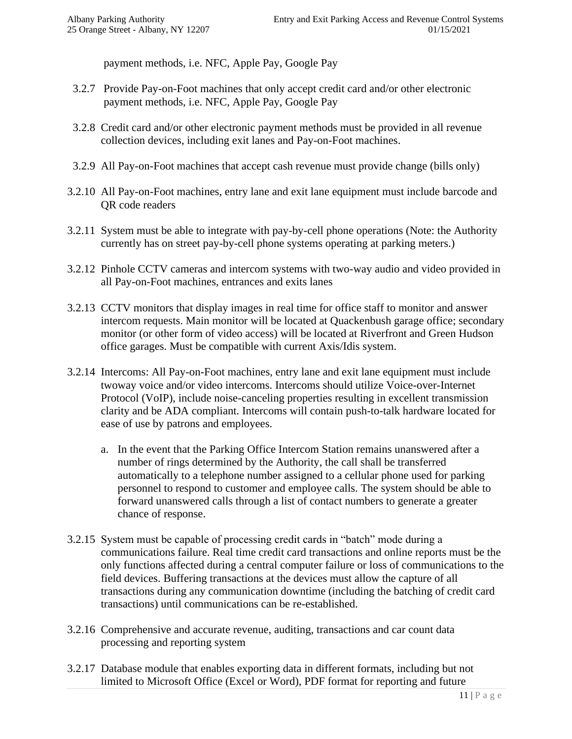payment methods, i.e. NFC, Apple Pay, Google Pay

3.2.7 Provide Pay-on-Foot machines that only accept credit card and/or other electronic payment methods, i.e. NFC, Apple Pay, Google Pay

3.2.8 Credit card and/or other electronic payment methods must be provided in all revenue collection devices, including exit lanes and Pay-on-Foot machines.

3.2.9 All Pay-on-Foot machines that accept cash revenue must provide change (bills only)

3.2.10 All Pay-on-Foot machines, entry lane and exit lane equipment must include barcode and QR code readers

3.2.11 System must be able to integrate with pay-by-cell phone operations (Note: the Authority currently has on street pay-by-cell phone systems operating at parking meters.)

3.2.12 Pinhole CCTV cameras and intercom systems with two-way audio and video provided in all Pay-on-Foot machines, entrances and exits lanes

3.2.13 CCTV monitors that display images in real time for office staff to monitor and answer intercom requests. Main monitor will be located at Quackenbush garage office; secondary monitor (or other form of video access) will be located at Riverfront and Green Hudson office garages. Must be compatible with current Axis/Idis system.

3.2.14 Intercoms: All Pay-on-Foot machines, entry lane and exit lane equipment must include twoway voice and/or video intercoms. Intercoms should utilize Voice-over-Internet Protocol (VoIP), include noise-canceling properties resulting in excellent transmission clarity and be ADA compliant. Intercoms will contain push-to-talk hardware located for ease of use by patrons and employees.

   a. In the event that the Parking Office Intercom Station remains unanswered after a number of rings determined by the Authority, the call shall be transferred automatically to a telephone number assigned to a cellular phone used for parking personnel to respond to customer and employee calls. The system should be able to forward unanswered calls through a list of contact numbers to generate a greater chance of response.

3.2.15 System must be capable of processing credit cards in "batch" mode during a communications failure. Real time credit card transactions and online reports must be the only functions affected during a central computer failure or loss of communications to the field devices. Buffering transactions at the devices must allow the capture of all transactions during any communication downtime (including the batching of credit card transactions) until communications can be re-established.

3.2.16 Comprehensive and accurate revenue, auditing, transactions and car count data processing and reporting system

3.2.17 Database module that enables exporting data in different formats, including but not limited to Microsoft Office (Excel or Word), PDF format for reporting and future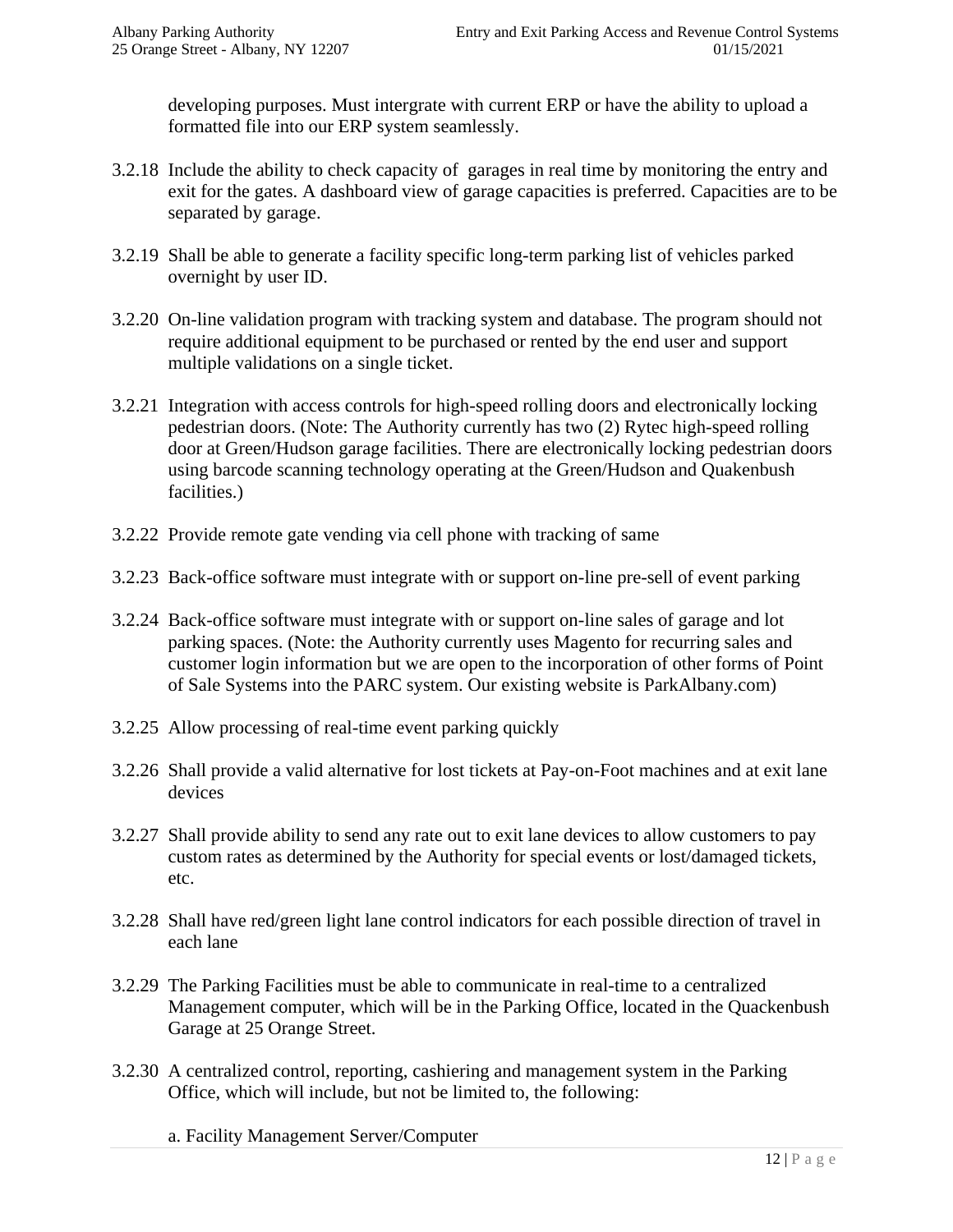developing purposes. Must intergrate with current ERP or have the ability to upload a formatted file into our ERP system seamlessly.

3.2.18 Include the ability to check capacity of garages in real time by monitoring the entry and exit for the gates. A dashboard view of garage capacities is preferred. Capacities are to be separated by garage.

3.2.19 Shall be able to generate a facility specific long-term parking list of vehicles parked overnight by user ID.

3.2.20 On-line validation program with tracking system and database. The program should not require additional equipment to be purchased or rented by the end user and support multiple validations on a single ticket.

3.2.21 Integration with access controls for high-speed rolling doors and electronically locking pedestrian doors. (Note: The Authority currently has two (2) Rytec high-speed rolling door at Green/Hudson garage facilities. There are electronically locking pedestrian doors using barcode scanning technology operating at the Green/Hudson and Quakenbush facilities.)

3.2.22 Provide remote gate vending via cell phone with tracking of same

3.2.23 Back-office software must integrate with or support on-line pre-sell of event parking

3.2.24 Back-office software must integrate with or support on-line sales of garage and lot parking spaces. (Note: the Authority currently uses Magento for recurring sales and customer login information but we are open to the incorporation of other forms of Point of Sale Systems into the PARC system. Our existing website is ParkAlbany.com)

3.2.25 Allow processing of real-time event parking quickly

3.2.26 Shall provide a valid alternative for lost tickets at Pay-on-Foot machines and at exit lane devices

3.2.27 Shall provide ability to send any rate out to exit lane devices to allow customers to pay custom rates as determined by the Authority for special events or lost/damaged tickets, etc.

3.2.28 Shall have red/green light lane control indicators for each possible direction of travel in each lane

3.2.29 The Parking Facilities must be able to communicate in real-time to a centralized Management computer, which will be in the Parking Office, located in the Quackenbush Garage at 25 Orange Street.

3.2.30 A centralized control, reporting, cashiering and management system in the Parking Office, which will include, but not be limited to, the following:

a. Facility Management Server/Computer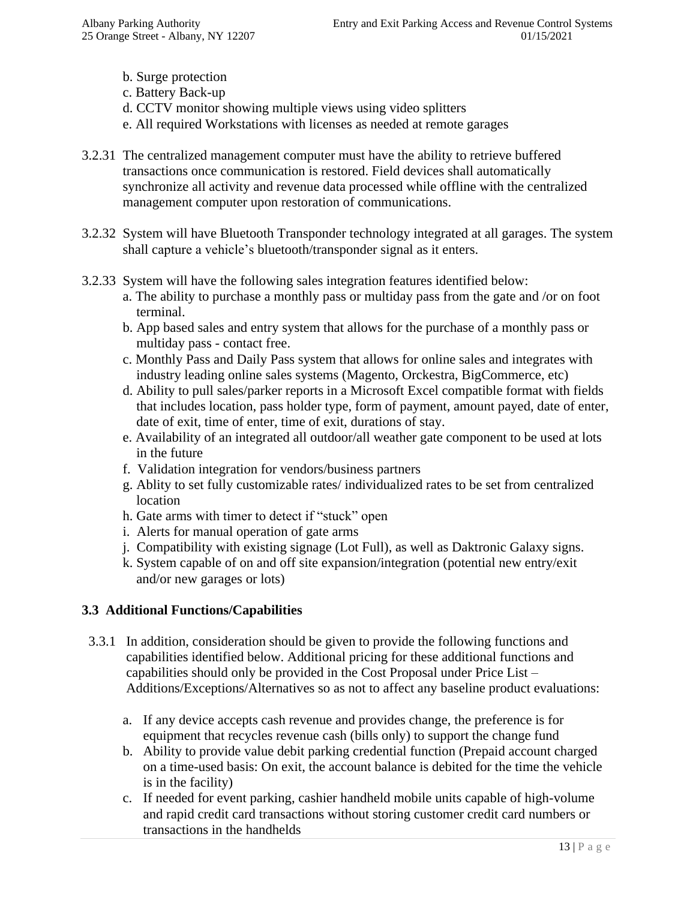b. Surge protection
c. Battery Back-up
d. CCTV monitor showing multiple views using video splitters
e. All required Workstations with licenses as needed at remote garages

3.2.31 The centralized management computer must have the ability to retrieve buffered transactions once communication is restored. Field devices shall automatically synchronize all activity and revenue data processed while offline with the centralized management computer upon restoration of communications.

3.2.32 System will have Bluetooth Transponder technology integrated at all garages. The system shall capture a vehicle's bluetooth/transponder signal as it enters.

3.2.33 System will have the following sales integration features identified below:

a. The ability to purchase a monthly pass or multiday pass from the gate and /or on foot terminal.
b. App based sales and entry system that allows for the purchase of a monthly pass or multiday pass - contact free.
c. Monthly Pass and Daily Pass system that allows for online sales and integrates with industry leading online sales systems (Magento, Orckestra, BigCommerce, etc)
d. Ability to pull sales/parker reports in a Microsoft Excel compatible format with fields that includes location, pass holder type, form of payment, amount payed, date of enter, date of exit, time of enter, time of exit, durations of stay.
e. Availability of an integrated all outdoor/all weather gate component to be used at lots in the future
f. Validation integration for vendors/business partners
g. Ablity to set fully customizable rates/ individualized rates to be set from centralized location
h. Gate arms with timer to detect if "stuck" open
i. Alerts for manual operation of gate arms
j. Compatibility with existing signage (Lot Full), as well as Daktronic Galaxy signs.
k. System capable of on and off site expansion/integration (potential new entry/exit and/or new garages or lots)

## 3.3 Additional Functions/Capabilities

3.3.1 In addition, consideration should be given to provide the following functions and capabilities identified below. Additional pricing for these additional functions and capabilities should only be provided in the Cost Proposal under Price List – Additions/Exceptions/Alternatives so as not to affect any baseline product evaluations:

a. If any device accepts cash revenue and provides change, the preference is for equipment that recycles revenue cash (bills only) to support the change fund
b. Ability to provide value debit parking credential function (Prepaid account charged on a time-used basis: On exit, the account balance is debited for the time the vehicle is in the facility)
c. If needed for event parking, cashier handheld mobile units capable of high-volume and rapid credit card transactions without storing customer credit card numbers or transactions in the handhelds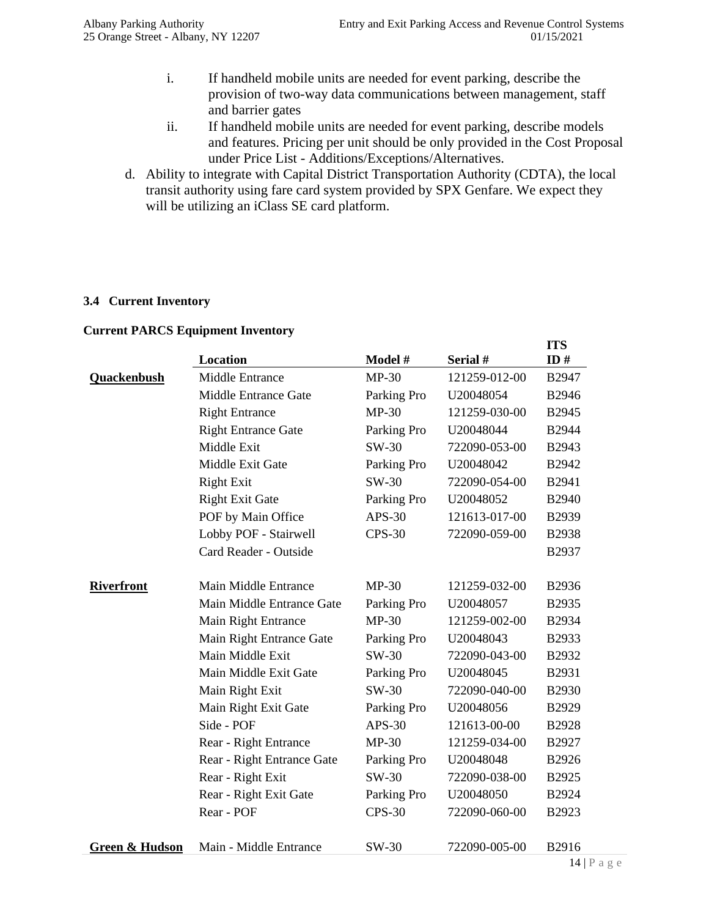i. If handheld mobile units are needed for event parking, describe the provision of two-way data communications between management, staff and barrier gates
   ii. If handheld mobile units are needed for event parking, describe models and features. Pricing per unit should be only provided in the Cost Proposal under Price List - Additions/Exceptions/Alternatives.

d. Ability to integrate with Capital District Transportation Authority (CDTA), the local transit authority using fare card system provided by SPX Genfare. We expect they will be utilizing an iClass SE card platform.

### 3.4 Current Inventory

**Current PARCS Equipment Inventory**

| | Location | Model # | Serial # | ITS ID # |
|---|---|---|---|---|
| **Quackenbush** | Middle Entrance | MP-30 | 121259-012-00 | B2947 |
| | Middle Entrance Gate | Parking Pro | U20048054 | B2946 |
| | Right Entrance | MP-30 | 121259-030-00 | B2945 |
| | Right Entrance Gate | Parking Pro | U20048044 | B2944 |
| | Middle Exit | SW-30 | 722090-053-00 | B2943 |
| | Middle Exit Gate | Parking Pro | U20048042 | B2942 |
| | Right Exit | SW-30 | 722090-054-00 | B2941 |
| | Right Exit Gate | Parking Pro | U20048052 | B2940 |
| | POF by Main Office | APS-30 | 121613-017-00 | B2939 |
| | Lobby POF - Stairwell | CPS-30 | 722090-059-00 | B2938 |
| | Card Reader - Outside | | | B2937 |
| **Riverfront** | Main Middle Entrance | MP-30 | 121259-032-00 | B2936 |
| | Main Middle Entrance Gate | Parking Pro | U20048057 | B2935 |
| | Main Right Entrance | MP-30 | 121259-002-00 | B2934 |
| | Main Right Entrance Gate | Parking Pro | U20048043 | B2933 |
| | Main Middle Exit | SW-30 | 722090-043-00 | B2932 |
| | Main Middle Exit Gate | Parking Pro | U20048045 | B2931 |
| | Main Right Exit | SW-30 | 722090-040-00 | B2930 |
| | Main Right Exit Gate | Parking Pro | U20048056 | B2929 |
| | Side - POF | APS-30 | 121613-00-00 | B2928 |
| | Rear - Right Entrance | MP-30 | 121259-034-00 | B2927 |
| | Rear - Right Entrance Gate | Parking Pro | U20048048 | B2926 |
| | Rear - Right Exit | SW-30 | 722090-038-00 | B2925 |
| | Rear - Right Exit Gate | Parking Pro | U20048050 | B2924 |
| | Rear - POF | CPS-30 | 722090-060-00 | B2923 |
| **Green & Hudson** | Main - Middle Entrance | SW-30 | 722090-005-00 | B2916 |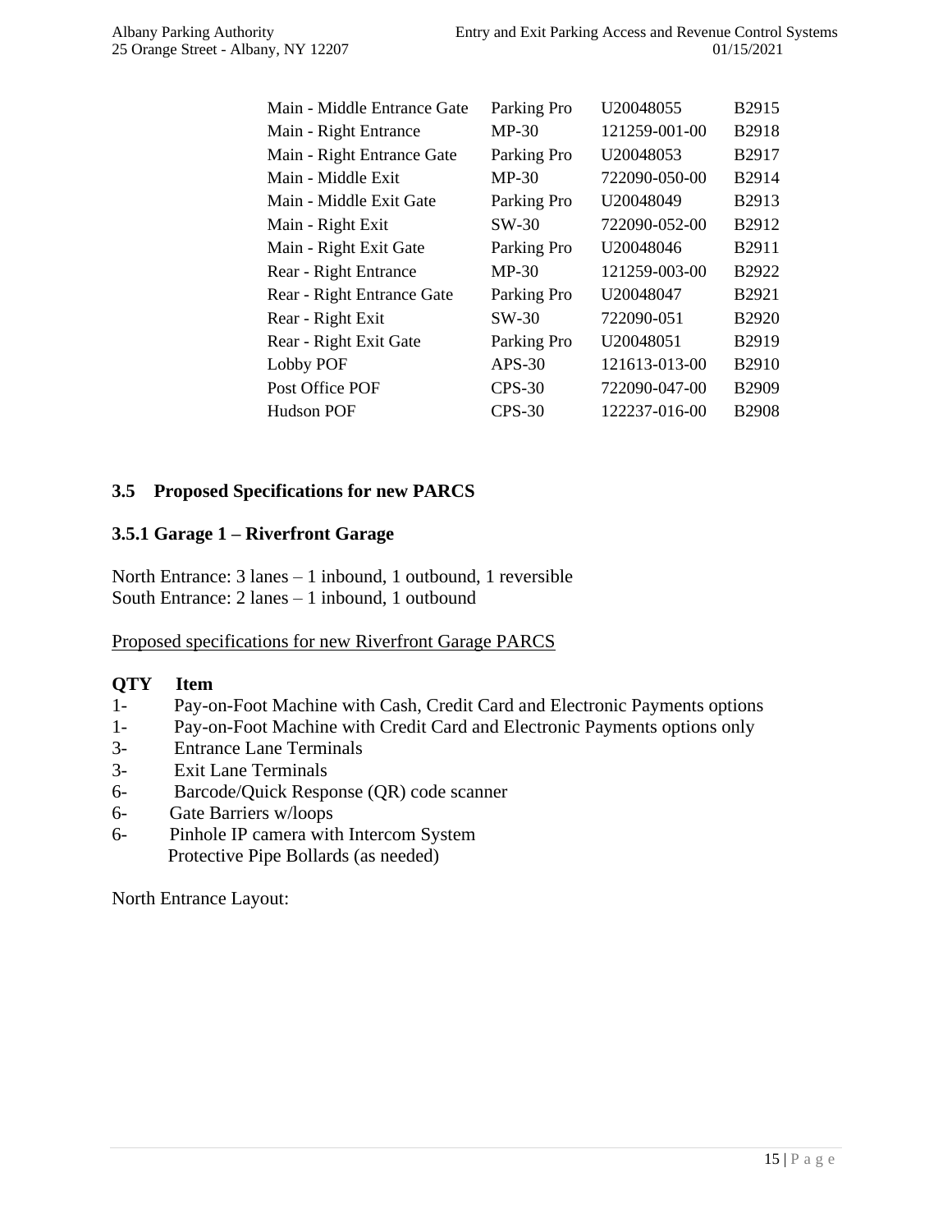| Main - Middle Entrance Gate | Parking Pro | U20048055 | B2915 |
|---|---|---|---|
| Main - Right Entrance | MP-30 | 121259-001-00 | B2918 |
| Main - Right Entrance Gate | Parking Pro | U20048053 | B2917 |
| Main - Middle Exit | MP-30 | 722090-050-00 | B2914 |
| Main - Middle Exit Gate | Parking Pro | U20048049 | B2913 |
| Main - Right Exit | SW-30 | 722090-052-00 | B2912 |
| Main - Right Exit Gate | Parking Pro | U20048046 | B2911 |
| Rear - Right Entrance | MP-30 | 121259-003-00 | B2922 |
| Rear - Right Entrance Gate | Parking Pro | U20048047 | B2921 |
| Rear - Right Exit | SW-30 | 722090-051 | B2920 |
| Rear - Right Exit Gate | Parking Pro | U20048051 | B2919 |
| Lobby POF | APS-30 | 121613-013-00 | B2910 |
| Post Office POF | CPS-30 | 722090-047-00 | B2909 |
| Hudson POF | CPS-30 | 122237-016-00 | B2908 |

## 3.5 Proposed Specifications for new PARCS

### 3.5.1 Garage 1 – Riverfront Garage

North Entrance: 3 lanes – 1 inbound, 1 outbound, 1 reversible
South Entrance: 2 lanes – 1 inbound, 1 outbound

Proposed specifications for new Riverfront Garage PARCS

**QTY Item**

1- Pay-on-Foot Machine with Cash, Credit Card and Electronic Payments options
1- Pay-on-Foot Machine with Credit Card and Electronic Payments options only
3- Entrance Lane Terminals
3- Exit Lane Terminals
6- Barcode/Quick Response (QR) code scanner
6- Gate Barriers w/loops
6- Pinhole IP camera with Intercom System
Protective Pipe Bollards (as needed)

North Entrance Layout: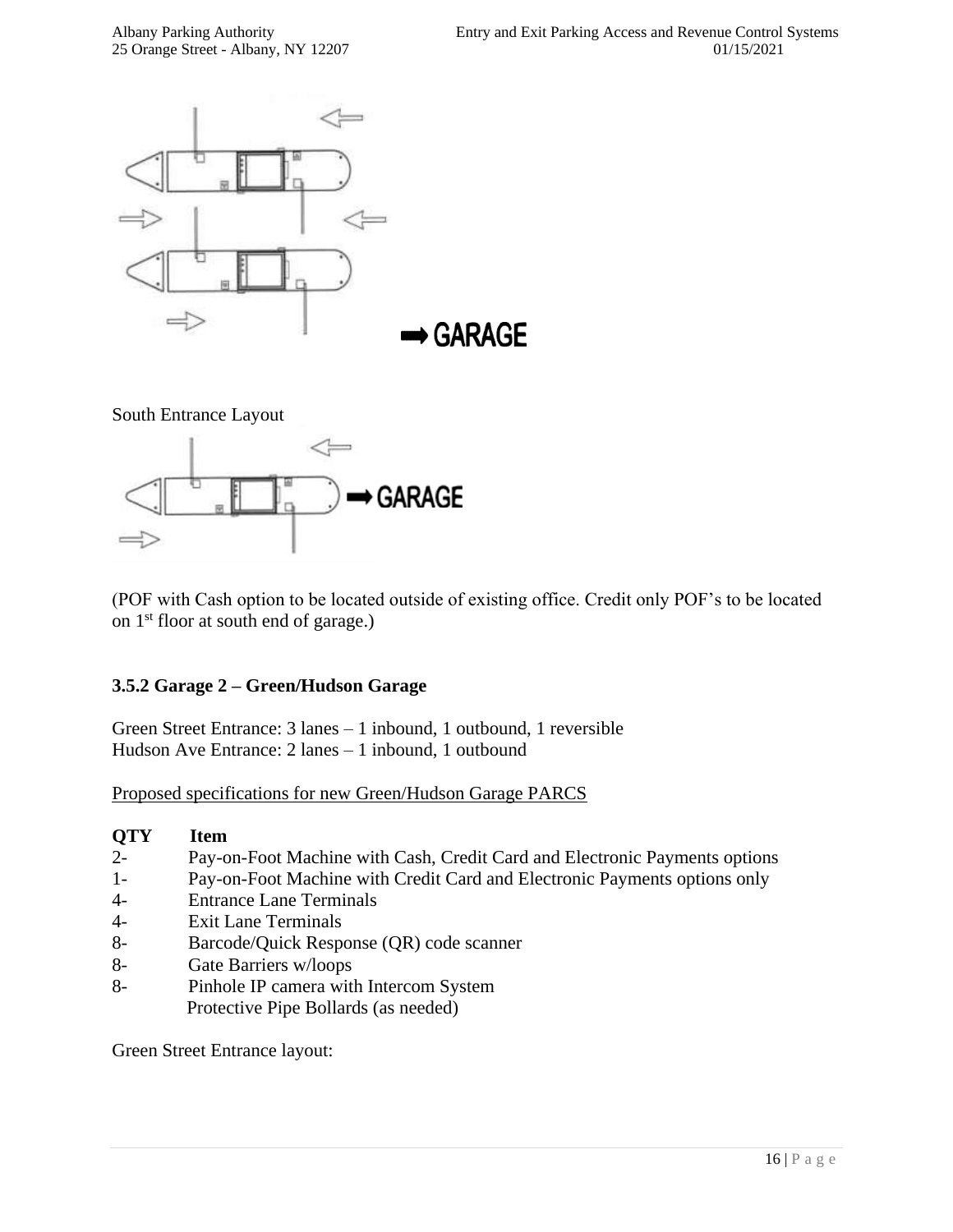South Entrance Layout

(POF with Cash option to be located outside of existing office. Credit only POF's to be located on 1st floor at south end of garage.)

### 3.5.2 Garage 2 – Green/Hudson Garage

Green Street Entrance: 3 lanes – 1 inbound, 1 outbound, 1 reversible
Hudson Ave Entrance: 2 lanes – 1 inbound, 1 outbound

Proposed specifications for new Green/Hudson Garage PARCS

| QTY | Item |
|---|---|
| 2- | Pay-on-Foot Machine with Cash, Credit Card and Electronic Payments options |
| 1- | Pay-on-Foot Machine with Credit Card and Electronic Payments options only |
| 4- | Entrance Lane Terminals |
| 4- | Exit Lane Terminals |
| 8- | Barcode/Quick Response (QR) code scanner |
| 8- | Gate Barriers w/loops |
| 8- | Pinhole IP camera with Intercom System |
| | Protective Pipe Bollards (as needed) |

Green Street Entrance layout: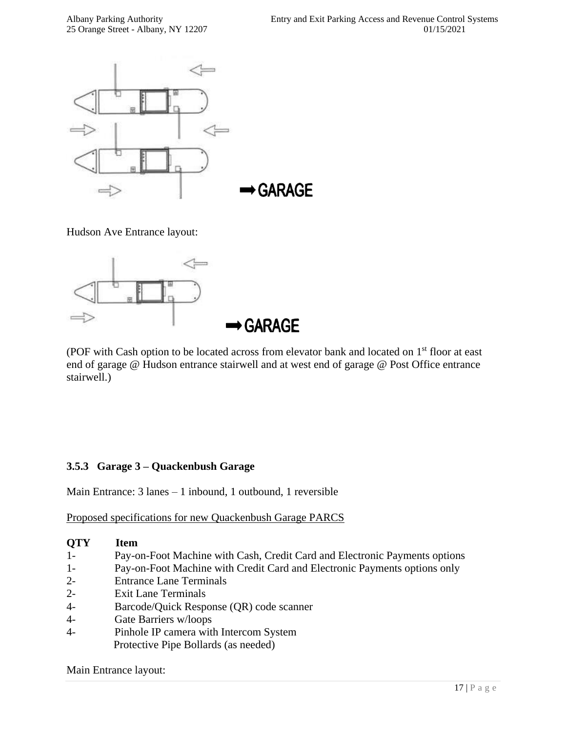→ GARAGE

Hudson Ave Entrance layout:

→ GARAGE

(POF with Cash option to be located across from elevator bank and located on 1st floor at east end of garage @ Hudson entrance stairwell and at west end of garage @ Post Office entrance stairwell.)

### 3.5.3 Garage 3 – Quackenbush Garage

Main Entrance: 3 lanes – 1 inbound, 1 outbound, 1 reversible

<u>Proposed specifications for new Quackenbush Garage PARCS</u>

| QTY | Item |
|---|---|
| 1- | Pay-on-Foot Machine with Cash, Credit Card and Electronic Payments options |
| 1- | Pay-on-Foot Machine with Credit Card and Electronic Payments options only |
| 2- | Entrance Lane Terminals |
| 2- | Exit Lane Terminals |
| 4- | Barcode/Quick Response (QR) code scanner |
| 4- | Gate Barriers w/loops |
| 4- | Pinhole IP camera with Intercom System |
| | Protective Pipe Bollards (as needed) |

Main Entrance layout: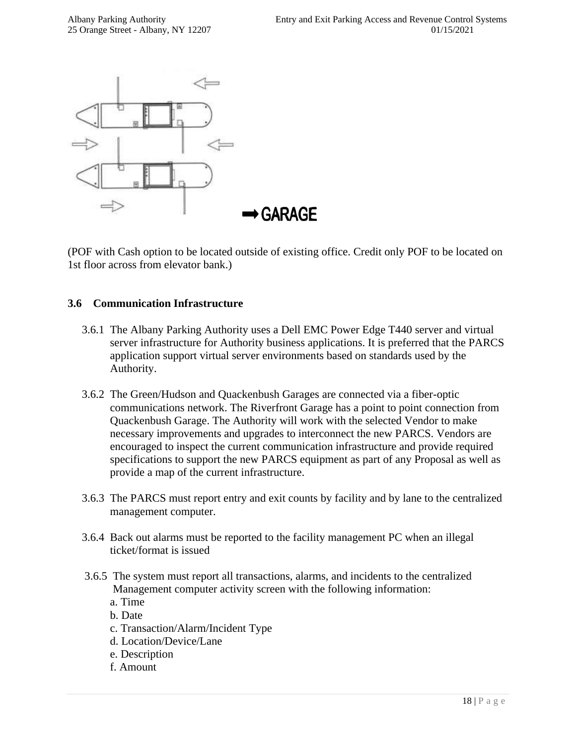➡ GARAGE

(POF with Cash option to be located outside of existing office. Credit only POF to be located on 1st floor across from elevator bank.)

### 3.6 Communication Infrastructure

3.6.1 The Albany Parking Authority uses a Dell EMC Power Edge T440 server and virtual server infrastructure for Authority business applications. It is preferred that the PARCS application support virtual server environments based on standards used by the Authority.

3.6.2 The Green/Hudson and Quackenbush Garages are connected via a fiber-optic communications network. The Riverfront Garage has a point to point connection from Quackenbush Garage. The Authority will work with the selected Vendor to make necessary improvements and upgrades to interconnect the new PARCS. Vendors are encouraged to inspect the current communication infrastructure and provide required specifications to support the new PARCS equipment as part of any Proposal as well as provide a map of the current infrastructure.

3.6.3 The PARCS must report entry and exit counts by facility and by lane to the centralized management computer.

3.6.4 Back out alarms must be reported to the facility management PC when an illegal ticket/format is issued

3.6.5 The system must report all transactions, alarms, and incidents to the centralized Management computer activity screen with the following information:

a. Time
b. Date
c. Transaction/Alarm/Incident Type
d. Location/Device/Lane
e. Description
f. Amount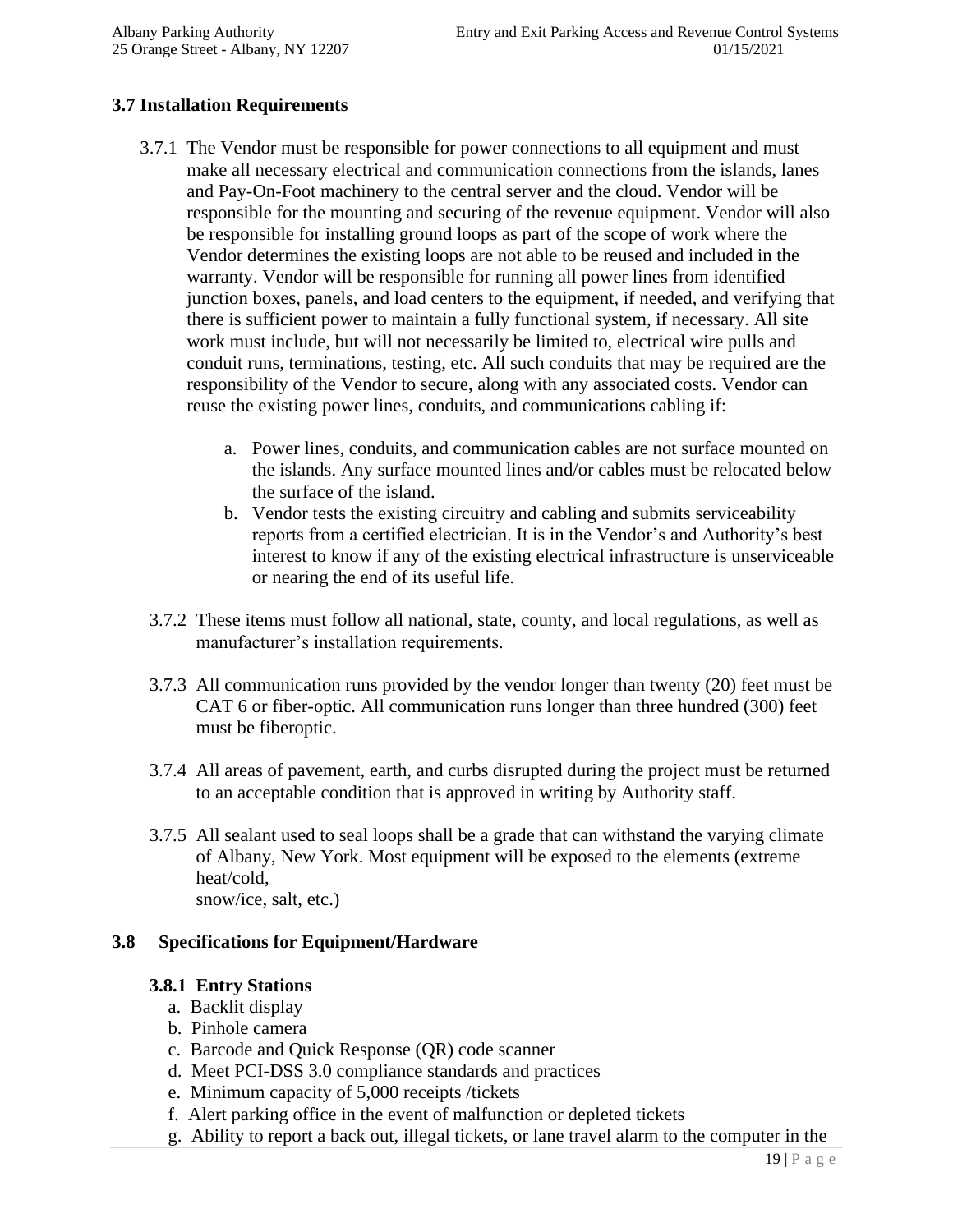## 3.7 Installation Requirements

3.7.1 The Vendor must be responsible for power connections to all equipment and must make all necessary electrical and communication connections from the islands, lanes and Pay-On-Foot machinery to the central server and the cloud. Vendor will be responsible for the mounting and securing of the revenue equipment. Vendor will also be responsible for installing ground loops as part of the scope of work where the Vendor determines the existing loops are not able to be reused and included in the warranty. Vendor will be responsible for running all power lines from identified junction boxes, panels, and load centers to the equipment, if needed, and verifying that there is sufficient power to maintain a fully functional system, if necessary. All site work must include, but will not necessarily be limited to, electrical wire pulls and conduit runs, terminations, testing, etc. All such conduits that may be required are the responsibility of the Vendor to secure, along with any associated costs. Vendor can reuse the existing power lines, conduits, and communications cabling if:

a. Power lines, conduits, and communication cables are not surface mounted on the islands. Any surface mounted lines and/or cables must be relocated below the surface of the island.
b. Vendor tests the existing circuitry and cabling and submits serviceability reports from a certified electrician. It is in the Vendor's and Authority's best interest to know if any of the existing electrical infrastructure is unserviceable or nearing the end of its useful life.

3.7.2 These items must follow all national, state, county, and local regulations, as well as manufacturer's installation requirements.

3.7.3 All communication runs provided by the vendor longer than twenty (20) feet must be CAT 6 or fiber-optic. All communication runs longer than three hundred (300) feet must be fiberoptic.

3.7.4 All areas of pavement, earth, and curbs disrupted during the project must be returned to an acceptable condition that is approved in writing by Authority staff.

3.7.5 All sealant used to seal loops shall be a grade that can withstand the varying climate of Albany, New York. Most equipment will be exposed to the elements (extreme heat/cold, snow/ice, salt, etc.)

## 3.8 Specifications for Equipment/Hardware

### 3.8.1 Entry Stations

a. Backlit display
b. Pinhole camera
c. Barcode and Quick Response (QR) code scanner
d. Meet PCI-DSS 3.0 compliance standards and practices
e. Minimum capacity of 5,000 receipts /tickets
f. Alert parking office in the event of malfunction or depleted tickets
g. Ability to report a back out, illegal tickets, or lane travel alarm to the computer in the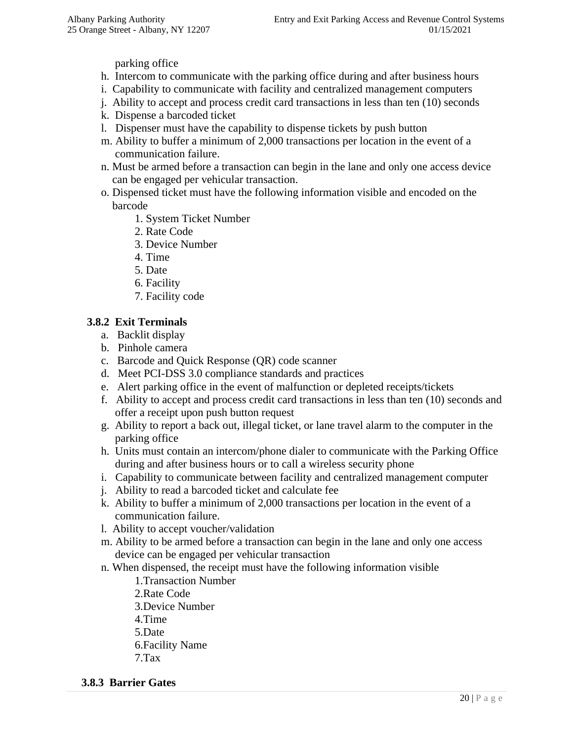parking office

h. Intercom to communicate with the parking office during and after business hours
i. Capability to communicate with facility and centralized management computers
j. Ability to accept and process credit card transactions in less than ten (10) seconds
k. Dispense a barcoded ticket
l. Dispenser must have the capability to dispense tickets by push button
m. Ability to buffer a minimum of 2,000 transactions per location in the event of a communication failure.
n. Must be armed before a transaction can begin in the lane and only one access device can be engaged per vehicular transaction.
o. Dispensed ticket must have the following information visible and encoded on the barcode
    1. System Ticket Number
    2. Rate Code
    3. Device Number
    4. Time
    5. Date
    6. Facility
    7. Facility code

### 3.8.2 Exit Terminals

a. Backlit display
b. Pinhole camera
c. Barcode and Quick Response (QR) code scanner
d. Meet PCI-DSS 3.0 compliance standards and practices
e. Alert parking office in the event of malfunction or depleted receipts/tickets
f. Ability to accept and process credit card transactions in less than ten (10) seconds and offer a receipt upon push button request
g. Ability to report a back out, illegal ticket, or lane travel alarm to the computer in the parking office
h. Units must contain an intercom/phone dialer to communicate with the Parking Office during and after business hours or to call a wireless security phone
i. Capability to communicate between facility and centralized management computer
j. Ability to read a barcoded ticket and calculate fee
k. Ability to buffer a minimum of 2,000 transactions per location in the event of a communication failure.
l. Ability to accept voucher/validation
m. Ability to be armed before a transaction can begin in the lane and only one access device can be engaged per vehicular transaction
n. When dispensed, the receipt must have the following information visible
    1. Transaction Number
    2. Rate Code
    3. Device Number
    4. Time
    5. Date
    6. Facility Name
    7. Tax

### 3.8.3 Barrier Gates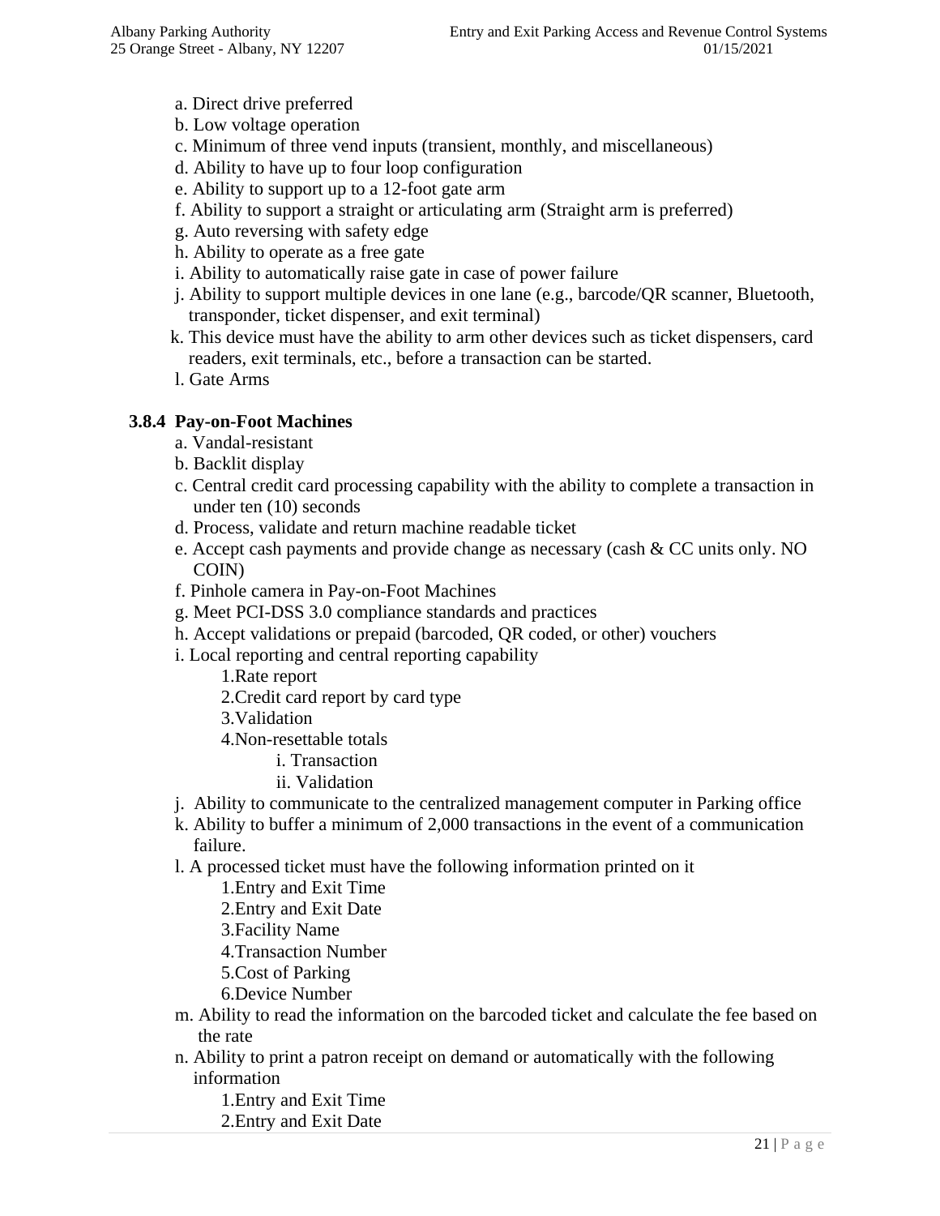a. Direct drive preferred
b. Low voltage operation
c. Minimum of three vend inputs (transient, monthly, and miscellaneous)
d. Ability to have up to four loop configuration
e. Ability to support up to a 12-foot gate arm
f. Ability to support a straight or articulating arm (Straight arm is preferred)
g. Auto reversing with safety edge
h. Ability to operate as a free gate
i. Ability to automatically raise gate in case of power failure
j. Ability to support multiple devices in one lane (e.g., barcode/QR scanner, Bluetooth, transponder, ticket dispenser, and exit terminal)
k. This device must have the ability to arm other devices such as ticket dispensers, card readers, exit terminals, etc., before a transaction can be started.
l. Gate Arms

### 3.8.4 Pay-on-Foot Machines

a. Vandal-resistant
b. Backlit display
c. Central credit card processing capability with the ability to complete a transaction in under ten (10) seconds
d. Process, validate and return machine readable ticket
e. Accept cash payments and provide change as necessary (cash & CC units only. NO COIN)
f. Pinhole camera in Pay-on-Foot Machines
g. Meet PCI-DSS 3.0 compliance standards and practices
h. Accept validations or prepaid (barcoded, QR coded, or other) vouchers
i. Local reporting and central reporting capability
    1. Rate report
    2. Credit card report by card type
    3. Validation
    4. Non-resettable totals
        i. Transaction
        ii. Validation
j. Ability to communicate to the centralized management computer in Parking office
k. Ability to buffer a minimum of 2,000 transactions in the event of a communication failure.
l. A processed ticket must have the following information printed on it
    1. Entry and Exit Time
    2. Entry and Exit Date
    3. Facility Name
    4. Transaction Number
    5. Cost of Parking
    6. Device Number
m. Ability to read the information on the barcoded ticket and calculate the fee based on the rate
n. Ability to print a patron receipt on demand or automatically with the following information
    1. Entry and Exit Time
    2. Entry and Exit Date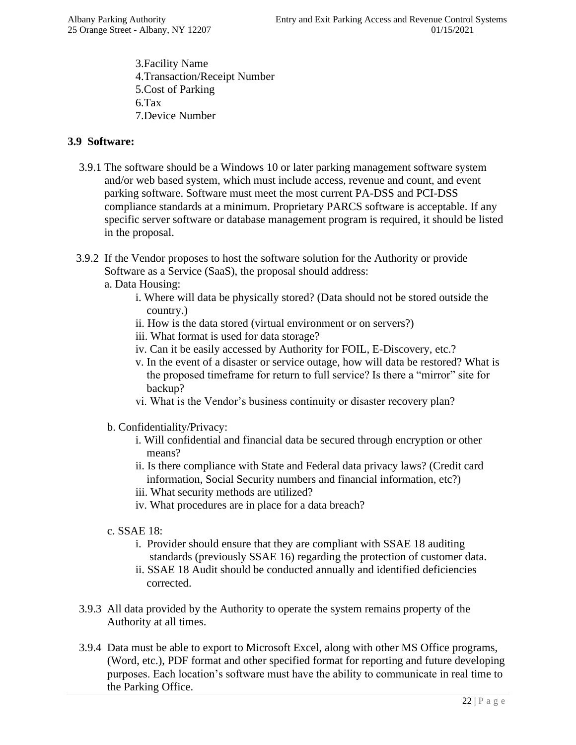3.Facility Name
4.Transaction/Receipt Number
5.Cost of Parking
6.Tax
7.Device Number

### 3.9 Software:

3.9.1 The software should be a Windows 10 or later parking management software system and/or web based system, which must include access, revenue and count, and event parking software. Software must meet the most current PA-DSS and PCI-DSS compliance standards at a minimum. Proprietary PARCS software is acceptable. If any specific server software or database management program is required, it should be listed in the proposal.

3.9.2 If the Vendor proposes to host the software solution for the Authority or provide Software as a Service (SaaS), the proposal should address:

a. Data Housing:

i. Where will data be physically stored? (Data should not be stored outside the country.)
ii. How is the data stored (virtual environment or on servers?)
iii. What format is used for data storage?
iv. Can it be easily accessed by Authority for FOIL, E-Discovery, etc.?
v. In the event of a disaster or service outage, how will data be restored? What is the proposed timeframe for return to full service? Is there a "mirror" site for backup?
vi. What is the Vendor's business continuity or disaster recovery plan?

b. Confidentiality/Privacy:

i. Will confidential and financial data be secured through encryption or other means?
ii. Is there compliance with State and Federal data privacy laws? (Credit card information, Social Security numbers and financial information, etc?)
iii. What security methods are utilized?
iv. What procedures are in place for a data breach?

c. SSAE 18:

i. Provider should ensure that they are compliant with SSAE 18 auditing standards (previously SSAE 16) regarding the protection of customer data.
ii. SSAE 18 Audit should be conducted annually and identified deficiencies corrected.

3.9.3 All data provided by the Authority to operate the system remains property of the Authority at all times.

3.9.4 Data must be able to export to Microsoft Excel, along with other MS Office programs, (Word, etc.), PDF format and other specified format for reporting and future developing purposes. Each location's software must have the ability to communicate in real time to the Parking Office.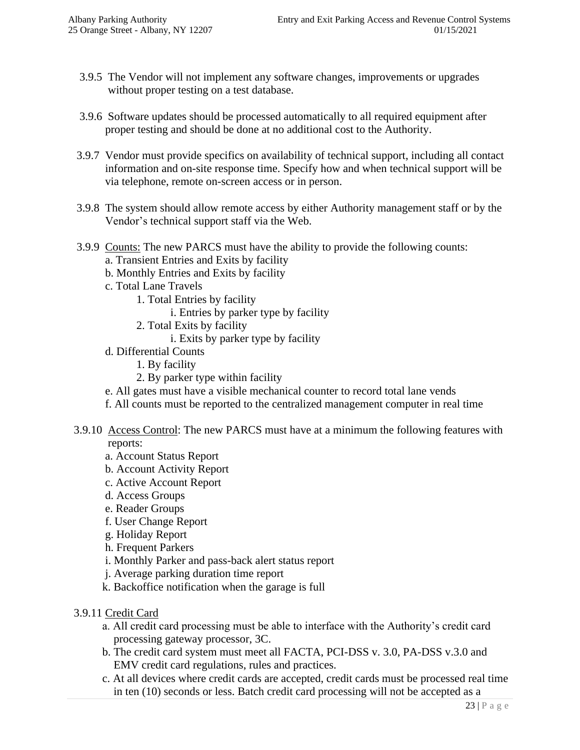3.9.5 The Vendor will not implement any software changes, improvements or upgrades without proper testing on a test database.

3.9.6 Software updates should be processed automatically to all required equipment after proper testing and should be done at no additional cost to the Authority.

3.9.7 Vendor must provide specifics on availability of technical support, including all contact information and on-site response time. Specify how and when technical support will be via telephone, remote on-screen access or in person.

3.9.8 The system should allow remote access by either Authority management staff or by the Vendor's technical support staff via the Web.

3.9.9 <u>Counts:</u> The new PARCS must have the ability to provide the following counts:

- a. Transient Entries and Exits by facility
- b. Monthly Entries and Exits by facility
- c. Total Lane Travels
  - 1. Total Entries by facility
    - i. Entries by parker type by facility
  - 2. Total Exits by facility
    - i. Exits by parker type by facility
- d. Differential Counts
  - 1. By facility
  - 2. By parker type within facility
- e. All gates must have a visible mechanical counter to record total lane vends
- f. All counts must be reported to the centralized management computer in real time

3.9.10 <u>Access Control</u>: The new PARCS must have at a minimum the following features with reports:

- a. Account Status Report
- b. Account Activity Report
- c. Active Account Report
- d. Access Groups
- e. Reader Groups
- f. User Change Report
- g. Holiday Report
- h. Frequent Parkers
- i. Monthly Parker and pass-back alert status report
- j. Average parking duration time report
- k. Backoffice notification when the garage is full

3.9.11 <u>Credit Card</u>

- a. All credit card processing must be able to interface with the Authority's credit card processing gateway processor, 3C.
- b. The credit card system must meet all FACTA, PCI-DSS v. 3.0, PA-DSS v.3.0 and EMV credit card regulations, rules and practices.
- c. At all devices where credit cards are accepted, credit cards must be processed real time in ten (10) seconds or less. Batch credit card processing will not be accepted as a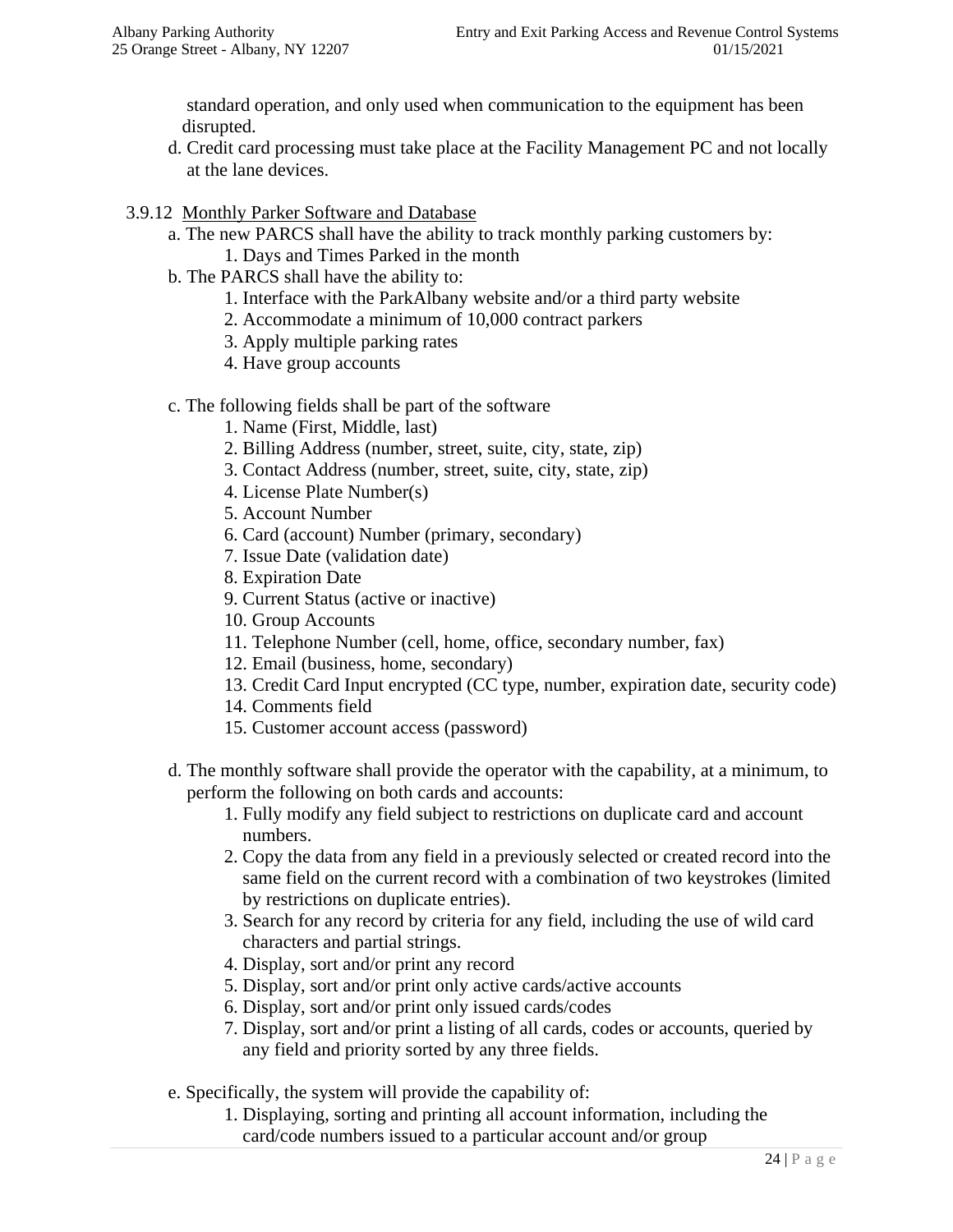standard operation, and only used when communication to the equipment has been disrupted.

d. Credit card processing must take place at the Facility Management PC and not locally at the lane devices.

3.9.12 Monthly Parker Software and Database

a. The new PARCS shall have the ability to track monthly parking customers by:
   1. Days and Times Parked in the month

b. The PARCS shall have the ability to:
   1. Interface with the ParkAlbany website and/or a third party website
   2. Accommodate a minimum of 10,000 contract parkers
   3. Apply multiple parking rates
   4. Have group accounts

c. The following fields shall be part of the software
   1. Name (First, Middle, last)
   2. Billing Address (number, street, suite, city, state, zip)
   3. Contact Address (number, street, suite, city, state, zip)
   4. License Plate Number(s)
   5. Account Number
   6. Card (account) Number (primary, secondary)
   7. Issue Date (validation date)
   8. Expiration Date
   9. Current Status (active or inactive)
   10. Group Accounts
   11. Telephone Number (cell, home, office, secondary number, fax)
   12. Email (business, home, secondary)
   13. Credit Card Input encrypted (CC type, number, expiration date, security code)
   14. Comments field
   15. Customer account access (password)

d. The monthly software shall provide the operator with the capability, at a minimum, to perform the following on both cards and accounts:
   1. Fully modify any field subject to restrictions on duplicate card and account numbers.
   2. Copy the data from any field in a previously selected or created record into the same field on the current record with a combination of two keystrokes (limited by restrictions on duplicate entries).
   3. Search for any record by criteria for any field, including the use of wild card characters and partial strings.
   4. Display, sort and/or print any record
   5. Display, sort and/or print only active cards/active accounts
   6. Display, sort and/or print only issued cards/codes
   7. Display, sort and/or print a listing of all cards, codes or accounts, queried by any field and priority sorted by any three fields.

e. Specifically, the system will provide the capability of:
   1. Displaying, sorting and printing all account information, including the card/code numbers issued to a particular account and/or group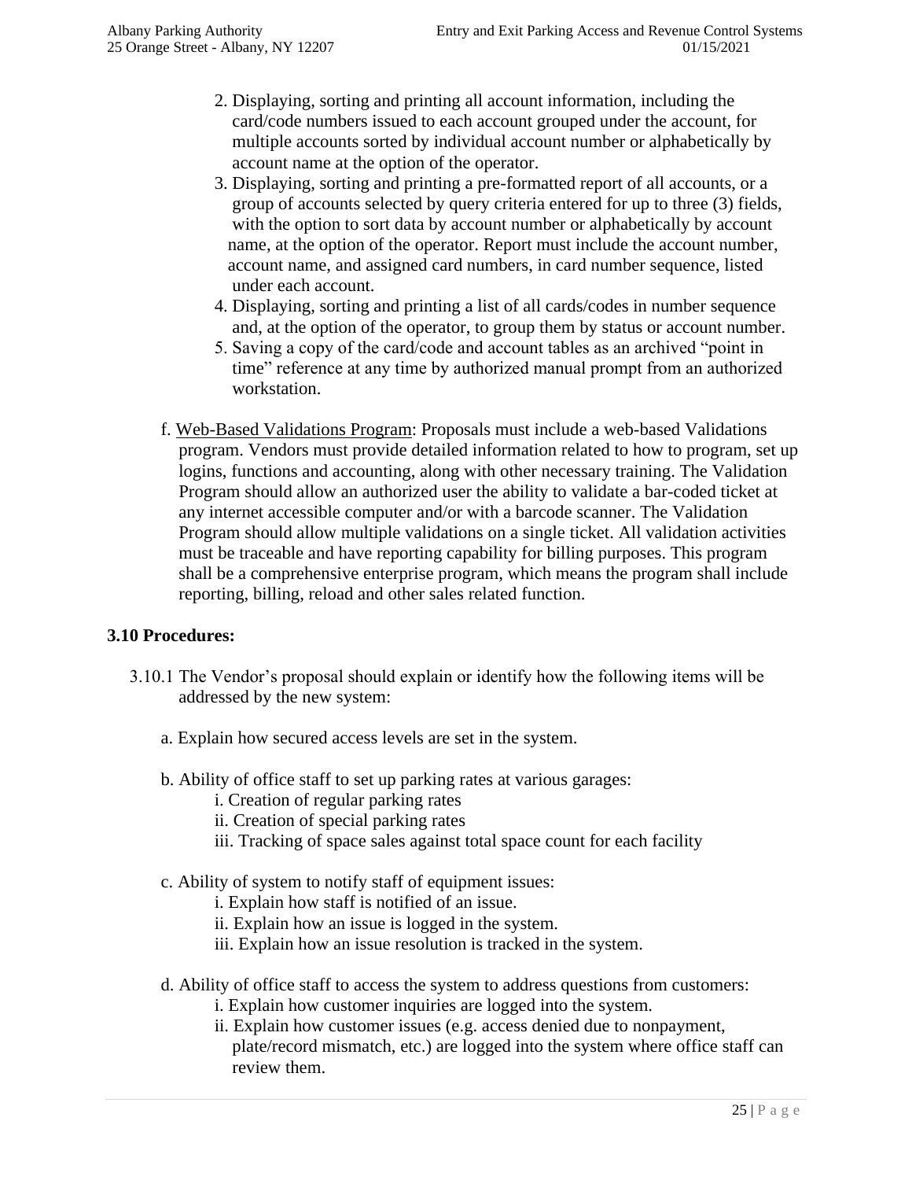2. Displaying, sorting and printing all account information, including the card/code numbers issued to each account grouped under the account, for multiple accounts sorted by individual account number or alphabetically by account name at the option of the operator.
3. Displaying, sorting and printing a pre-formatted report of all accounts, or a group of accounts selected by query criteria entered for up to three (3) fields, with the option to sort data by account number or alphabetically by account name, at the option of the operator. Report must include the account number, account name, and assigned card numbers, in card number sequence, listed under each account.
4. Displaying, sorting and printing a list of all cards/codes in number sequence and, at the option of the operator, to group them by status or account number.
5. Saving a copy of the card/code and account tables as an archived "point in time" reference at any time by authorized manual prompt from an authorized workstation.

f. Web-Based Validations Program: Proposals must include a web-based Validations program. Vendors must provide detailed information related to how to program, set up logins, functions and accounting, along with other necessary training. The Validation Program should allow an authorized user the ability to validate a bar-coded ticket at any internet accessible computer and/or with a barcode scanner. The Validation Program should allow multiple validations on a single ticket. All validation activities must be traceable and have reporting capability for billing purposes. This program shall be a comprehensive enterprise program, which means the program shall include reporting, billing, reload and other sales related function.

### 3.10 Procedures:

3.10.1 The Vendor's proposal should explain or identify how the following items will be addressed by the new system:

a. Explain how secured access levels are set in the system.

b. Ability of office staff to set up parking rates at various garages:

i. Creation of regular parking rates
ii. Creation of special parking rates
iii. Tracking of space sales against total space count for each facility

c. Ability of system to notify staff of equipment issues:

i. Explain how staff is notified of an issue.
ii. Explain how an issue is logged in the system.
iii. Explain how an issue resolution is tracked in the system.

d. Ability of office staff to access the system to address questions from customers:

i. Explain how customer inquiries are logged into the system.
ii. Explain how customer issues (e.g. access denied due to nonpayment, plate/record mismatch, etc.) are logged into the system where office staff can review them.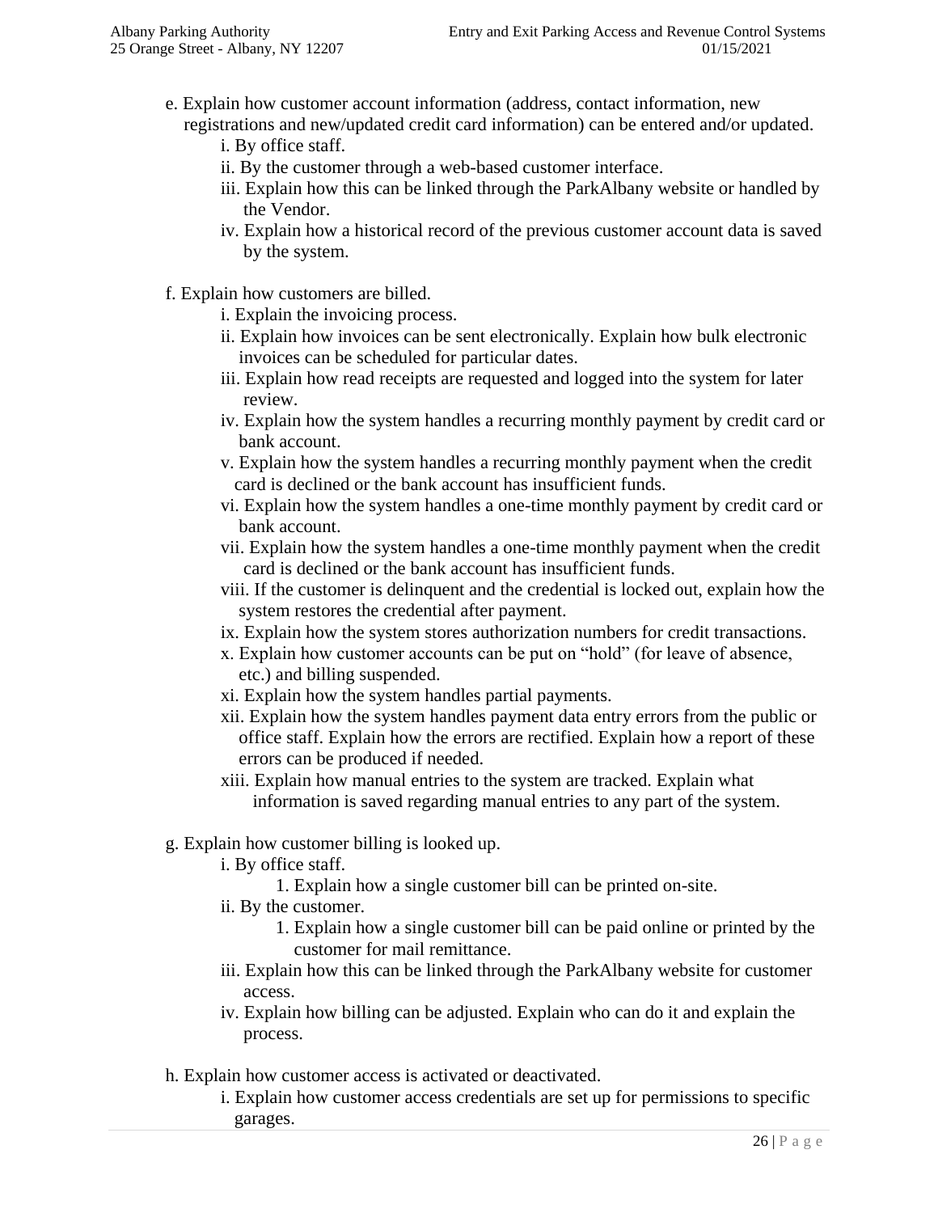e. Explain how customer account information (address, contact information, new registrations and new/updated credit card information) can be entered and/or updated.

   i. By office staff.

   ii. By the customer through a web-based customer interface.

   iii. Explain how this can be linked through the ParkAlbany website or handled by the Vendor.

   iv. Explain how a historical record of the previous customer account data is saved by the system.

f. Explain how customers are billed.

   i. Explain the invoicing process.

   ii. Explain how invoices can be sent electronically. Explain how bulk electronic invoices can be scheduled for particular dates.

   iii. Explain how read receipts are requested and logged into the system for later review.

   iv. Explain how the system handles a recurring monthly payment by credit card or bank account.

   v. Explain how the system handles a recurring monthly payment when the credit card is declined or the bank account has insufficient funds.

   vi. Explain how the system handles a one-time monthly payment by credit card or bank account.

   vii. Explain how the system handles a one-time monthly payment when the credit card is declined or the bank account has insufficient funds.

   viii. If the customer is delinquent and the credential is locked out, explain how the system restores the credential after payment.

   ix. Explain how the system stores authorization numbers for credit transactions.

   x. Explain how customer accounts can be put on "hold" (for leave of absence, etc.) and billing suspended.

   xi. Explain how the system handles partial payments.

   xii. Explain how the system handles payment data entry errors from the public or office staff. Explain how the errors are rectified. Explain how a report of these errors can be produced if needed.

   xiii. Explain how manual entries to the system are tracked. Explain what information is saved regarding manual entries to any part of the system.

g. Explain how customer billing is looked up.

   i. By office staff.

      1. Explain how a single customer bill can be printed on-site.

   ii. By the customer.

      1. Explain how a single customer bill can be paid online or printed by the customer for mail remittance.

   iii. Explain how this can be linked through the ParkAlbany website for customer access.

   iv. Explain how billing can be adjusted. Explain who can do it and explain the process.

h. Explain how customer access is activated or deactivated.

   i. Explain how customer access credentials are set up for permissions to specific garages.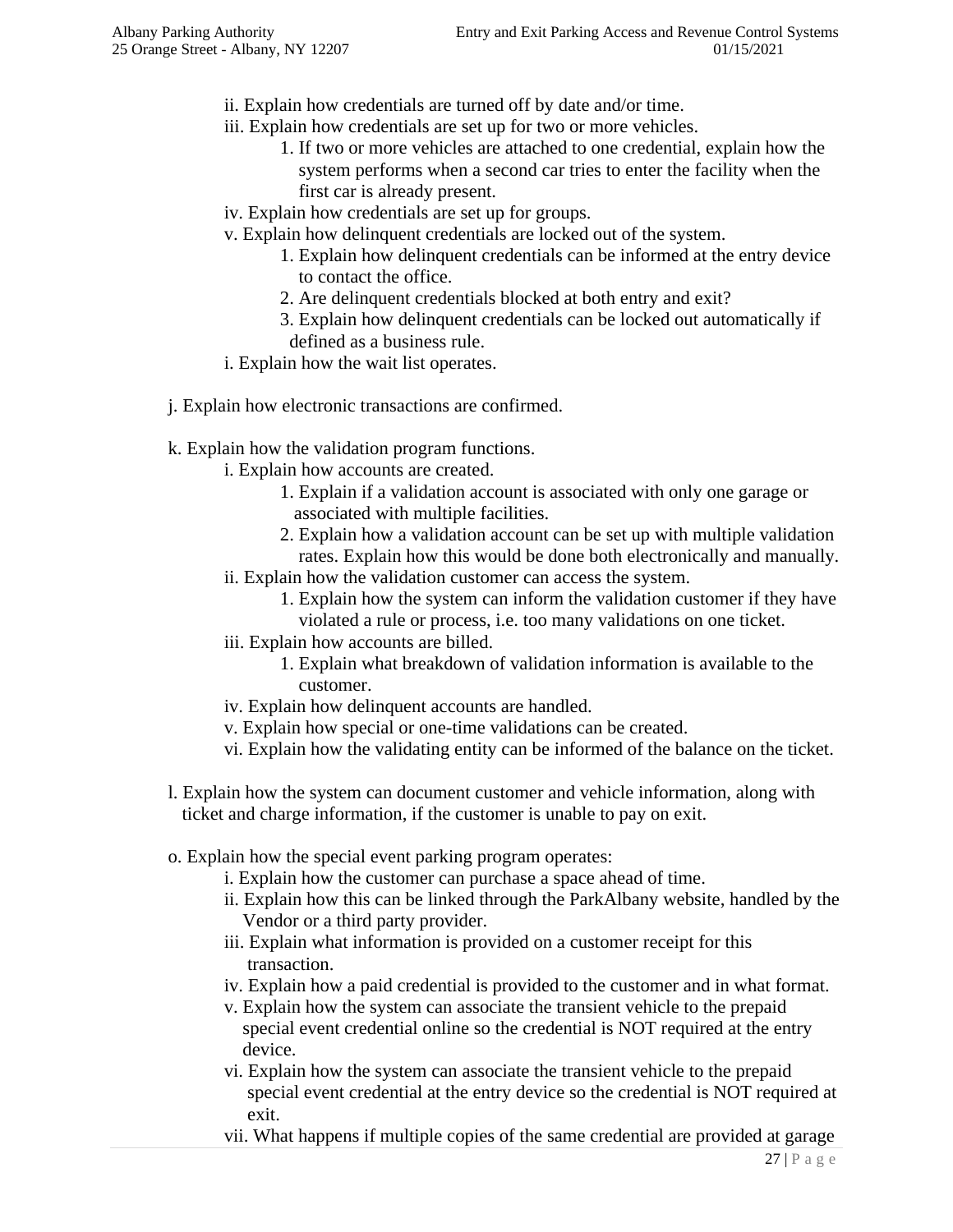ii. Explain how credentials are turned off by date and/or time.

iii. Explain how credentials are set up for two or more vehicles.

1. If two or more vehicles are attached to one credential, explain how the system performs when a second car tries to enter the facility when the first car is already present.

iv. Explain how credentials are set up for groups.

v. Explain how delinquent credentials are locked out of the system.

1. Explain how delinquent credentials can be informed at the entry device to contact the office.
2. Are delinquent credentials blocked at both entry and exit?
3. Explain how delinquent credentials can be locked out automatically if defined as a business rule.

i. Explain how the wait list operates.

j. Explain how electronic transactions are confirmed.

k. Explain how the validation program functions.

i. Explain how accounts are created.

1. Explain if a validation account is associated with only one garage or associated with multiple facilities.
2. Explain how a validation account can be set up with multiple validation rates. Explain how this would be done both electronically and manually.

ii. Explain how the validation customer can access the system.

1. Explain how the system can inform the validation customer if they have violated a rule or process, i.e. too many validations on one ticket.

iii. Explain how accounts are billed.

1. Explain what breakdown of validation information is available to the customer.

iv. Explain how delinquent accounts are handled.

v. Explain how special or one-time validations can be created.

vi. Explain how the validating entity can be informed of the balance on the ticket.

l. Explain how the system can document customer and vehicle information, along with ticket and charge information, if the customer is unable to pay on exit.

o. Explain how the special event parking program operates:

i. Explain how the customer can purchase a space ahead of time.

ii. Explain how this can be linked through the ParkAlbany website, handled by the Vendor or a third party provider.

iii. Explain what information is provided on a customer receipt for this transaction.

iv. Explain how a paid credential is provided to the customer and in what format.

v. Explain how the system can associate the transient vehicle to the prepaid special event credential online so the credential is NOT required at the entry device.

vi. Explain how the system can associate the transient vehicle to the prepaid special event credential at the entry device so the credential is NOT required at exit.

vii. What happens if multiple copies of the same credential are provided at garage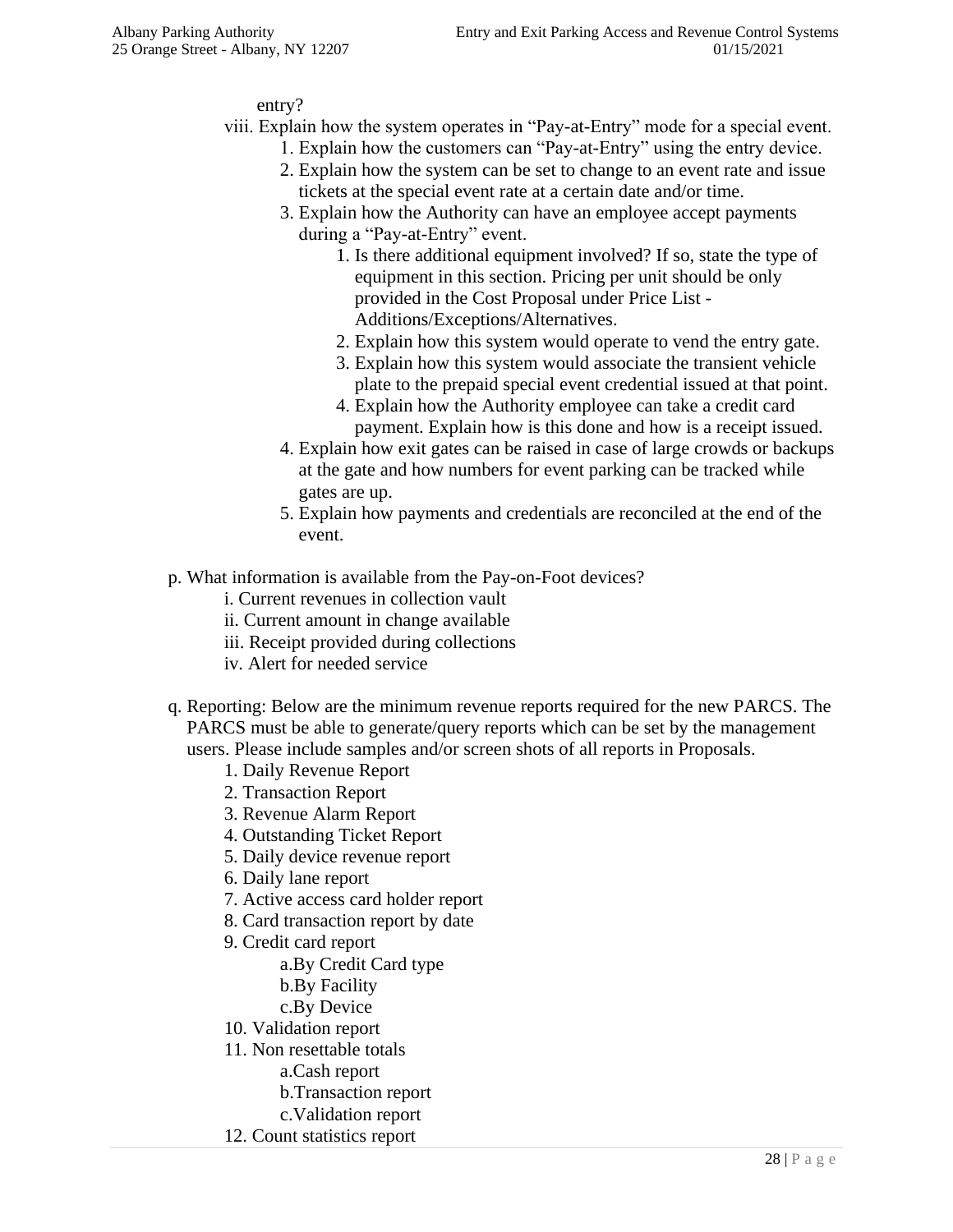entry?

viii. Explain how the system operates in "Pay-at-Entry" mode for a special event.
   1. Explain how the customers can "Pay-at-Entry" using the entry device.
   2. Explain how the system can be set to change to an event rate and issue tickets at the special event rate at a certain date and/or time.
   3. Explain how the Authority can have an employee accept payments during a "Pay-at-Entry" event.
      1. Is there additional equipment involved? If so, state the type of equipment in this section. Pricing per unit should be only provided in the Cost Proposal under Price List - Additions/Exceptions/Alternatives.
      2. Explain how this system would operate to vend the entry gate.
      3. Explain how this system would associate the transient vehicle plate to the prepaid special event credential issued at that point.
      4. Explain how the Authority employee can take a credit card payment. Explain how is this done and how is a receipt issued.
   4. Explain how exit gates can be raised in case of large crowds or backups at the gate and how numbers for event parking can be tracked while gates are up.
   5. Explain how payments and credentials are reconciled at the end of the event.

p. What information is available from the Pay-on-Foot devices?
   i. Current revenues in collection vault
   ii. Current amount in change available
   iii. Receipt provided during collections
   iv. Alert for needed service

q. Reporting: Below are the minimum revenue reports required for the new PARCS. The PARCS must be able to generate/query reports which can be set by the management users. Please include samples and/or screen shots of all reports in Proposals.
   1. Daily Revenue Report
   2. Transaction Report
   3. Revenue Alarm Report
   4. Outstanding Ticket Report
   5. Daily device revenue report
   6. Daily lane report
   7. Active access card holder report
   8. Card transaction report by date
   9. Credit card report
      a. By Credit Card type
      b. By Facility
      c. By Device
   10. Validation report
   11. Non resettable totals
      a. Cash report
      b. Transaction report
      c. Validation report
   12. Count statistics report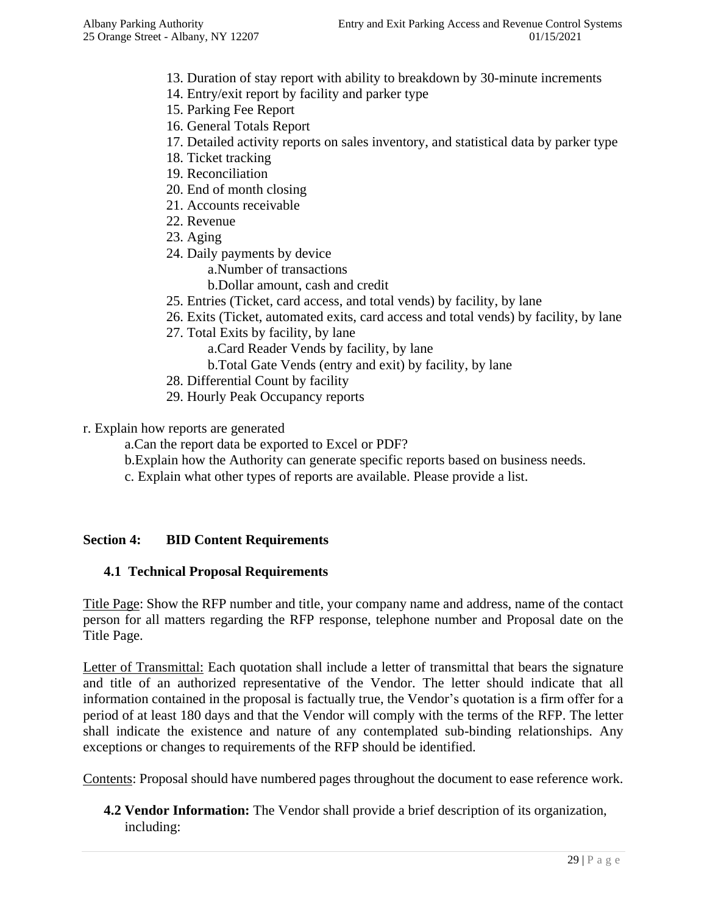13. Duration of stay report with ability to breakdown by 30-minute increments
14. Entry/exit report by facility and parker type
15. Parking Fee Report
16. General Totals Report
17. Detailed activity reports on sales inventory, and statistical data by parker type
18. Ticket tracking
19. Reconciliation
20. End of month closing
21. Accounts receivable
22. Revenue
23. Aging
24. Daily payments by device
    a. Number of transactions
    b. Dollar amount, cash and credit
25. Entries (Ticket, card access, and total vends) by facility, by lane
26. Exits (Ticket, automated exits, card access and total vends) by facility, by lane
27. Total Exits by facility, by lane
    a. Card Reader Vends by facility, by lane
    b. Total Gate Vends (entry and exit) by facility, by lane
28. Differential Count by facility
29. Hourly Peak Occupancy reports

r. Explain how reports are generated

   a. Can the report data be exported to Excel or PDF?
   b. Explain how the Authority can generate specific reports based on business needs.
   c. Explain what other types of reports are available. Please provide a list.

## Section 4: BID Content Requirements

### 4.1 Technical Proposal Requirements

Title Page: Show the RFP number and title, your company name and address, name of the contact person for all matters regarding the RFP response, telephone number and Proposal date on the Title Page.

Letter of Transmittal: Each quotation shall include a letter of transmittal that bears the signature and title of an authorized representative of the Vendor. The letter should indicate that all information contained in the proposal is factually true, the Vendor's quotation is a firm offer for a period of at least 180 days and that the Vendor will comply with the terms of the RFP. The letter shall indicate the existence and nature of any contemplated sub-binding relationships. Any exceptions or changes to requirements of the RFP should be identified.

Contents: Proposal should have numbered pages throughout the document to ease reference work.

**4.2 Vendor Information:** The Vendor shall provide a brief description of its organization, including: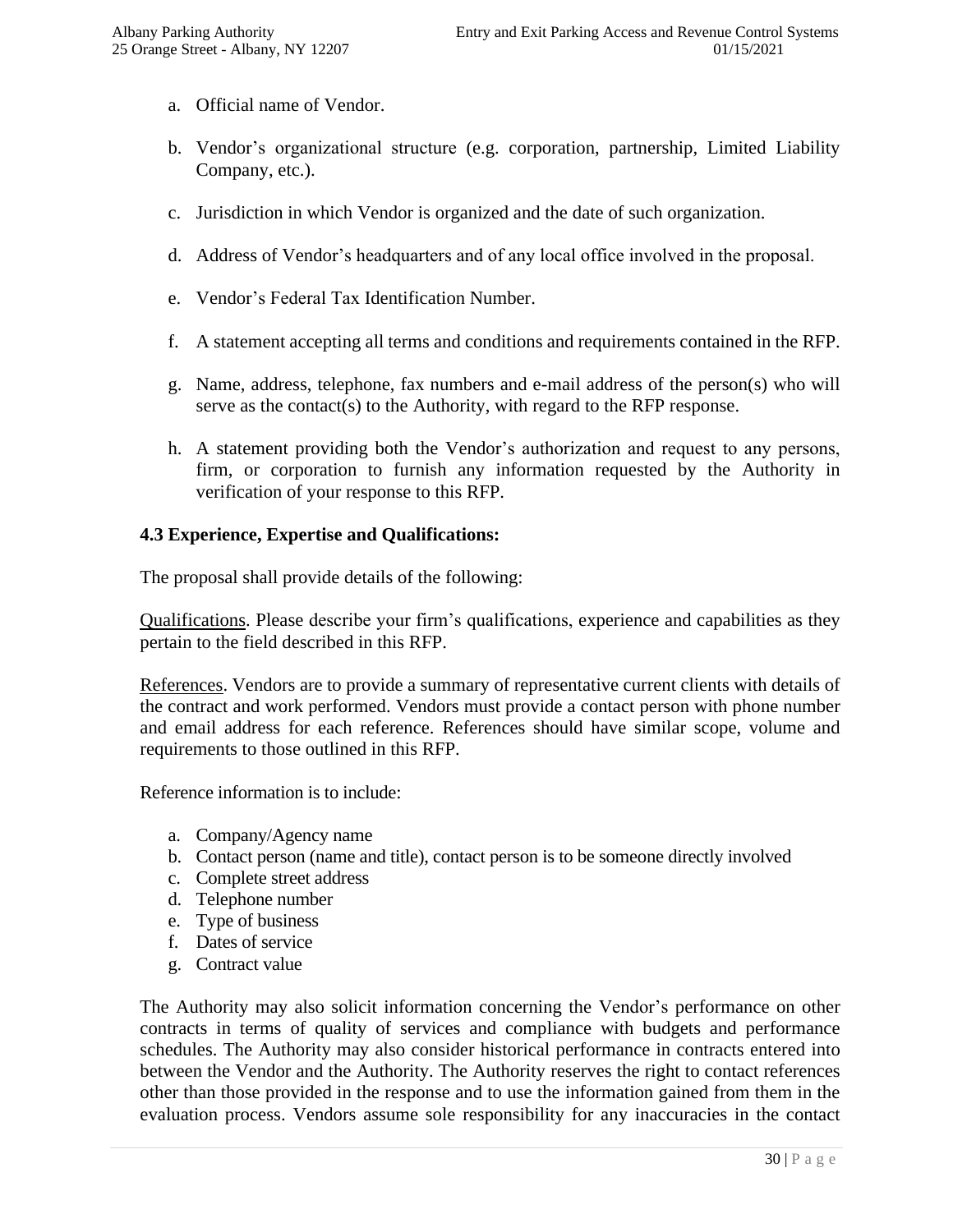a. Official name of Vendor.

b. Vendor's organizational structure (e.g. corporation, partnership, Limited Liability Company, etc.).

c. Jurisdiction in which Vendor is organized and the date of such organization.

d. Address of Vendor's headquarters and of any local office involved in the proposal.

e. Vendor's Federal Tax Identification Number.

f. A statement accepting all terms and conditions and requirements contained in the RFP.

g. Name, address, telephone, fax numbers and e-mail address of the person(s) who will serve as the contact(s) to the Authority, with regard to the RFP response.

h. A statement providing both the Vendor's authorization and request to any persons, firm, or corporation to furnish any information requested by the Authority in verification of your response to this RFP.

### 4.3 Experience, Expertise and Qualifications:

The proposal shall provide details of the following:

Qualifications. Please describe your firm's qualifications, experience and capabilities as they pertain to the field described in this RFP.

References. Vendors are to provide a summary of representative current clients with details of the contract and work performed. Vendors must provide a contact person with phone number and email address for each reference. References should have similar scope, volume and requirements to those outlined in this RFP.

Reference information is to include:

a. Company/Agency name
b. Contact person (name and title), contact person is to be someone directly involved
c. Complete street address
d. Telephone number
e. Type of business
f. Dates of service
g. Contract value

The Authority may also solicit information concerning the Vendor's performance on other contracts in terms of quality of services and compliance with budgets and performance schedules. The Authority may also consider historical performance in contracts entered into between the Vendor and the Authority. The Authority reserves the right to contact references other than those provided in the response and to use the information gained from them in the evaluation process. Vendors assume sole responsibility for any inaccuracies in the contact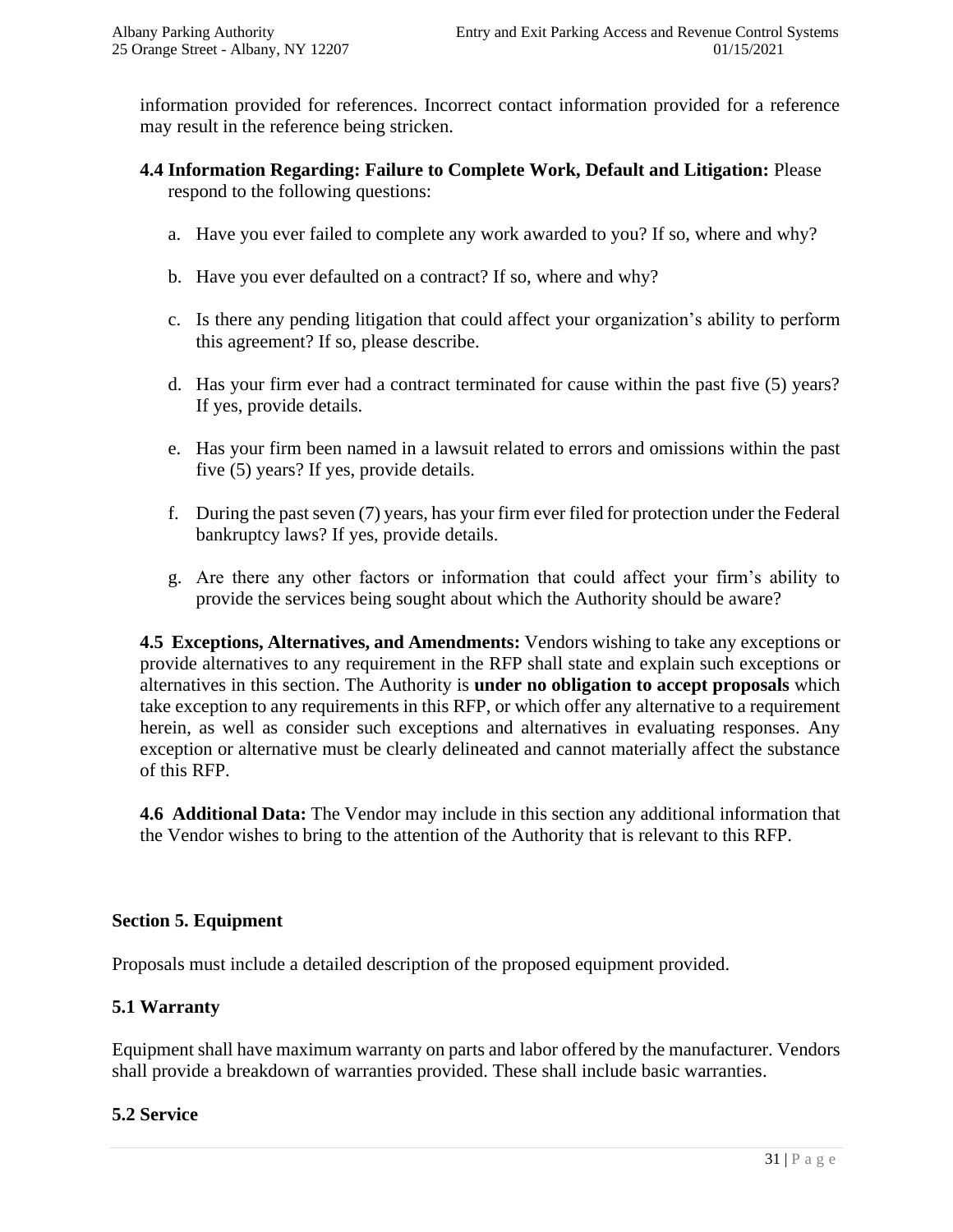information provided for references. Incorrect contact information provided for a reference may result in the reference being stricken.

**4.4 Information Regarding: Failure to Complete Work, Default and Litigation:** Please respond to the following questions:

a. Have you ever failed to complete any work awarded to you? If so, where and why?

b. Have you ever defaulted on a contract? If so, where and why?

c. Is there any pending litigation that could affect your organization's ability to perform this agreement? If so, please describe.

d. Has your firm ever had a contract terminated for cause within the past five (5) years? If yes, provide details.

e. Has your firm been named in a lawsuit related to errors and omissions within the past five (5) years? If yes, provide details.

f. During the past seven (7) years, has your firm ever filed for protection under the Federal bankruptcy laws? If yes, provide details.

g. Are there any other factors or information that could affect your firm's ability to provide the services being sought about which the Authority should be aware?

**4.5 Exceptions, Alternatives, and Amendments:** Vendors wishing to take any exceptions or provide alternatives to any requirement in the RFP shall state and explain such exceptions or alternatives in this section. The Authority is **under no obligation to accept proposals** which take exception to any requirements in this RFP, or which offer any alternative to a requirement herein, as well as consider such exceptions and alternatives in evaluating responses. Any exception or alternative must be clearly delineated and cannot materially affect the substance of this RFP.

**4.6 Additional Data:** The Vendor may include in this section any additional information that the Vendor wishes to bring to the attention of the Authority that is relevant to this RFP.

## Section 5. Equipment

Proposals must include a detailed description of the proposed equipment provided.

### 5.1 Warranty

Equipment shall have maximum warranty on parts and labor offered by the manufacturer. Vendors shall provide a breakdown of warranties provided. These shall include basic warranties.

### 5.2 Service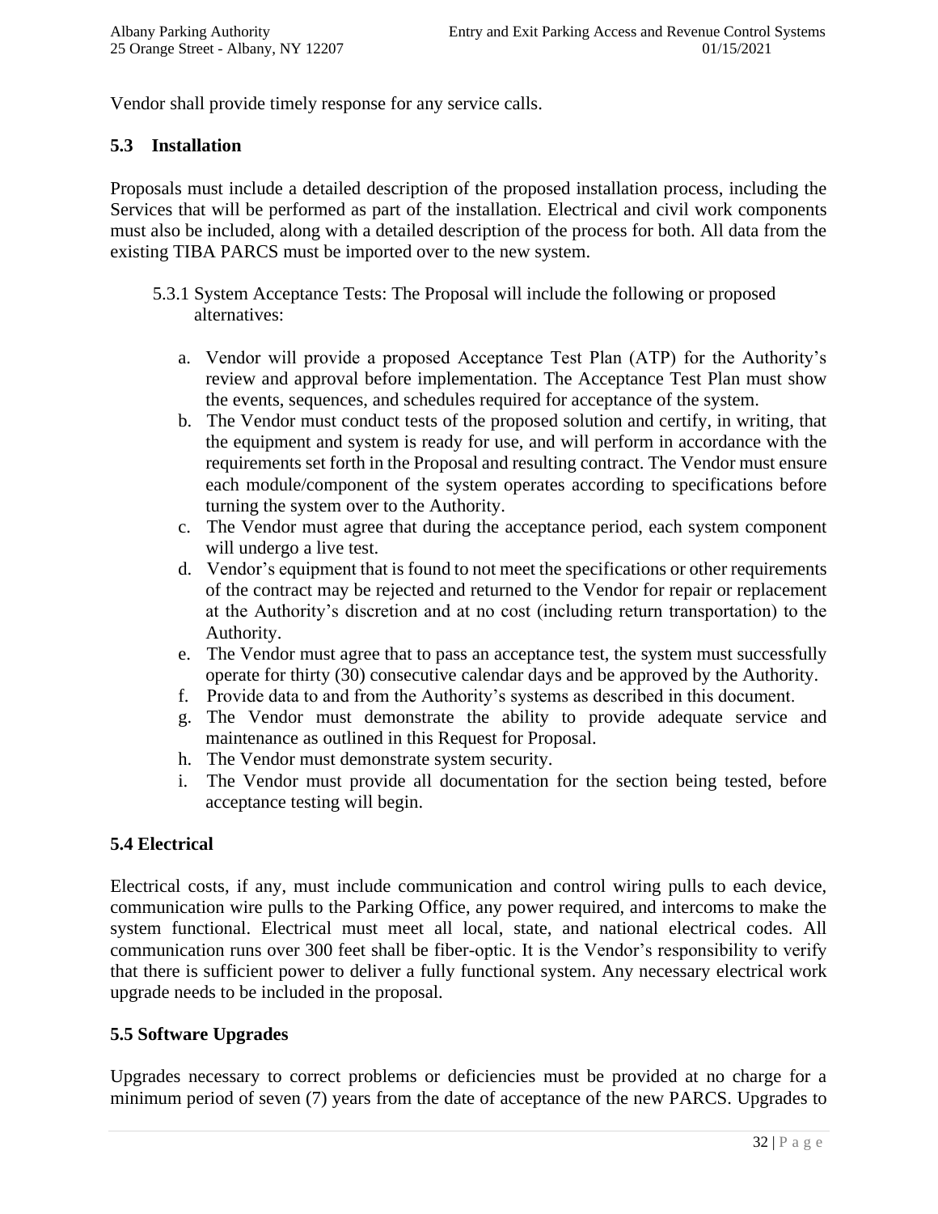Vendor shall provide timely response for any service calls.

## 5.3 Installation

Proposals must include a detailed description of the proposed installation process, including the Services that will be performed as part of the installation. Electrical and civil work components must also be included, along with a detailed description of the process for both. All data from the existing TIBA PARCS must be imported over to the new system.

5.3.1 System Acceptance Tests: The Proposal will include the following or proposed alternatives:

a. Vendor will provide a proposed Acceptance Test Plan (ATP) for the Authority's review and approval before implementation. The Acceptance Test Plan must show the events, sequences, and schedules required for acceptance of the system.
b. The Vendor must conduct tests of the proposed solution and certify, in writing, that the equipment and system is ready for use, and will perform in accordance with the requirements set forth in the Proposal and resulting contract. The Vendor must ensure each module/component of the system operates according to specifications before turning the system over to the Authority.
c. The Vendor must agree that during the acceptance period, each system component will undergo a live test.
d. Vendor's equipment that is found to not meet the specifications or other requirements of the contract may be rejected and returned to the Vendor for repair or replacement at the Authority's discretion and at no cost (including return transportation) to the Authority.
e. The Vendor must agree that to pass an acceptance test, the system must successfully operate for thirty (30) consecutive calendar days and be approved by the Authority.
f. Provide data to and from the Authority's systems as described in this document.
g. The Vendor must demonstrate the ability to provide adequate service and maintenance as outlined in this Request for Proposal.
h. The Vendor must demonstrate system security.
i. The Vendor must provide all documentation for the section being tested, before acceptance testing will begin.

## 5.4 Electrical

Electrical costs, if any, must include communication and control wiring pulls to each device, communication wire pulls to the Parking Office, any power required, and intercoms to make the system functional. Electrical must meet all local, state, and national electrical codes. All communication runs over 300 feet shall be fiber-optic. It is the Vendor's responsibility to verify that there is sufficient power to deliver a fully functional system. Any necessary electrical work upgrade needs to be included in the proposal.

## 5.5 Software Upgrades

Upgrades necessary to correct problems or deficiencies must be provided at no charge for a minimum period of seven (7) years from the date of acceptance of the new PARCS. Upgrades to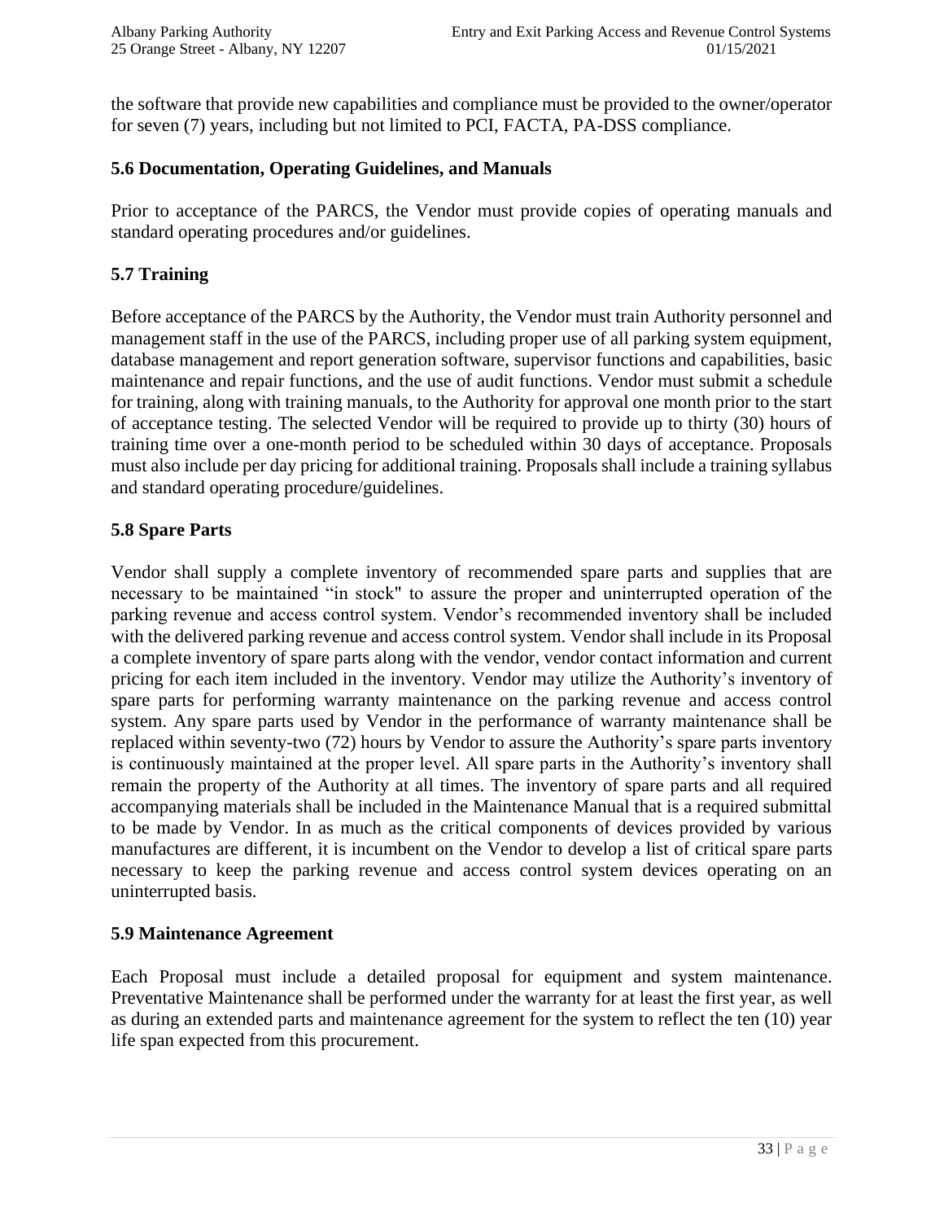the software that provide new capabilities and compliance must be provided to the owner/operator for seven (7) years, including but not limited to PCI, FACTA, PA-DSS compliance.

### 5.6 Documentation, Operating Guidelines, and Manuals

Prior to acceptance of the PARCS, the Vendor must provide copies of operating manuals and standard operating procedures and/or guidelines.

### 5.7 Training

Before acceptance of the PARCS by the Authority, the Vendor must train Authority personnel and management staff in the use of the PARCS, including proper use of all parking system equipment, database management and report generation software, supervisor functions and capabilities, basic maintenance and repair functions, and the use of audit functions. Vendor must submit a schedule for training, along with training manuals, to the Authority for approval one month prior to the start of acceptance testing. The selected Vendor will be required to provide up to thirty (30) hours of training time over a one-month period to be scheduled within 30 days of acceptance. Proposals must also include per day pricing for additional training. Proposals shall include a training syllabus and standard operating procedure/guidelines.

### 5.8 Spare Parts

Vendor shall supply a complete inventory of recommended spare parts and supplies that are necessary to be maintained "in stock" to assure the proper and uninterrupted operation of the parking revenue and access control system. Vendor's recommended inventory shall be included with the delivered parking revenue and access control system. Vendor shall include in its Proposal a complete inventory of spare parts along with the vendor, vendor contact information and current pricing for each item included in the inventory. Vendor may utilize the Authority's inventory of spare parts for performing warranty maintenance on the parking revenue and access control system. Any spare parts used by Vendor in the performance of warranty maintenance shall be replaced within seventy-two (72) hours by Vendor to assure the Authority's spare parts inventory is continuously maintained at the proper level. All spare parts in the Authority's inventory shall remain the property of the Authority at all times. The inventory of spare parts and all required accompanying materials shall be included in the Maintenance Manual that is a required submittal to be made by Vendor. In as much as the critical components of devices provided by various manufactures are different, it is incumbent on the Vendor to develop a list of critical spare parts necessary to keep the parking revenue and access control system devices operating on an uninterrupted basis.

### 5.9 Maintenance Agreement

Each Proposal must include a detailed proposal for equipment and system maintenance. Preventative Maintenance shall be performed under the warranty for at least the first year, as well as during an extended parts and maintenance agreement for the system to reflect the ten (10) year life span expected from this procurement.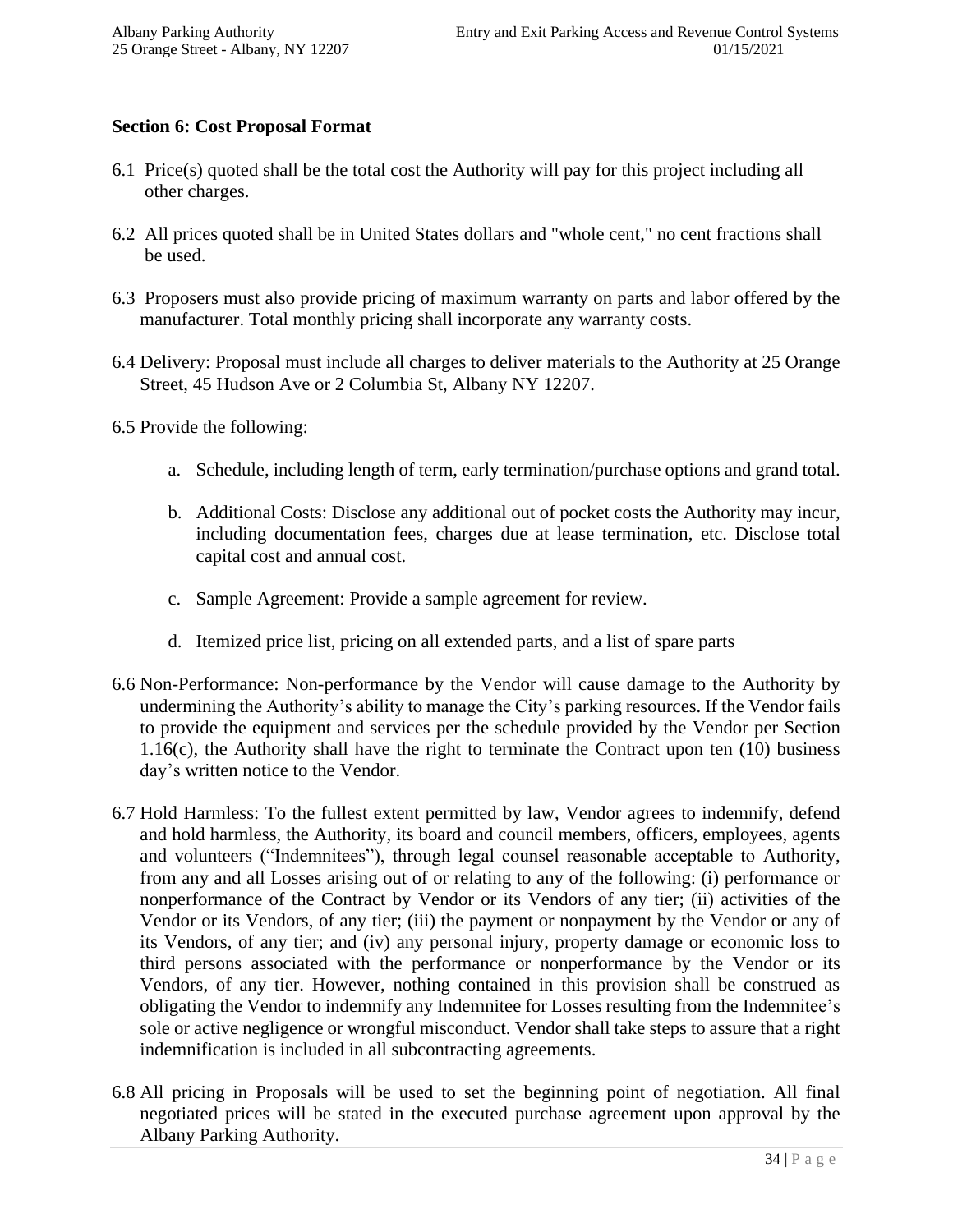## Section 6: Cost Proposal Format

6.1 Price(s) quoted shall be the total cost the Authority will pay for this project including all other charges.

6.2 All prices quoted shall be in United States dollars and "whole cent," no cent fractions shall be used.

6.3 Proposers must also provide pricing of maximum warranty on parts and labor offered by the manufacturer. Total monthly pricing shall incorporate any warranty costs.

6.4 Delivery: Proposal must include all charges to deliver materials to the Authority at 25 Orange Street, 45 Hudson Ave or 2 Columbia St, Albany NY 12207.

6.5 Provide the following:

a. Schedule, including length of term, early termination/purchase options and grand total.

b. Additional Costs: Disclose any additional out of pocket costs the Authority may incur, including documentation fees, charges due at lease termination, etc. Disclose total capital cost and annual cost.

c. Sample Agreement: Provide a sample agreement for review.

d. Itemized price list, pricing on all extended parts, and a list of spare parts

6.6 Non-Performance: Non-performance by the Vendor will cause damage to the Authority by undermining the Authority's ability to manage the City's parking resources. If the Vendor fails to provide the equipment and services per the schedule provided by the Vendor per Section 1.16(c), the Authority shall have the right to terminate the Contract upon ten (10) business day's written notice to the Vendor.

6.7 Hold Harmless: To the fullest extent permitted by law, Vendor agrees to indemnify, defend and hold harmless, the Authority, its board and council members, officers, employees, agents and volunteers ("Indemnitees"), through legal counsel reasonable acceptable to Authority, from any and all Losses arising out of or relating to any of the following: (i) performance or nonperformance of the Contract by Vendor or its Vendors of any tier; (ii) activities of the Vendor or its Vendors, of any tier; (iii) the payment or nonpayment by the Vendor or any of its Vendors, of any tier; and (iv) any personal injury, property damage or economic loss to third persons associated with the performance or nonperformance by the Vendor or its Vendors, of any tier. However, nothing contained in this provision shall be construed as obligating the Vendor to indemnify any Indemnitee for Losses resulting from the Indemnitee's sole or active negligence or wrongful misconduct. Vendor shall take steps to assure that a right indemnification is included in all subcontracting agreements.

6.8 All pricing in Proposals will be used to set the beginning point of negotiation. All final negotiated prices will be stated in the executed purchase agreement upon approval by the Albany Parking Authority.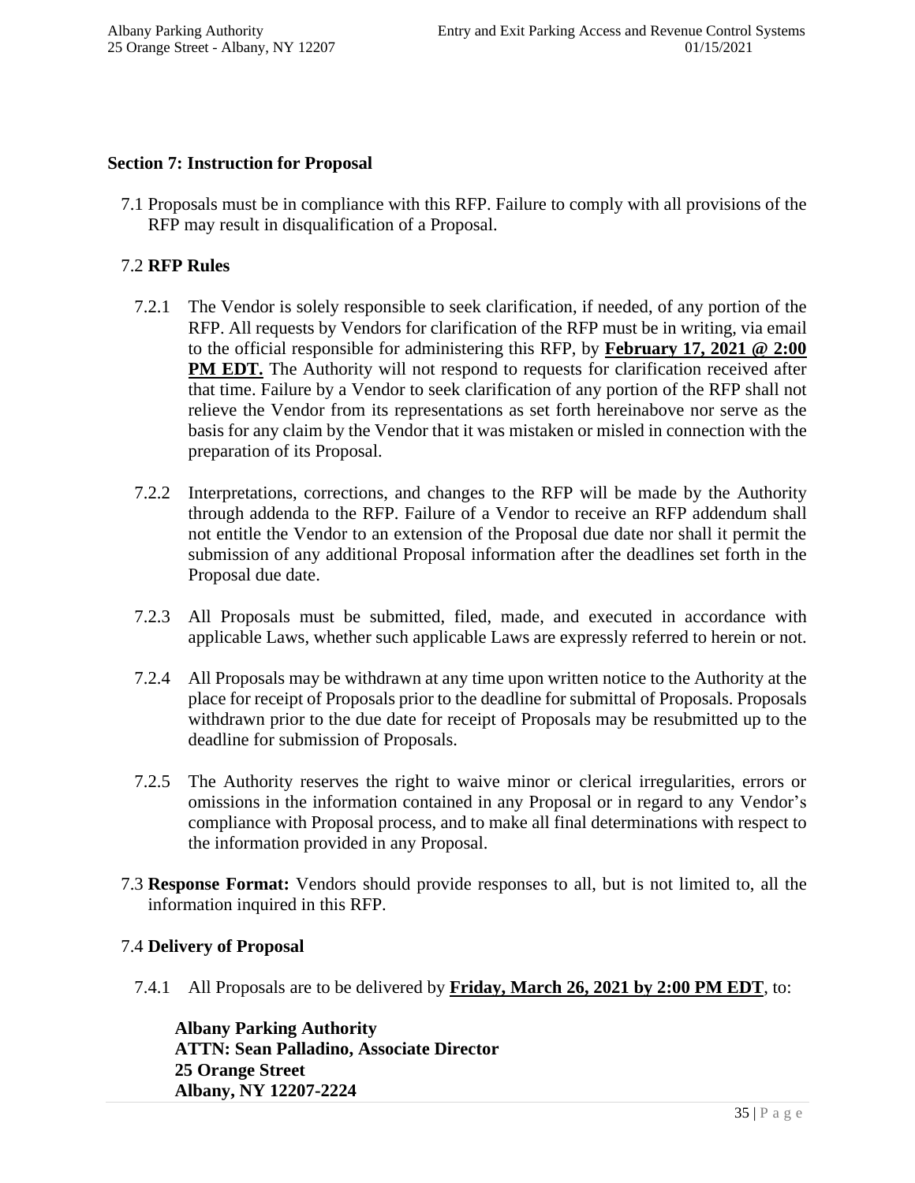## Section 7: Instruction for Proposal

7.1 Proposals must be in compliance with this RFP. Failure to comply with all provisions of the RFP may result in disqualification of a Proposal.

7.2 **RFP Rules**

7.2.1 The Vendor is solely responsible to seek clarification, if needed, of any portion of the RFP. All requests by Vendors for clarification of the RFP must be in writing, via email to the official responsible for administering this RFP, by **February 17, 2021 @ 2:00 PM EDT.** The Authority will not respond to requests for clarification received after that time. Failure by a Vendor to seek clarification of any portion of the RFP shall not relieve the Vendor from its representations as set forth hereinabove nor serve as the basis for any claim by the Vendor that it was mistaken or misled in connection with the preparation of its Proposal.

7.2.2 Interpretations, corrections, and changes to the RFP will be made by the Authority through addenda to the RFP. Failure of a Vendor to receive an RFP addendum shall not entitle the Vendor to an extension of the Proposal due date nor shall it permit the submission of any additional Proposal information after the deadlines set forth in the Proposal due date.

7.2.3 All Proposals must be submitted, filed, made, and executed in accordance with applicable Laws, whether such applicable Laws are expressly referred to herein or not.

7.2.4 All Proposals may be withdrawn at any time upon written notice to the Authority at the place for receipt of Proposals prior to the deadline for submittal of Proposals. Proposals withdrawn prior to the due date for receipt of Proposals may be resubmitted up to the deadline for submission of Proposals.

7.2.5 The Authority reserves the right to waive minor or clerical irregularities, errors or omissions in the information contained in any Proposal or in regard to any Vendor's compliance with Proposal process, and to make all final determinations with respect to the information provided in any Proposal.

7.3 **Response Format:** Vendors should provide responses to all, but is not limited to, all the information inquired in this RFP.

7.4 **Delivery of Proposal**

7.4.1 All Proposals are to be delivered by **Friday, March 26, 2021 by 2:00 PM EDT**, to:

**Albany Parking Authority**
**ATTN: Sean Palladino, Associate Director**
**25 Orange Street**
**Albany, NY 12207-2224**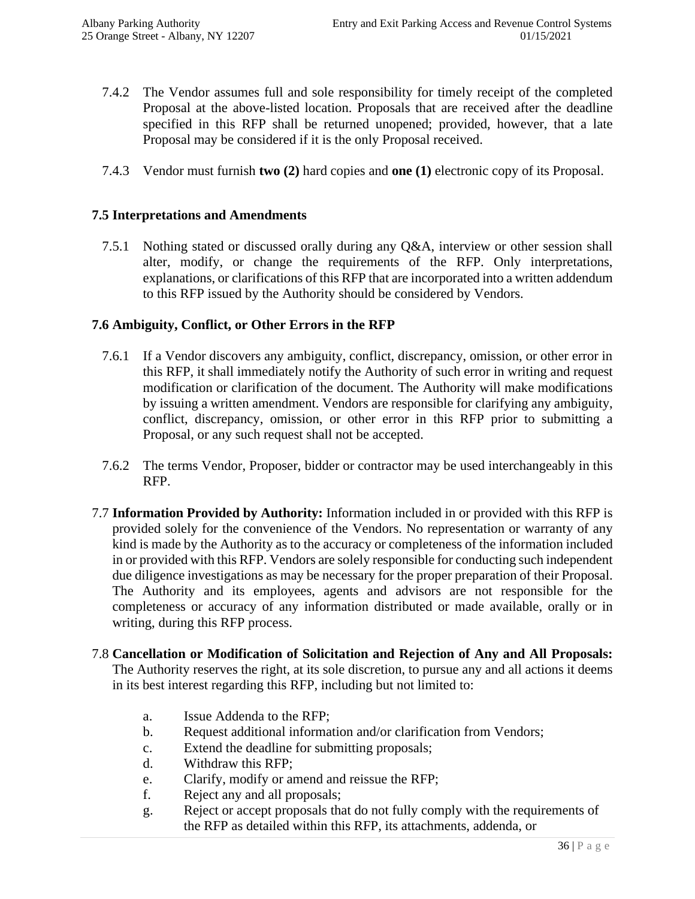7.4.2 The Vendor assumes full and sole responsibility for timely receipt of the completed Proposal at the above-listed location. Proposals that are received after the deadline specified in this RFP shall be returned unopened; provided, however, that a late Proposal may be considered if it is the only Proposal received.

7.4.3 Vendor must furnish **two (2)** hard copies and **one (1)** electronic copy of its Proposal.

### 7.5 Interpretations and Amendments

7.5.1 Nothing stated or discussed orally during any Q&A, interview or other session shall alter, modify, or change the requirements of the RFP. Only interpretations, explanations, or clarifications of this RFP that are incorporated into a written addendum to this RFP issued by the Authority should be considered by Vendors.

### 7.6 Ambiguity, Conflict, or Other Errors in the RFP

7.6.1 If a Vendor discovers any ambiguity, conflict, discrepancy, omission, or other error in this RFP, it shall immediately notify the Authority of such error in writing and request modification or clarification of the document. The Authority will make modifications by issuing a written amendment. Vendors are responsible for clarifying any ambiguity, conflict, discrepancy, omission, or other error in this RFP prior to submitting a Proposal, or any such request shall not be accepted.

7.6.2 The terms Vendor, Proposer, bidder or contractor may be used interchangeably in this RFP.

7.7 **Information Provided by Authority:** Information included in or provided with this RFP is provided solely for the convenience of the Vendors. No representation or warranty of any kind is made by the Authority as to the accuracy or completeness of the information included in or provided with this RFP. Vendors are solely responsible for conducting such independent due diligence investigations as may be necessary for the proper preparation of their Proposal. The Authority and its employees, agents and advisors are not responsible for the completeness or accuracy of any information distributed or made available, orally or in writing, during this RFP process.

7.8 **Cancellation or Modification of Solicitation and Rejection of Any and All Proposals:** The Authority reserves the right, at its sole discretion, to pursue any and all actions it deems in its best interest regarding this RFP, including but not limited to:

a. Issue Addenda to the RFP;
b. Request additional information and/or clarification from Vendors;
c. Extend the deadline for submitting proposals;
d. Withdraw this RFP;
e. Clarify, modify or amend and reissue the RFP;
f. Reject any and all proposals;
g. Reject or accept proposals that do not fully comply with the requirements of the RFP as detailed within this RFP, its attachments, addenda, or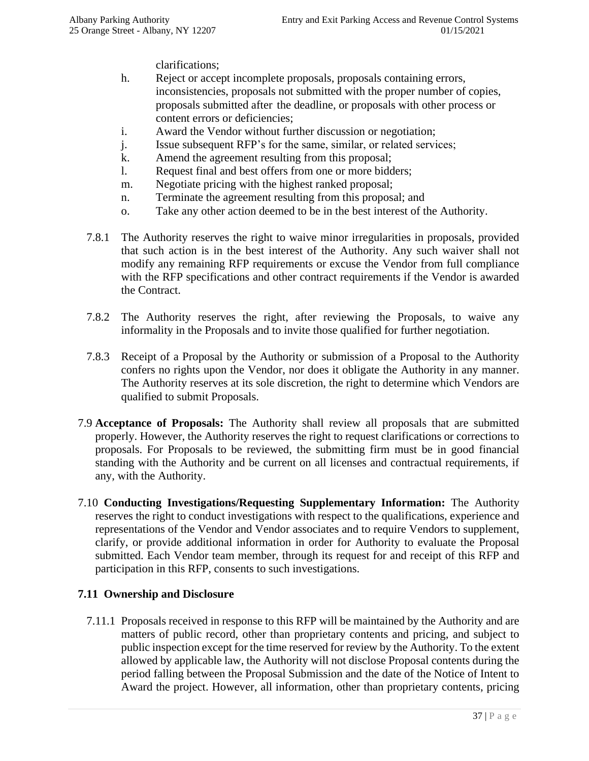clarifications;

h. Reject or accept incomplete proposals, proposals containing errors, inconsistencies, proposals not submitted with the proper number of copies, proposals submitted after the deadline, or proposals with other process or content errors or deficiencies;

i. Award the Vendor without further discussion or negotiation;

j. Issue subsequent RFP's for the same, similar, or related services;

k. Amend the agreement resulting from this proposal;

l. Request final and best offers from one or more bidders;

m. Negotiate pricing with the highest ranked proposal;

n. Terminate the agreement resulting from this proposal; and

o. Take any other action deemed to be in the best interest of the Authority.

7.8.1 The Authority reserves the right to waive minor irregularities in proposals, provided that such action is in the best interest of the Authority. Any such waiver shall not modify any remaining RFP requirements or excuse the Vendor from full compliance with the RFP specifications and other contract requirements if the Vendor is awarded the Contract.

7.8.2 The Authority reserves the right, after reviewing the Proposals, to waive any informality in the Proposals and to invite those qualified for further negotiation.

7.8.3 Receipt of a Proposal by the Authority or submission of a Proposal to the Authority confers no rights upon the Vendor, nor does it obligate the Authority in any manner. The Authority reserves at its sole discretion, the right to determine which Vendors are qualified to submit Proposals.

7.9 **Acceptance of Proposals:** The Authority shall review all proposals that are submitted properly. However, the Authority reserves the right to request clarifications or corrections to proposals. For Proposals to be reviewed, the submitting firm must be in good financial standing with the Authority and be current on all licenses and contractual requirements, if any, with the Authority.

7.10 **Conducting Investigations/Requesting Supplementary Information:** The Authority reserves the right to conduct investigations with respect to the qualifications, experience and representations of the Vendor and Vendor associates and to require Vendors to supplement, clarify, or provide additional information in order for Authority to evaluate the Proposal submitted. Each Vendor team member, through its request for and receipt of this RFP and participation in this RFP, consents to such investigations.

### 7.11 Ownership and Disclosure

7.11.1 Proposals received in response to this RFP will be maintained by the Authority and are matters of public record, other than proprietary contents and pricing, and subject to public inspection except for the time reserved for review by the Authority. To the extent allowed by applicable law, the Authority will not disclose Proposal contents during the period falling between the Proposal Submission and the date of the Notice of Intent to Award the project. However, all information, other than proprietary contents, pricing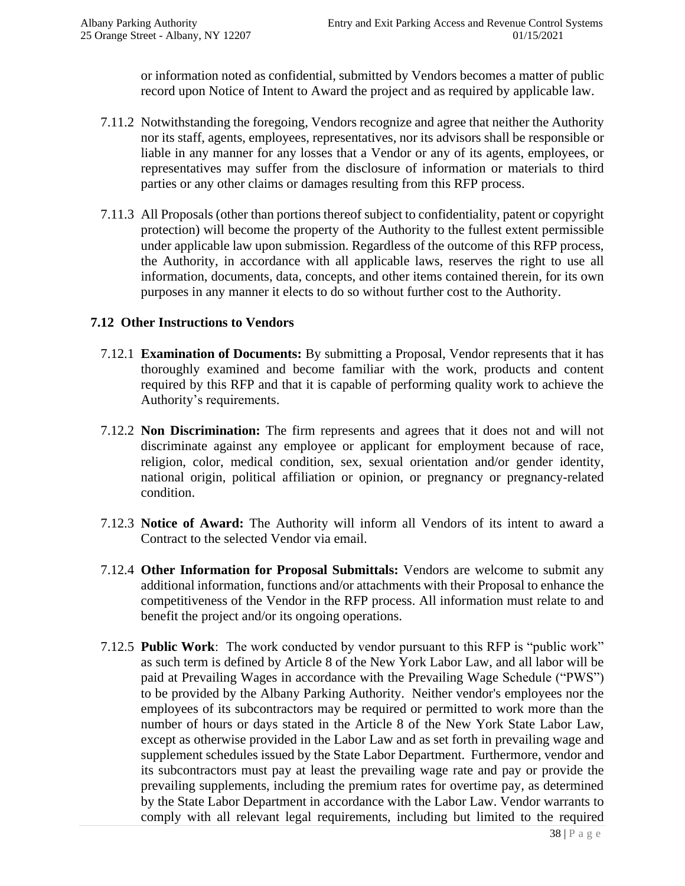or information noted as confidential, submitted by Vendors becomes a matter of public record upon Notice of Intent to Award the project and as required by applicable law.

7.11.2 Notwithstanding the foregoing, Vendors recognize and agree that neither the Authority nor its staff, agents, employees, representatives, nor its advisors shall be responsible or liable in any manner for any losses that a Vendor or any of its agents, employees, or representatives may suffer from the disclosure of information or materials to third parties or any other claims or damages resulting from this RFP process.

7.11.3 All Proposals (other than portions thereof subject to confidentiality, patent or copyright protection) will become the property of the Authority to the fullest extent permissible under applicable law upon submission. Regardless of the outcome of this RFP process, the Authority, in accordance with all applicable laws, reserves the right to use all information, documents, data, concepts, and other items contained therein, for its own purposes in any manner it elects to do so without further cost to the Authority.

### 7.12 Other Instructions to Vendors

7.12.1 **Examination of Documents:** By submitting a Proposal, Vendor represents that it has thoroughly examined and become familiar with the work, products and content required by this RFP and that it is capable of performing quality work to achieve the Authority's requirements.

7.12.2 **Non Discrimination:** The firm represents and agrees that it does not and will not discriminate against any employee or applicant for employment because of race, religion, color, medical condition, sex, sexual orientation and/or gender identity, national origin, political affiliation or opinion, or pregnancy or pregnancy-related condition.

7.12.3 **Notice of Award:** The Authority will inform all Vendors of its intent to award a Contract to the selected Vendor via email.

7.12.4 **Other Information for Proposal Submittals:** Vendors are welcome to submit any additional information, functions and/or attachments with their Proposal to enhance the competitiveness of the Vendor in the RFP process. All information must relate to and benefit the project and/or its ongoing operations.

7.12.5 **Public Work**: The work conducted by vendor pursuant to this RFP is "public work" as such term is defined by Article 8 of the New York Labor Law, and all labor will be paid at Prevailing Wages in accordance with the Prevailing Wage Schedule ("PWS") to be provided by the Albany Parking Authority. Neither vendor's employees nor the employees of its subcontractors may be required or permitted to work more than the number of hours or days stated in the Article 8 of the New York State Labor Law, except as otherwise provided in the Labor Law and as set forth in prevailing wage and supplement schedules issued by the State Labor Department. Furthermore, vendor and its subcontractors must pay at least the prevailing wage rate and pay or provide the prevailing supplements, including the premium rates for overtime pay, as determined by the State Labor Department in accordance with the Labor Law. Vendor warrants to comply with all relevant legal requirements, including but limited to the required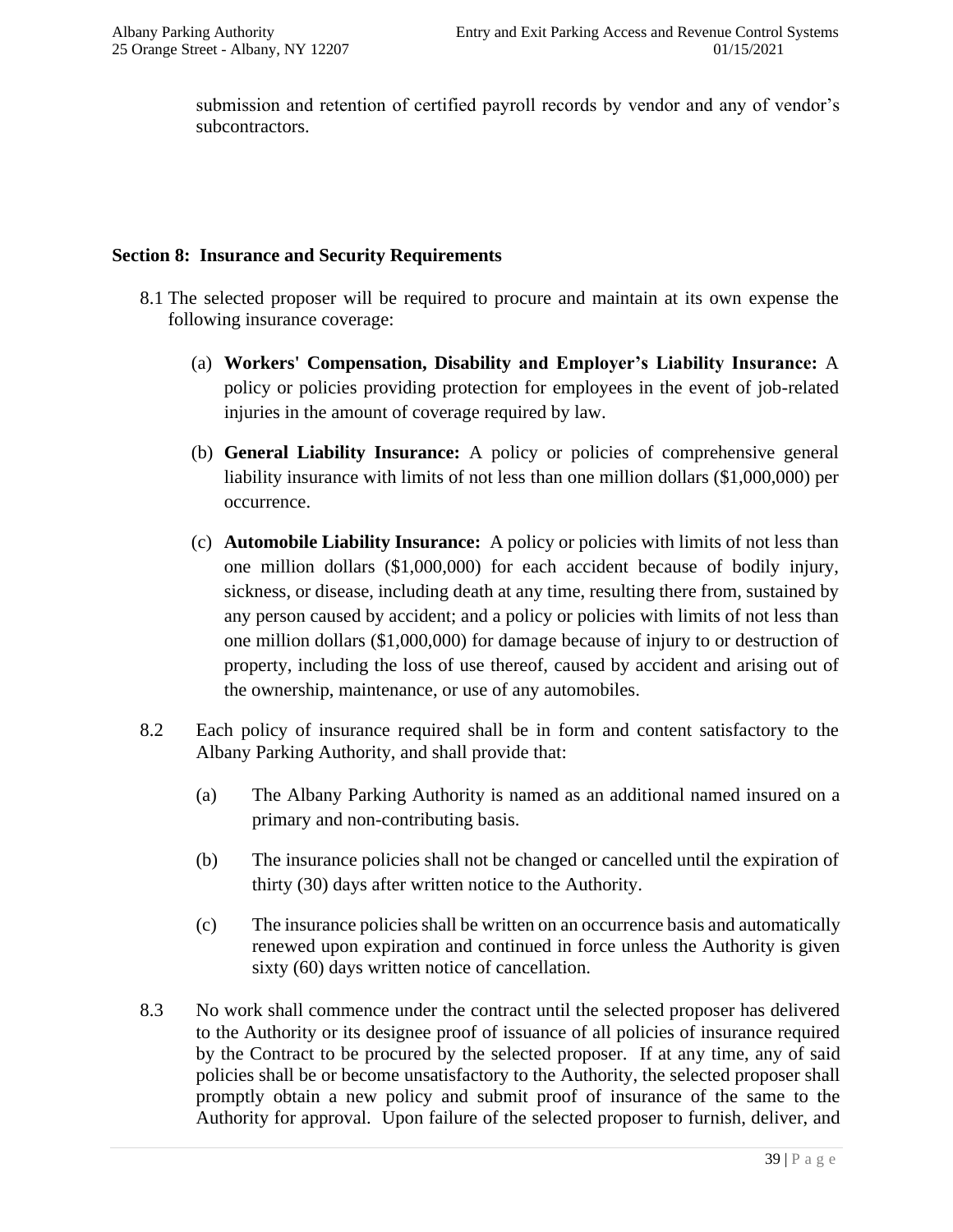submission and retention of certified payroll records by vendor and any of vendor's subcontractors.

## Section 8: Insurance and Security Requirements

8.1 The selected proposer will be required to procure and maintain at its own expense the following insurance coverage:

(a) **Workers' Compensation, Disability and Employer's Liability Insurance:** A policy or policies providing protection for employees in the event of job-related injuries in the amount of coverage required by law.

(b) **General Liability Insurance:** A policy or policies of comprehensive general liability insurance with limits of not less than one million dollars ($1,000,000) per occurrence.

(c) **Automobile Liability Insurance:** A policy or policies with limits of not less than one million dollars ($1,000,000) for each accident because of bodily injury, sickness, or disease, including death at any time, resulting there from, sustained by any person caused by accident; and a policy or policies with limits of not less than one million dollars ($1,000,000) for damage because of injury to or destruction of property, including the loss of use thereof, caused by accident and arising out of the ownership, maintenance, or use of any automobiles.

8.2 Each policy of insurance required shall be in form and content satisfactory to the Albany Parking Authority, and shall provide that:

(a) The Albany Parking Authority is named as an additional named insured on a primary and non-contributing basis.

(b) The insurance policies shall not be changed or cancelled until the expiration of thirty (30) days after written notice to the Authority.

(c) The insurance policies shall be written on an occurrence basis and automatically renewed upon expiration and continued in force unless the Authority is given sixty (60) days written notice of cancellation.

8.3 No work shall commence under the contract until the selected proposer has delivered to the Authority or its designee proof of issuance of all policies of insurance required by the Contract to be procured by the selected proposer. If at any time, any of said policies shall be or become unsatisfactory to the Authority, the selected proposer shall promptly obtain a new policy and submit proof of insurance of the same to the Authority for approval. Upon failure of the selected proposer to furnish, deliver, and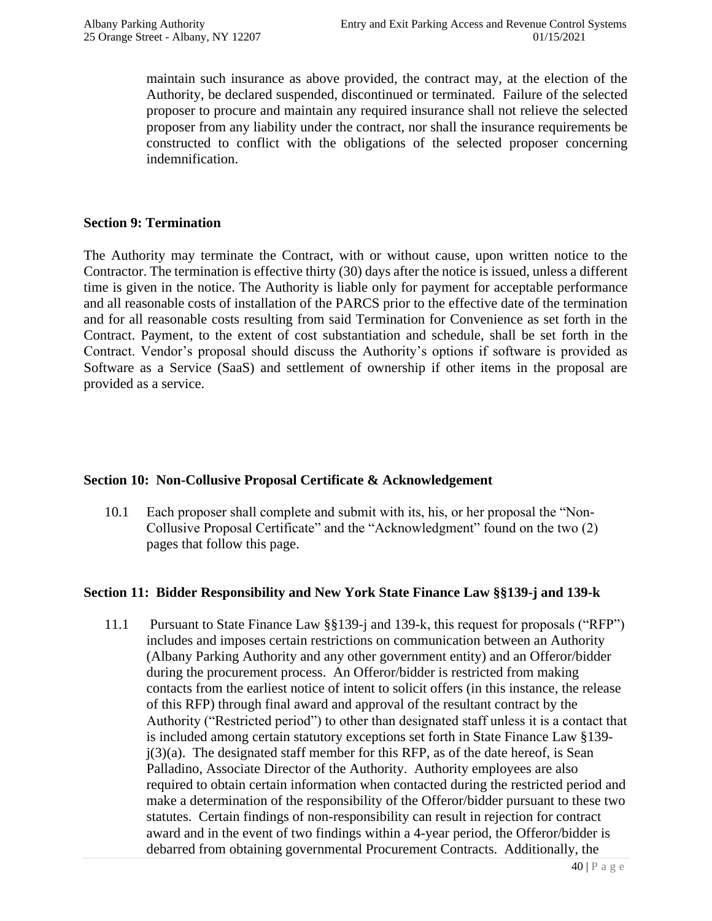maintain such insurance as above provided, the contract may, at the election of the Authority, be declared suspended, discontinued or terminated. Failure of the selected proposer to procure and maintain any required insurance shall not relieve the selected proposer from any liability under the contract, nor shall the insurance requirements be constructed to conflict with the obligations of the selected proposer concerning indemnification.

## Section 9: Termination

The Authority may terminate the Contract, with or without cause, upon written notice to the Contractor. The termination is effective thirty (30) days after the notice is issued, unless a different time is given in the notice. The Authority is liable only for payment for acceptable performance and all reasonable costs of installation of the PARCS prior to the effective date of the termination and for all reasonable costs resulting from said Termination for Convenience as set forth in the Contract. Payment, to the extent of cost substantiation and schedule, shall be set forth in the Contract. Vendor's proposal should discuss the Authority's options if software is provided as Software as a Service (SaaS) and settlement of ownership if other items in the proposal are provided as a service.

## Section 10: Non-Collusive Proposal Certificate & Acknowledgement

10.1 Each proposer shall complete and submit with its, his, or her proposal the "Non-Collusive Proposal Certificate" and the "Acknowledgment" found on the two (2) pages that follow this page.

## Section 11: Bidder Responsibility and New York State Finance Law §§139-j and 139-k

11.1 Pursuant to State Finance Law §§139-j and 139-k, this request for proposals ("RFP") includes and imposes certain restrictions on communication between an Authority (Albany Parking Authority and any other government entity) and an Offeror/bidder during the procurement process. An Offeror/bidder is restricted from making contacts from the earliest notice of intent to solicit offers (in this instance, the release of this RFP) through final award and approval of the resultant contract by the Authority ("Restricted period") to other than designated staff unless it is a contact that is included among certain statutory exceptions set forth in State Finance Law §139-j(3)(a). The designated staff member for this RFP, as of the date hereof, is Sean Palladino, Associate Director of the Authority. Authority employees are also required to obtain certain information when contacted during the restricted period and make a determination of the responsibility of the Offeror/bidder pursuant to these two statutes. Certain findings of non-responsibility can result in rejection for contract award and in the event of two findings within a 4-year period, the Offeror/bidder is debarred from obtaining governmental Procurement Contracts. Additionally, the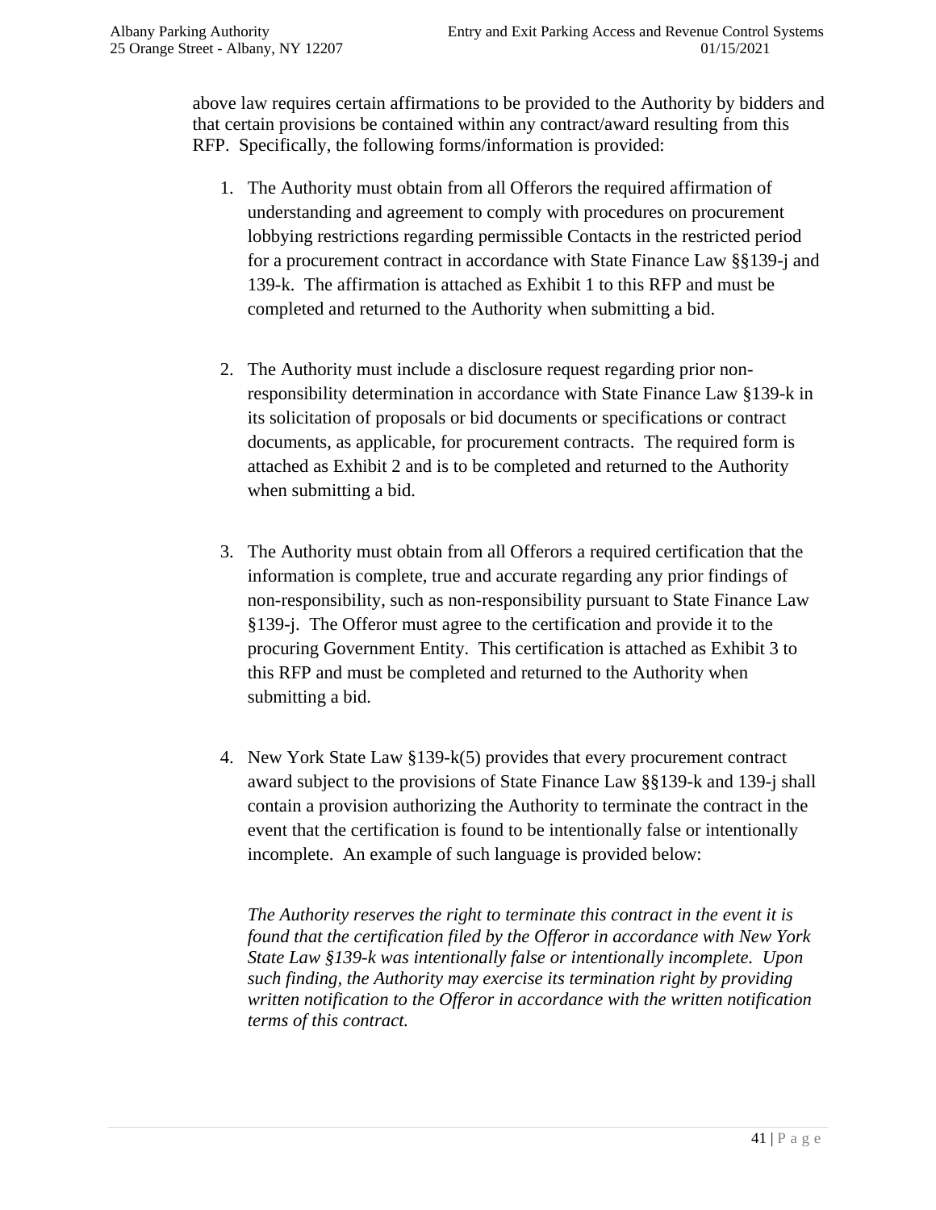above law requires certain affirmations to be provided to the Authority by bidders and that certain provisions be contained within any contract/award resulting from this RFP. Specifically, the following forms/information is provided:

1. The Authority must obtain from all Offerors the required affirmation of understanding and agreement to comply with procedures on procurement lobbying restrictions regarding permissible Contacts in the restricted period for a procurement contract in accordance with State Finance Law §§139-j and 139-k. The affirmation is attached as Exhibit 1 to this RFP and must be completed and returned to the Authority when submitting a bid.

2. The Authority must include a disclosure request regarding prior non-responsibility determination in accordance with State Finance Law §139-k in its solicitation of proposals or bid documents or specifications or contract documents, as applicable, for procurement contracts. The required form is attached as Exhibit 2 and is to be completed and returned to the Authority when submitting a bid.

3. The Authority must obtain from all Offerors a required certification that the information is complete, true and accurate regarding any prior findings of non-responsibility, such as non-responsibility pursuant to State Finance Law §139-j. The Offeror must agree to the certification and provide it to the procuring Government Entity. This certification is attached as Exhibit 3 to this RFP and must be completed and returned to the Authority when submitting a bid.

4. New York State Law §139-k(5) provides that every procurement contract award subject to the provisions of State Finance Law §§139-k and 139-j shall contain a provision authorizing the Authority to terminate the contract in the event that the certification is found to be intentionally false or intentionally incomplete. An example of such language is provided below:

   *The Authority reserves the right to terminate this contract in the event it is found that the certification filed by the Offeror in accordance with New York State Law §139-k was intentionally false or intentionally incomplete. Upon such finding, the Authority may exercise its termination right by providing written notification to the Offeror in accordance with the written notification terms of this contract.*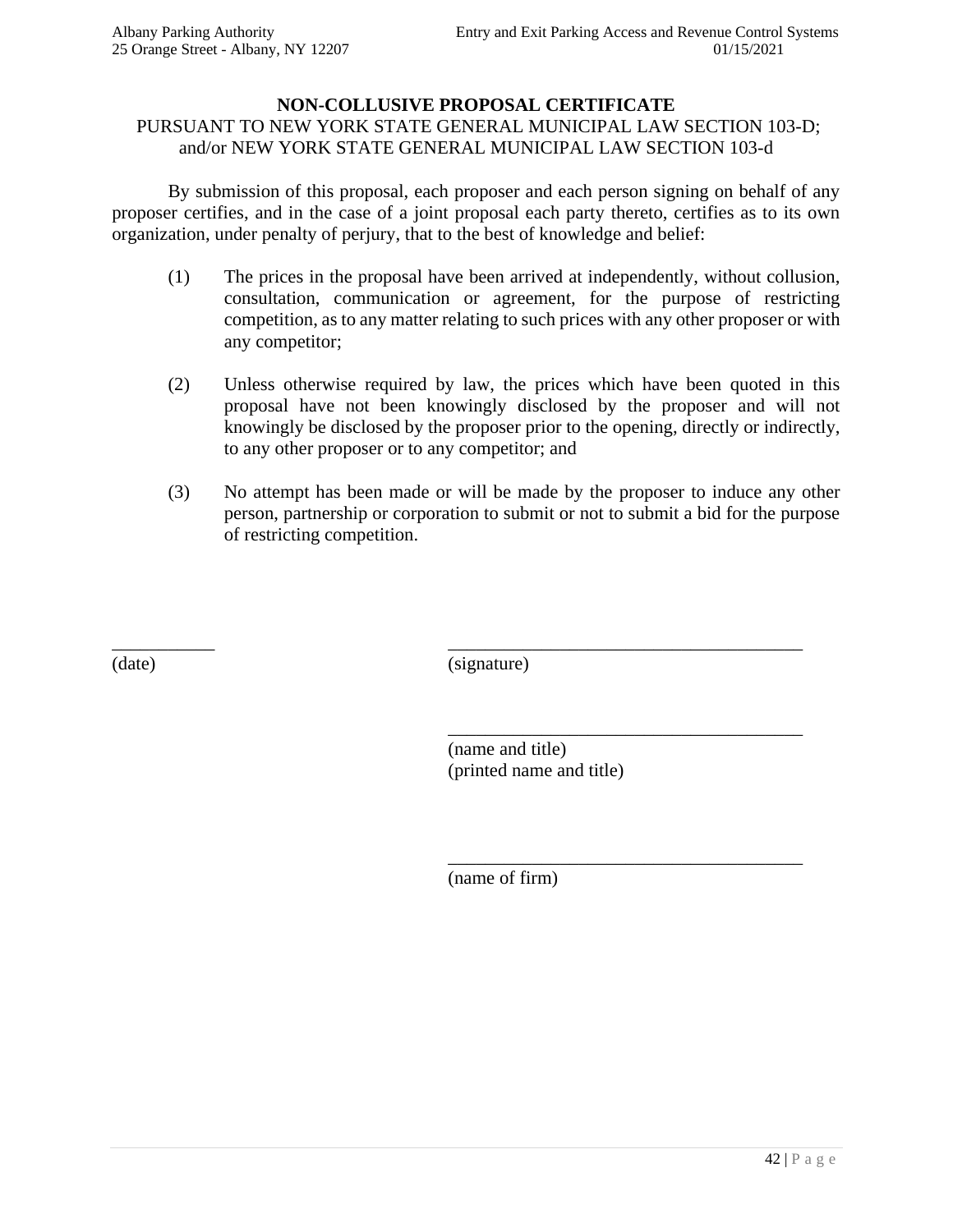# NON-COLLUSIVE PROPOSAL CERTIFICATE

PURSUANT TO NEW YORK STATE GENERAL MUNICIPAL LAW SECTION 103-D;
and/or NEW YORK STATE GENERAL MUNICIPAL LAW SECTION 103-d

By submission of this proposal, each proposer and each person signing on behalf of any proposer certifies, and in the case of a joint proposal each party thereto, certifies as to its own organization, under penalty of perjury, that to the best of knowledge and belief:

(1) The prices in the proposal have been arrived at independently, without collusion, consultation, communication or agreement, for the purpose of restricting competition, as to any matter relating to such prices with any other proposer or with any competitor;

(2) Unless otherwise required by law, the prices which have been quoted in this proposal have not been knowingly disclosed by the proposer and will not knowingly be disclosed by the proposer prior to the opening, directly or indirectly, to any other proposer or to any competitor; and

(3) No attempt has been made or will be made by the proposer to induce any other person, partnership or corporation to submit or not to submit a bid for the purpose of restricting competition.

___________ ______________________________________
(date) (signature)

______________________________________
(name and title)
(printed name and title)

______________________________________
(name of firm)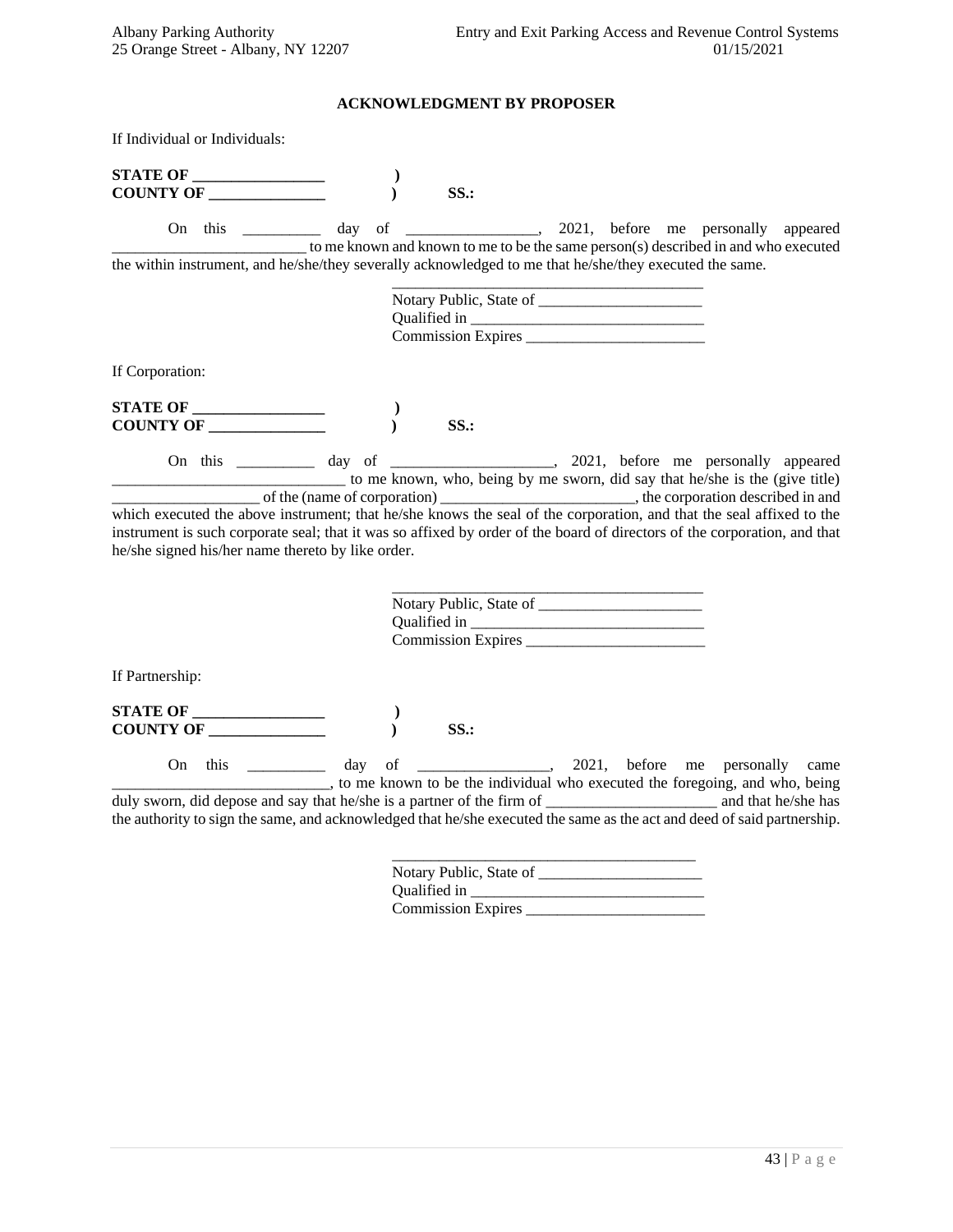**ACKNOWLEDGMENT BY PROPOSER**

If Individual or Individuals:

**STATE OF _________________ )**
**COUNTY OF _______________ ) SS.:**

On this __________ day of _________________, 2021, before me personally appeared _________________________ to me known and known to me to be the same person(s) described in and who executed the within instrument, and he/she/they severally acknowledged to me that he/she/they executed the same.

_________________________________________
Notary Public, State of _____________________
Qualified in ______________________________
Commission Expires _______________________

If Corporation:

**STATE OF _________________ )**
**COUNTY OF _______________ ) SS.:**

On this __________ day of _____________________, 2021, before me personally appeared ______________________________ to me known, who, being by me sworn, did say that he/she is the (give title) ___________________ of the (name of corporation) _________________________, the corporation described in and which executed the above instrument; that he/she knows the seal of the corporation, and that the seal affixed to the instrument is such corporate seal; that it was so affixed by order of the board of directors of the corporation, and that he/she signed his/her name thereto by like order.

_________________________________________
Notary Public, State of _____________________
Qualified in ______________________________
Commission Expires _______________________

If Partnership:

**STATE OF _________________ )**
**COUNTY OF _______________ ) SS.:**

On this __________ day of _________________, 2021, before me personally came ____________________________, to me known to be the individual who executed the foregoing, and who, being duly sworn, did depose and say that he/she is a partner of the firm of ______________________ and that he/she has the authority to sign the same, and acknowledged that he/she executed the same as the act and deed of said partnership.

_______________________________________
Notary Public, State of _____________________
Qualified in ______________________________
Commission Expires _______________________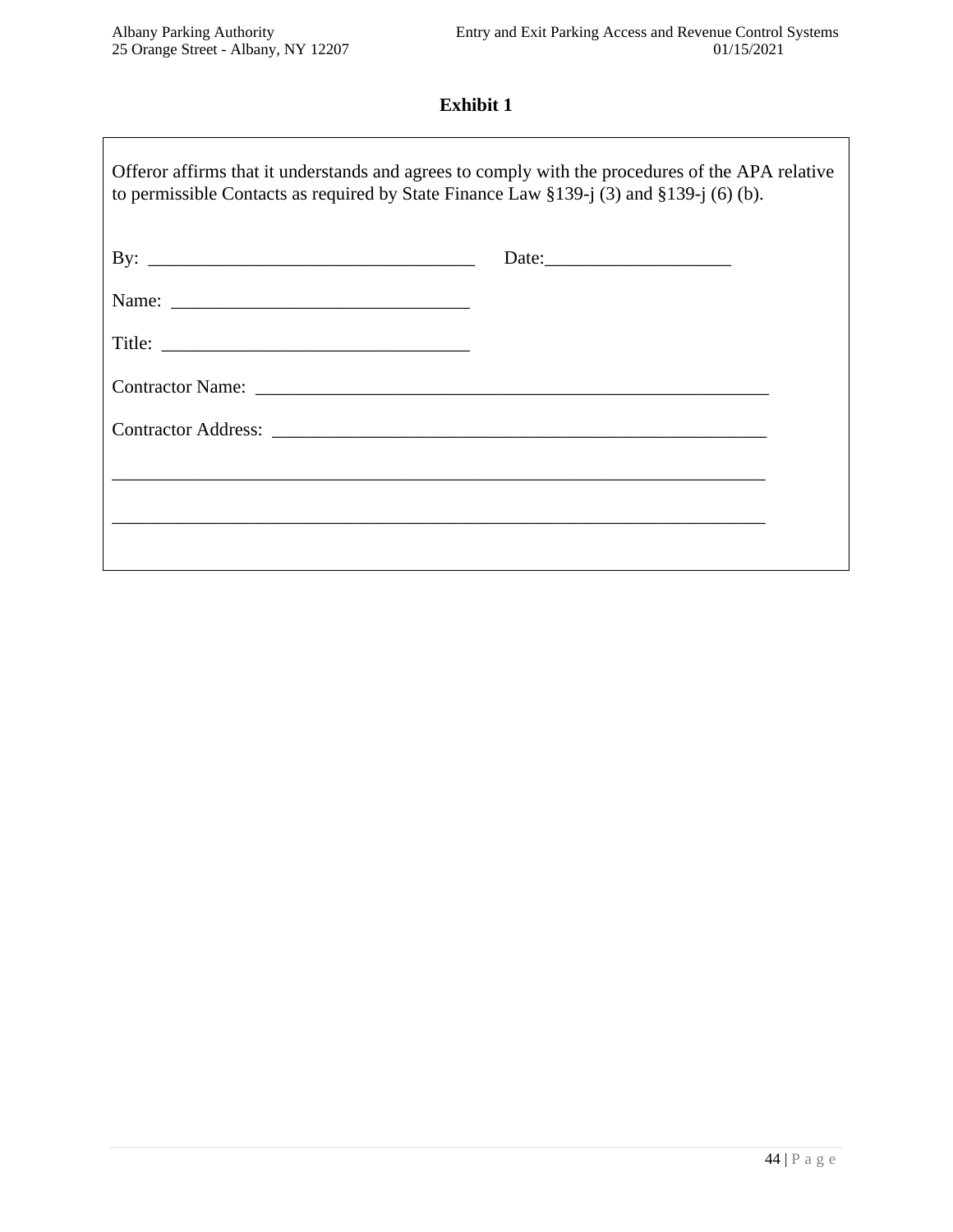# Exhibit 1

Offeror affirms that it understands and agrees to comply with the procedures of the APA relative to permissible Contacts as required by State Finance Law §139-j (3) and §139-j (6) (b).

By: ___________________________________ Date:____________________

Name: _______________________________

Title: ________________________________

Contractor Name: ________________________________________________________

Contractor Address: ______________________________________________________

_______________________________________________________________________

_______________________________________________________________________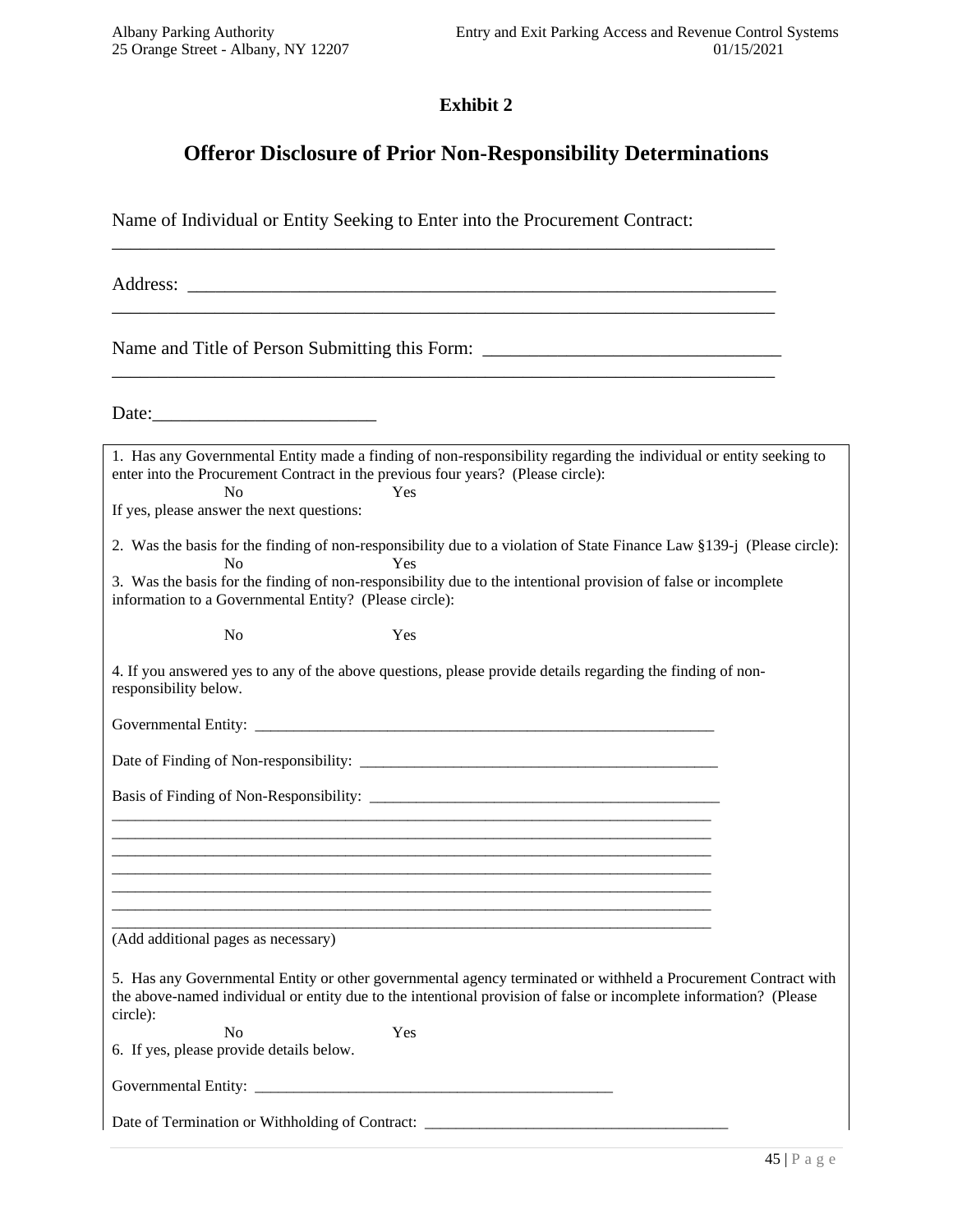## Exhibit 2

# Offeror Disclosure of Prior Non-Responsibility Determinations

Name of Individual or Entity Seeking to Enter into the Procurement Contract:
_______________________________________________________________________

Address: ______________________________________________________________
_______________________________________________________________________

Name and Title of Person Submitting this Form: ____________________________
_______________________________________________________________________

Date:________________________

1. Has any Governmental Entity made a finding of non-responsibility regarding the individual or entity seeking to enter into the Procurement Contract in the previous four years? (Please circle):

No Yes

If yes, please answer the next questions:

2. Was the basis for the finding of non-responsibility due to a violation of State Finance Law §139-j (Please circle):

No Yes

3. Was the basis for the finding of non-responsibility due to the intentional provision of false or incomplete information to a Governmental Entity? (Please circle):

No Yes

4. If you answered yes to any of the above questions, please provide details regarding the finding of non-responsibility below.

Governmental Entity: _______________________________________________________

Date of Finding of Non-responsibility: ________________________________________

Basis of Finding of Non-Responsibility: _______________________________________
_______________________________________________________________________
_______________________________________________________________________
_______________________________________________________________________
_______________________________________________________________________
_______________________________________________________________________
_______________________________________________________________________
_______________________________________________________________________

(Add additional pages as necessary)

5. Has any Governmental Entity or other governmental agency terminated or withheld a Procurement Contract with the above-named individual or entity due to the intentional provision of false or incomplete information? (Please circle):

No Yes

6. If yes, please provide details below.

Governmental Entity: ___________________________________________

Date of Termination or Withholding of Contract: ___________________________________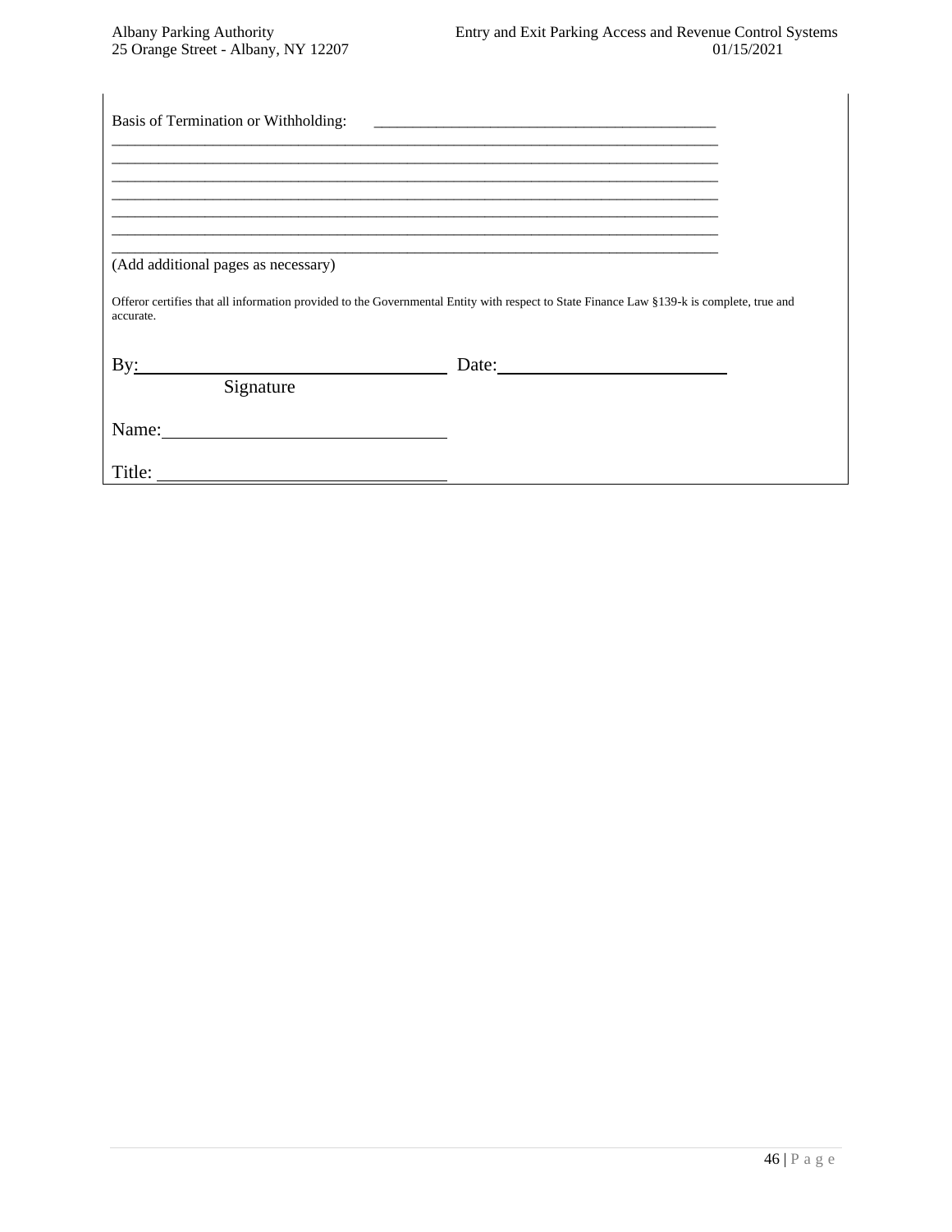Basis of Termination or Withholding: ______________________________________________

______________________________________________________________________________

______________________________________________________________________________

______________________________________________________________________________

______________________________________________________________________________

______________________________________________________________________________

______________________________________________________________________________

______________________________________________________________________________

(Add additional pages as necessary)

Offeror certifies that all information provided to the Governmental Entity with respect to State Finance Law §139-k is complete, true and accurate.

By: ________________________________ Date: ________________________

Signature

Name: ____________________________

Title: ____________________________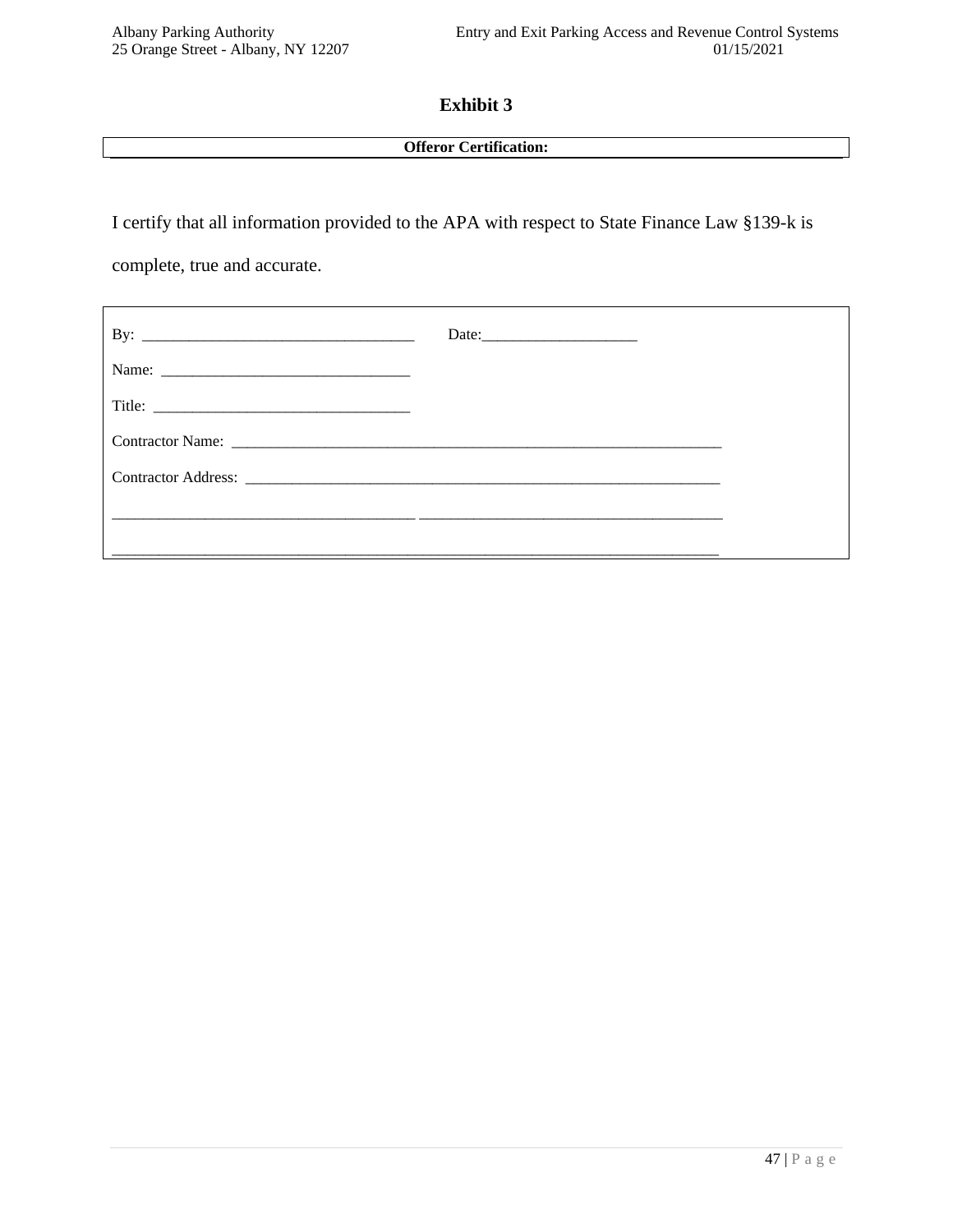# Exhibit 3

**Offeror Certification:**

I certify that all information provided to the APA with respect to State Finance Law §139-k is complete, true and accurate.

By: ___________________________________ Date:____________________

Name: ________________________________

Title: _________________________________

Contractor Name: ____________________________________________________________________

Contractor Address: __________________________________________________________________

______________________________________ ______________________________________

_____________________________________________________________________________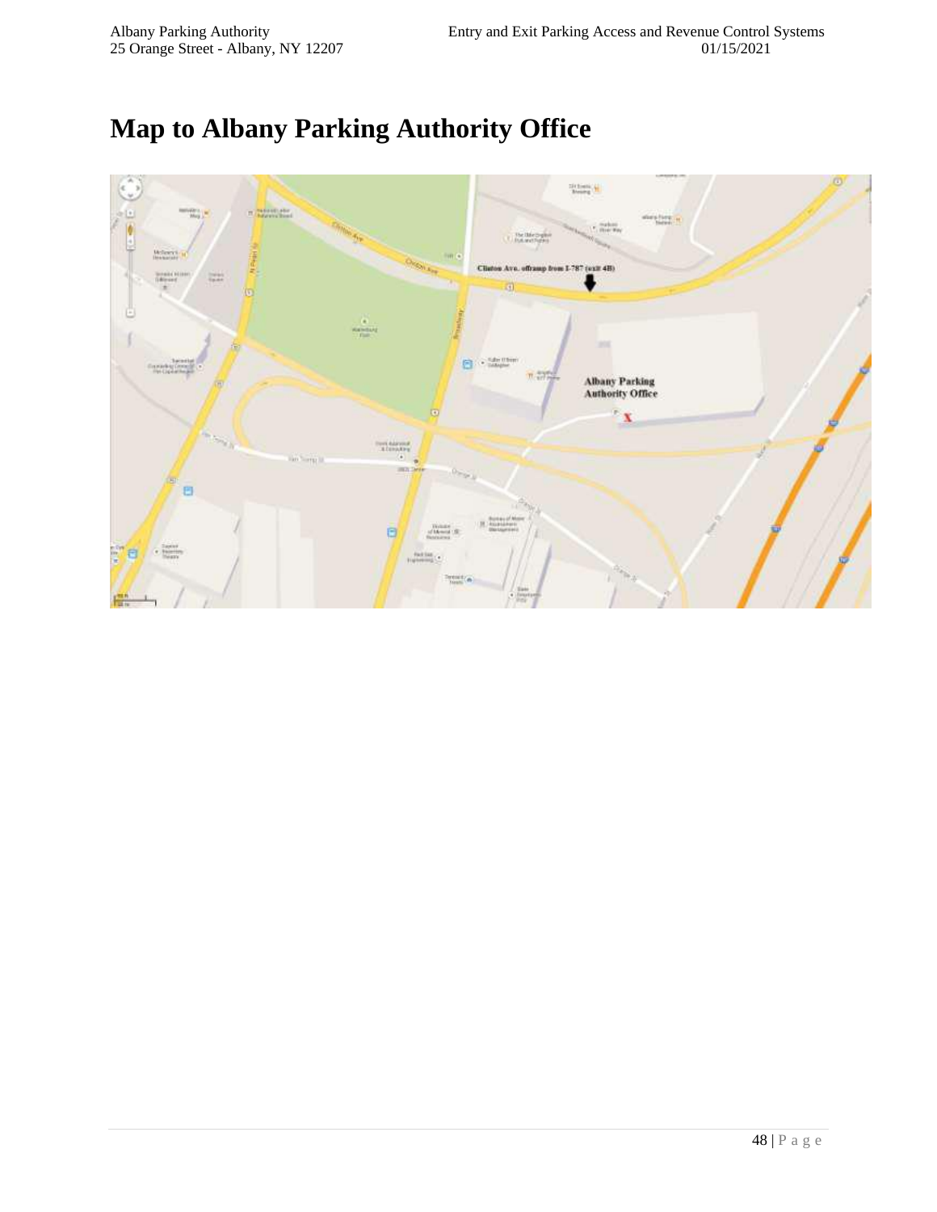# Map to Albany Parking Authority Office

Clinton Ave. offramp from I-787 (exit 4B)

Albany Parking Authority Office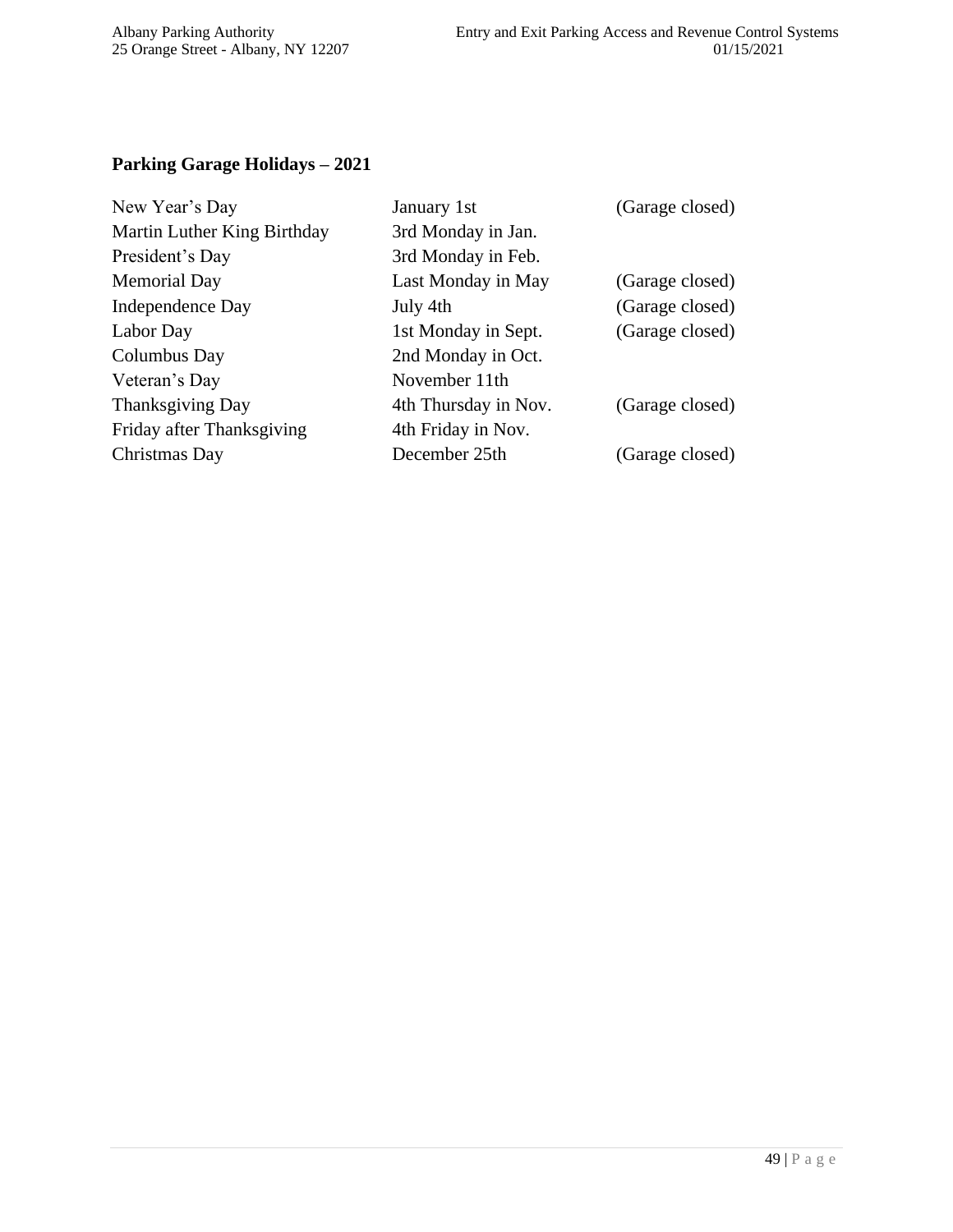**Parking Garage Holidays – 2021**

| | | |
|---|---|---|
| New Year’s Day | January 1st | (Garage closed) |
| Martin Luther King Birthday | 3rd Monday in Jan. | |
| President’s Day | 3rd Monday in Feb. | |
| Memorial Day | Last Monday in May | (Garage closed) |
| Independence Day | July 4th | (Garage closed) |
| Labor Day | 1st Monday in Sept. | (Garage closed) |
| Columbus Day | 2nd Monday in Oct. | |
| Veteran’s Day | November 11th | |
| Thanksgiving Day | 4th Thursday in Nov. | (Garage closed) |
| Friday after Thanksgiving | 4th Friday in Nov. | |
| Christmas Day | December 25th | (Garage closed) |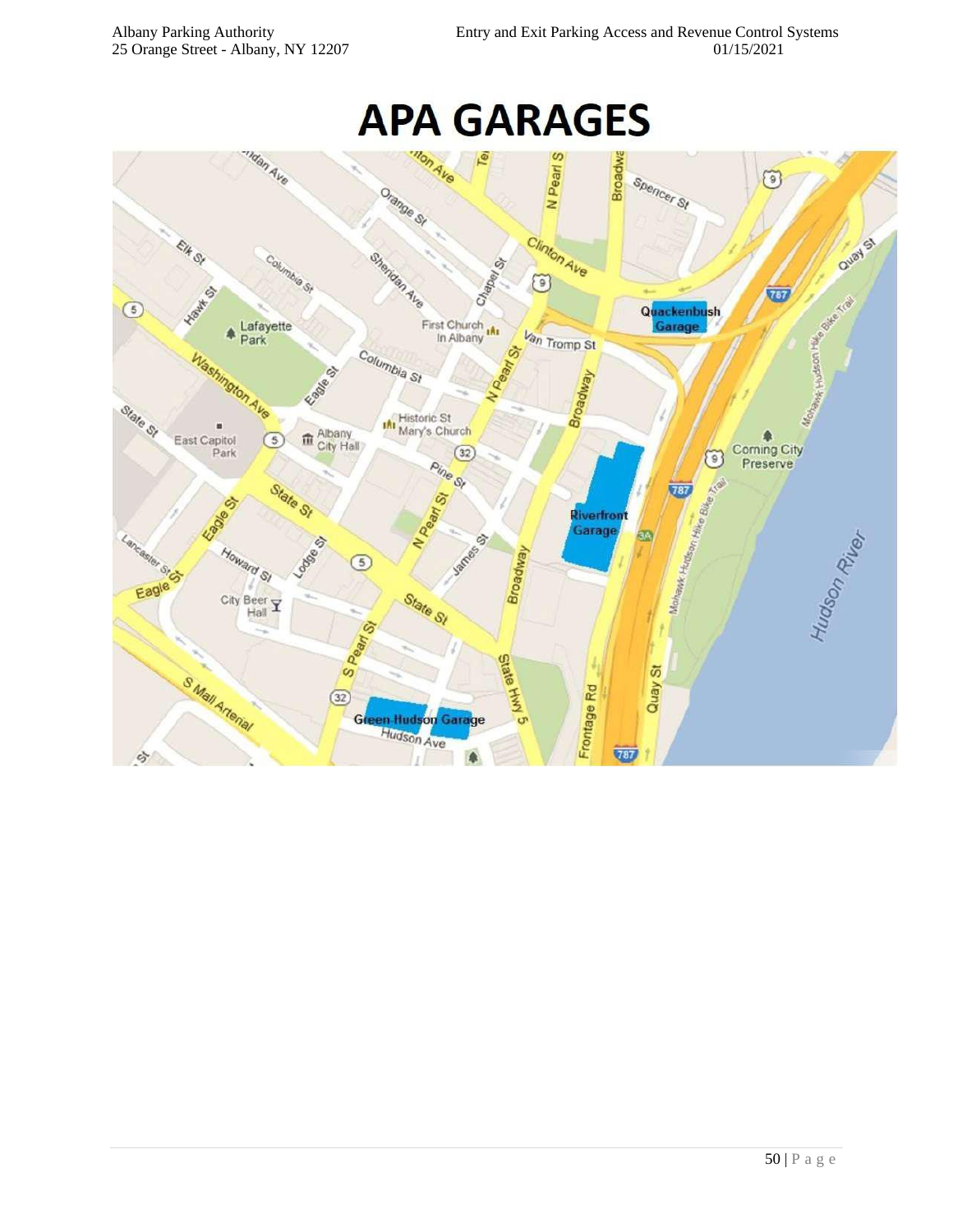# APA GARAGES

Quackenbush Garage

Riverfront Garage

Green Hudson Garage